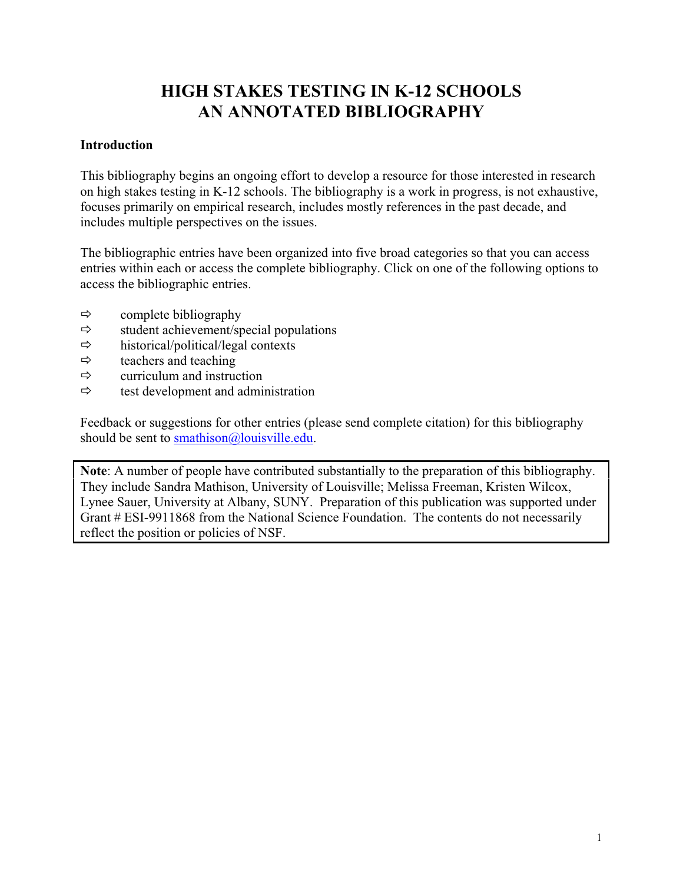# HIGH STAKES TESTING IN K-12 SCHOOLS
# AN ANNOTATED BIBLIOGRAPHY

## Introduction

This bibliography begins an ongoing effort to develop a resource for those interested in research on high stakes testing in K-12 schools. The bibliography is a work in progress, is not exhaustive, focuses primarily on empirical research, includes mostly references in the past decade, and includes multiple perspectives on the issues.

The bibliographic entries have been organized into five broad categories so that you can access entries within each or access the complete bibliography. Click on one of the following options to access the bibliographic entries.

⇨ complete bibliography
⇨ student achievement/special populations
⇨ historical/political/legal contexts
⇨ teachers and teaching
⇨ curriculum and instruction
⇨ test development and administration

Feedback or suggestions for other entries (please send complete citation) for this bibliography should be sent to smathison@louisville.edu.

**Note**: A number of people have contributed substantially to the preparation of this bibliography. They include Sandra Mathison, University of Louisville; Melissa Freeman, Kristen Wilcox, Lynee Sauer, University at Albany, SUNY. Preparation of this publication was supported under Grant # ESI-9911868 from the National Science Foundation. The contents do not necessarily reflect the position or policies of NSF.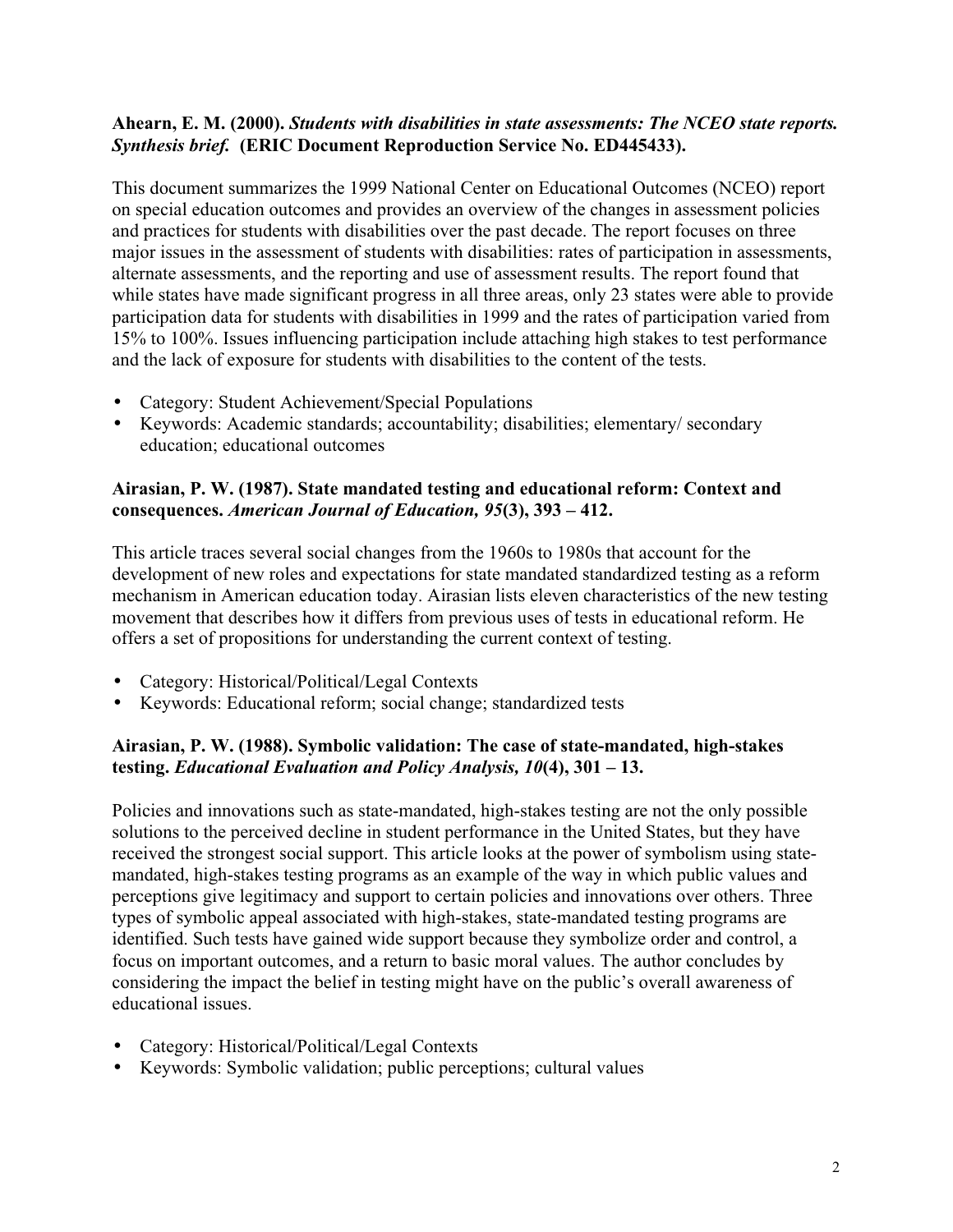**Ahearn, E. M. (2000).** ***Students with disabilities in state assessments: The NCEO state reports. Synthesis brief.*** **(ERIC Document Reproduction Service No. ED445433).**

This document summarizes the 1999 National Center on Educational Outcomes (NCEO) report on special education outcomes and provides an overview of the changes in assessment policies and practices for students with disabilities over the past decade. The report focuses on three major issues in the assessment of students with disabilities: rates of participation in assessments, alternate assessments, and the reporting and use of assessment results. The report found that while states have made significant progress in all three areas, only 23 states were able to provide participation data for students with disabilities in 1999 and the rates of participation varied from 15% to 100%. Issues influencing participation include attaching high stakes to test performance and the lack of exposure for students with disabilities to the content of the tests.

- Category: Student Achievement/Special Populations
- Keywords: Academic standards; accountability; disabilities; elementary/ secondary education; educational outcomes

**Airasian, P. W. (1987). State mandated testing and educational reform: Context and consequences.** ***American Journal of Education, 95*****(3), 393 – 412.**

This article traces several social changes from the 1960s to 1980s that account for the development of new roles and expectations for state mandated standardized testing as a reform mechanism in American education today. Airasian lists eleven characteristics of the new testing movement that describes how it differs from previous uses of tests in educational reform. He offers a set of propositions for understanding the current context of testing.

- Category: Historical/Political/Legal Contexts
- Keywords: Educational reform; social change; standardized tests

**Airasian, P. W. (1988). Symbolic validation: The case of state-mandated, high-stakes testing.** ***Educational Evaluation and Policy Analysis, 10*****(4), 301 – 13.**

Policies and innovations such as state-mandated, high-stakes testing are not the only possible solutions to the perceived decline in student performance in the United States, but they have received the strongest social support. This article looks at the power of symbolism using state-mandated, high-stakes testing programs as an example of the way in which public values and perceptions give legitimacy and support to certain policies and innovations over others. Three types of symbolic appeal associated with high-stakes, state-mandated testing programs are identified. Such tests have gained wide support because they symbolize order and control, a focus on important outcomes, and a return to basic moral values. The author concludes by considering the impact the belief in testing might have on the public's overall awareness of educational issues.

- Category: Historical/Political/Legal Contexts
- Keywords: Symbolic validation; public perceptions; cultural values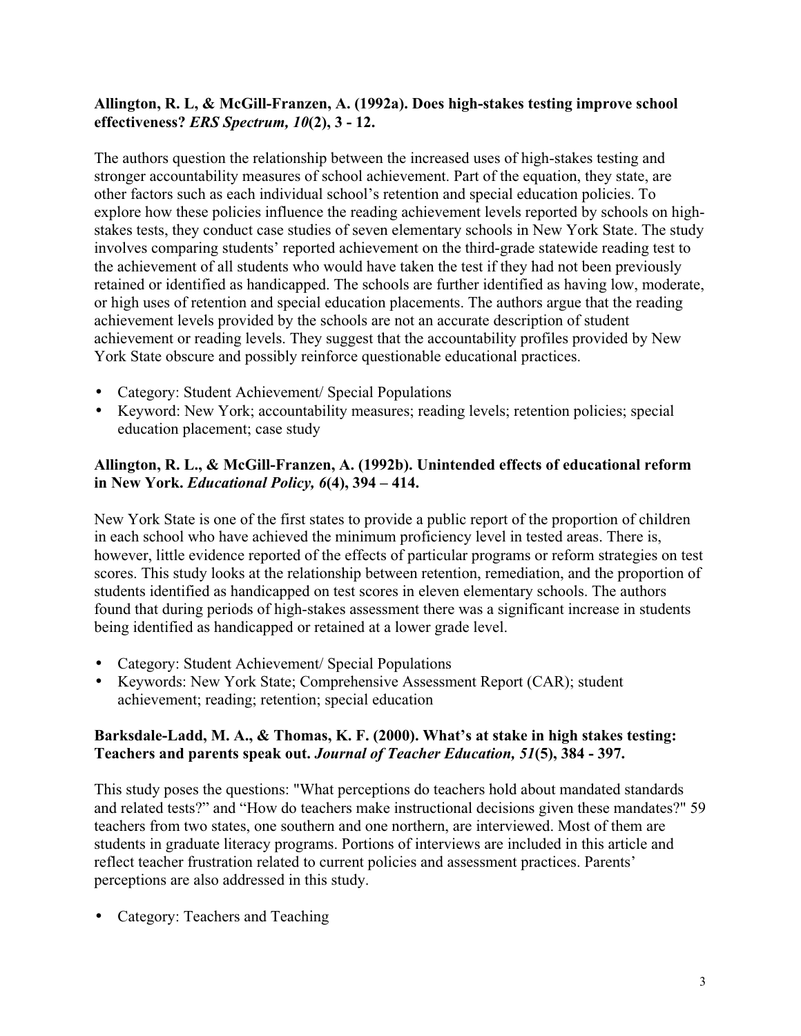**Allington, R. L, & McGill-Franzen, A. (1992a). Does high-stakes testing improve school effectiveness?** ***ERS Spectrum, 10*****(2), 3 - 12.**

The authors question the relationship between the increased uses of high-stakes testing and stronger accountability measures of school achievement. Part of the equation, they state, are other factors such as each individual school's retention and special education policies. To explore how these policies influence the reading achievement levels reported by schools on high-stakes tests, they conduct case studies of seven elementary schools in New York State. The study involves comparing students' reported achievement on the third-grade statewide reading test to the achievement of all students who would have taken the test if they had not been previously retained or identified as handicapped. The schools are further identified as having low, moderate, or high uses of retention and special education placements. The authors argue that the reading achievement levels provided by the schools are not an accurate description of student achievement or reading levels. They suggest that the accountability profiles provided by New York State obscure and possibly reinforce questionable educational practices.

- Category: Student Achievement/ Special Populations
- Keyword: New York; accountability measures; reading levels; retention policies; special education placement; case study

**Allington, R. L., & McGill-Franzen, A. (1992b). Unintended effects of educational reform in New York.** ***Educational Policy, 6*****(4), 394 – 414.**

New York State is one of the first states to provide a public report of the proportion of children in each school who have achieved the minimum proficiency level in tested areas. There is, however, little evidence reported of the effects of particular programs or reform strategies on test scores. This study looks at the relationship between retention, remediation, and the proportion of students identified as handicapped on test scores in eleven elementary schools. The authors found that during periods of high-stakes assessment there was a significant increase in students being identified as handicapped or retained at a lower grade level.

- Category: Student Achievement/ Special Populations
- Keywords: New York State; Comprehensive Assessment Report (CAR); student achievement; reading; retention; special education

**Barksdale-Ladd, M. A., & Thomas, K. F. (2000). What's at stake in high stakes testing: Teachers and parents speak out.** ***Journal of Teacher Education, 51*****(5), 384 - 397.**

This study poses the questions: "What perceptions do teachers hold about mandated standards and related tests?" and "How do teachers make instructional decisions given these mandates?" 59 teachers from two states, one southern and one northern, are interviewed. Most of them are students in graduate literacy programs. Portions of interviews are included in this article and reflect teacher frustration related to current policies and assessment practices. Parents' perceptions are also addressed in this study.

- Category: Teachers and Teaching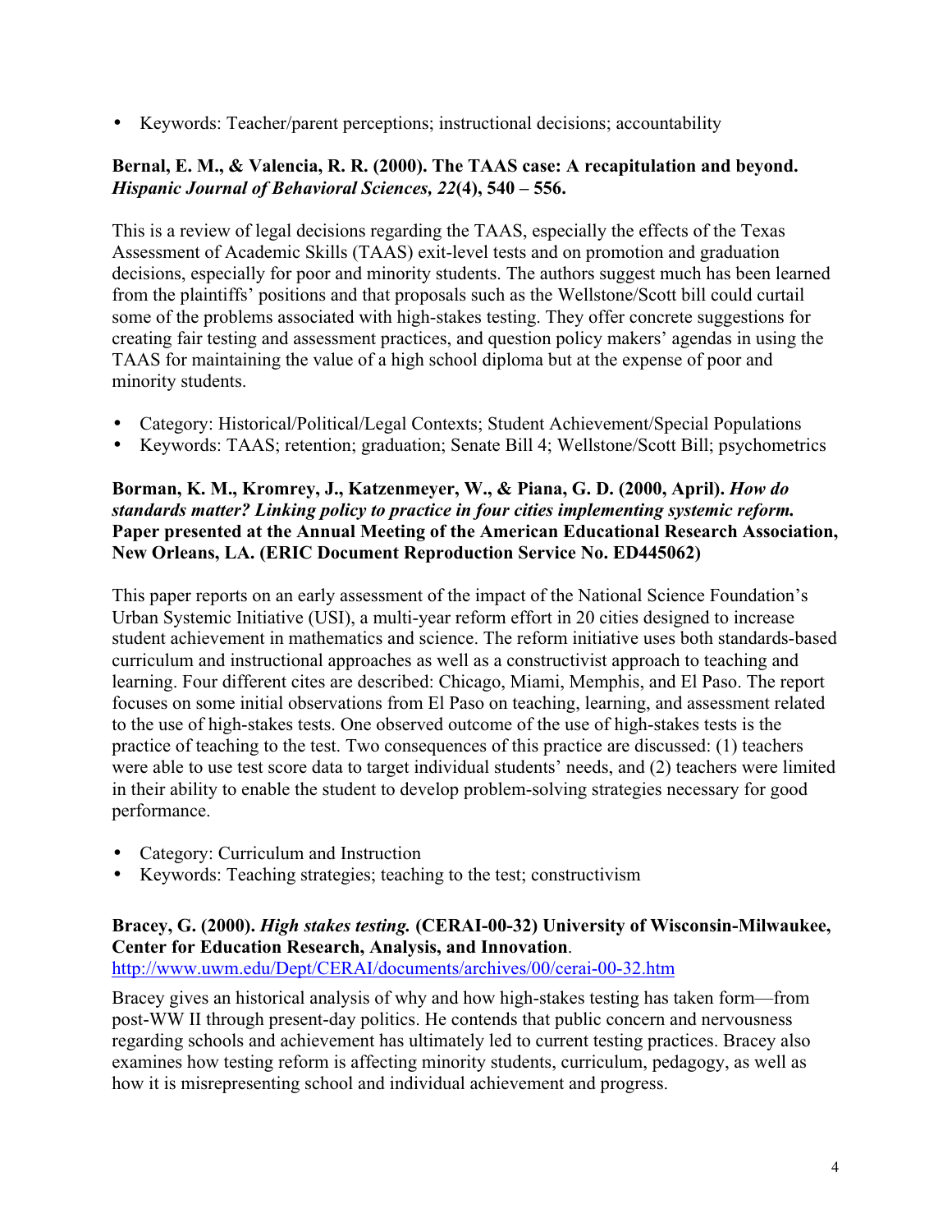- Keywords: Teacher/parent perceptions; instructional decisions; accountability

**Bernal, E. M., & Valencia, R. R. (2000). The TAAS case: A recapitulation and beyond. *Hispanic Journal of Behavioral Sciences, 22*(4), 540 – 556.**

This is a review of legal decisions regarding the TAAS, especially the effects of the Texas Assessment of Academic Skills (TAAS) exit-level tests and on promotion and graduation decisions, especially for poor and minority students. The authors suggest much has been learned from the plaintiffs' positions and that proposals such as the Wellstone/Scott bill could curtail some of the problems associated with high-stakes testing. They offer concrete suggestions for creating fair testing and assessment practices, and question policy makers' agendas in using the TAAS for maintaining the value of a high school diploma but at the expense of poor and minority students.

- Category: Historical/Political/Legal Contexts; Student Achievement/Special Populations
- Keywords: TAAS; retention; graduation; Senate Bill 4; Wellstone/Scott Bill; psychometrics

**Borman, K. M., Kromrey, J., Katzenmeyer, W., & Piana, G. D. (2000, April). *How do standards matter? Linking policy to practice in four cities implementing systemic reform.* Paper presented at the Annual Meeting of the American Educational Research Association, New Orleans, LA. (ERIC Document Reproduction Service No. ED445062)**

This paper reports on an early assessment of the impact of the National Science Foundation's Urban Systemic Initiative (USI), a multi-year reform effort in 20 cities designed to increase student achievement in mathematics and science. The reform initiative uses both standards-based curriculum and instructional approaches as well as a constructivist approach to teaching and learning. Four different cites are described: Chicago, Miami, Memphis, and El Paso. The report focuses on some initial observations from El Paso on teaching, learning, and assessment related to the use of high-stakes tests. One observed outcome of the use of high-stakes tests is the practice of teaching to the test. Two consequences of this practice are discussed: (1) teachers were able to use test score data to target individual students' needs, and (2) teachers were limited in their ability to enable the student to develop problem-solving strategies necessary for good performance.

- Category: Curriculum and Instruction
- Keywords: Teaching strategies; teaching to the test; constructivism

**Bracey, G. (2000). *High stakes testing.* (CERAI-00-32) University of Wisconsin-Milwaukee, Center for Education Research, Analysis, and Innovation**.
http://www.uwm.edu/Dept/CERAI/documents/archives/00/cerai-00-32.htm

Bracey gives an historical analysis of why and how high-stakes testing has taken form—from post-WW II through present-day politics. He contends that public concern and nervousness regarding schools and achievement has ultimately led to current testing practices. Bracey also examines how testing reform is affecting minority students, curriculum, pedagogy, as well as how it is misrepresenting school and individual achievement and progress.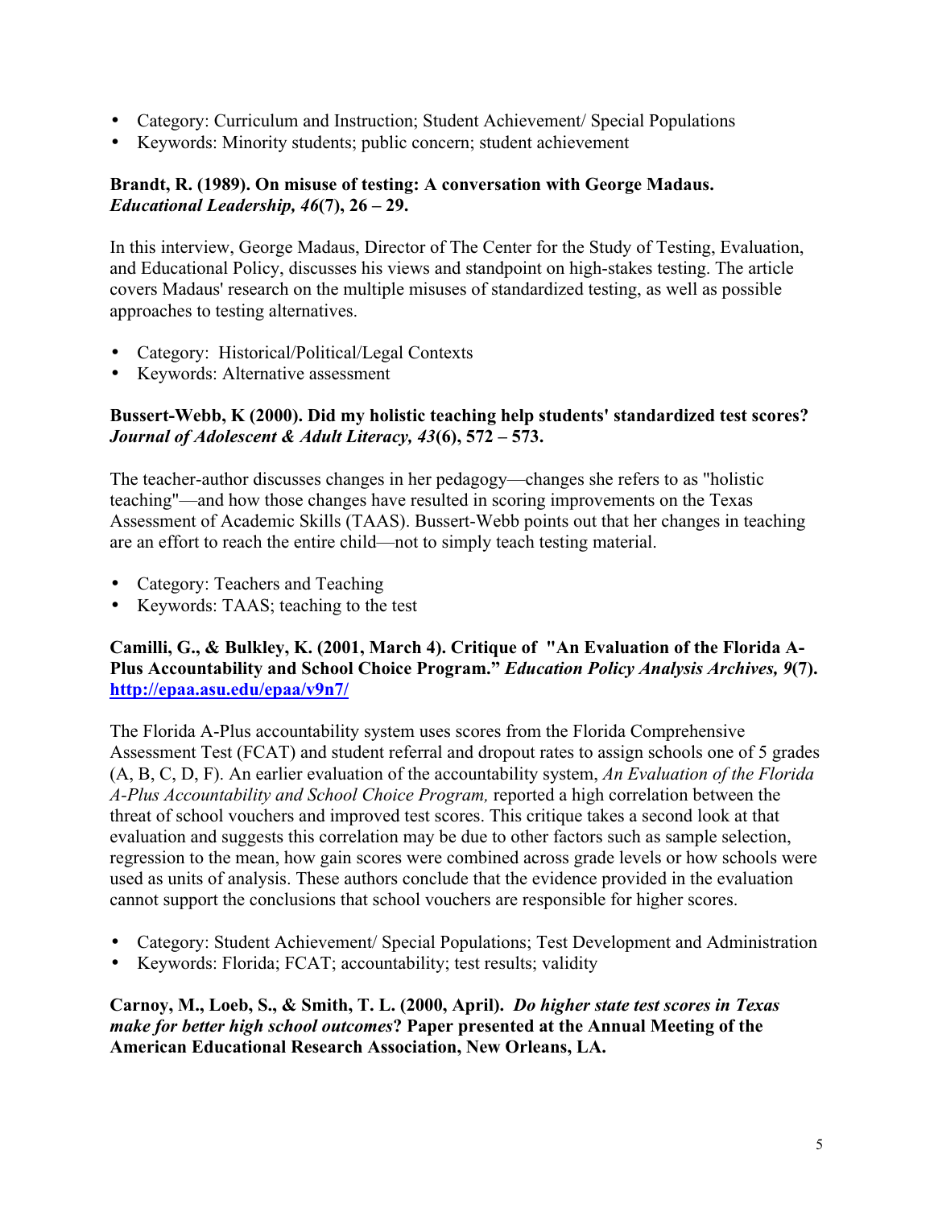- Category: Curriculum and Instruction; Student Achievement/ Special Populations
- Keywords: Minority students; public concern; student achievement

**Brandt, R. (1989). On misuse of testing: A conversation with George Madaus. *Educational Leadership, 46*(7), 26 – 29.**

In this interview, George Madaus, Director of The Center for the Study of Testing, Evaluation, and Educational Policy, discusses his views and standpoint on high-stakes testing. The article covers Madaus' research on the multiple misuses of standardized testing, as well as possible approaches to testing alternatives.

- Category: Historical/Political/Legal Contexts
- Keywords: Alternative assessment

**Bussert-Webb, K (2000). Did my holistic teaching help students' standardized test scores? *Journal of Adolescent & Adult Literacy, 43*(6), 572 – 573.**

The teacher-author discusses changes in her pedagogy—changes she refers to as "holistic teaching"—and how those changes have resulted in scoring improvements on the Texas Assessment of Academic Skills (TAAS). Bussert-Webb points out that her changes in teaching are an effort to reach the entire child—not to simply teach testing material.

- Category: Teachers and Teaching
- Keywords: TAAS; teaching to the test

**Camilli, G., & Bulkley, K. (2001, March 4). Critique of "An Evaluation of the Florida A-Plus Accountability and School Choice Program." *Education Policy Analysis Archives, 9*(7). http://epaa.asu.edu/epaa/v9n7/**

The Florida A-Plus accountability system uses scores from the Florida Comprehensive Assessment Test (FCAT) and student referral and dropout rates to assign schools one of 5 grades (A, B, C, D, F). An earlier evaluation of the accountability system, *An Evaluation of the Florida A-Plus Accountability and School Choice Program,* reported a high correlation between the threat of school vouchers and improved test scores. This critique takes a second look at that evaluation and suggests this correlation may be due to other factors such as sample selection, regression to the mean, how gain scores were combined across grade levels or how schools were used as units of analysis. These authors conclude that the evidence provided in the evaluation cannot support the conclusions that school vouchers are responsible for higher scores.

- Category: Student Achievement/ Special Populations; Test Development and Administration
- Keywords: Florida; FCAT; accountability; test results; validity

**Carnoy, M., Loeb, S., & Smith, T. L. (2000, April). *Do higher state test scores in Texas make for better high school outcomes*? Paper presented at the Annual Meeting of the American Educational Research Association, New Orleans, LA.**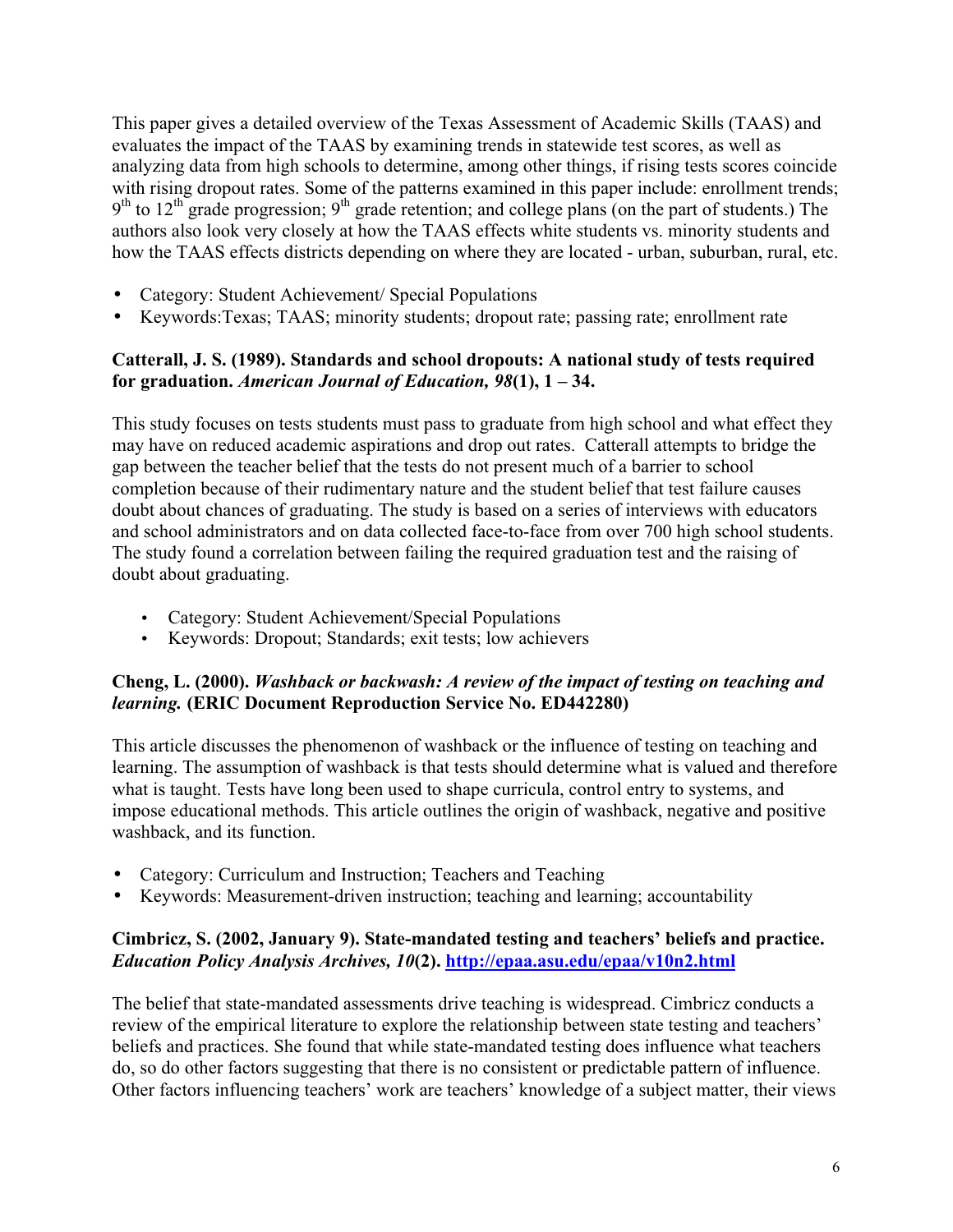This paper gives a detailed overview of the Texas Assessment of Academic Skills (TAAS) and evaluates the impact of the TAAS by examining trends in statewide test scores, as well as analyzing data from high schools to determine, among other things, if rising tests scores coincide with rising dropout rates. Some of the patterns examined in this paper include: enrollment trends; $9^{th}$ to $12^{th}$ grade progression; $9^{th}$ grade retention; and college plans (on the part of students.) The authors also look very closely at how the TAAS effects white students vs. minority students and how the TAAS effects districts depending on where they are located - urban, suburban, rural, etc.

- Category: Student Achievement/ Special Populations
- Keywords:Texas; TAAS; minority students; dropout rate; passing rate; enrollment rate

**Catterall, J. S. (1989). Standards and school dropouts: A national study of tests required for graduation. *American Journal of Education, 98*(1), 1 – 34.**

This study focuses on tests students must pass to graduate from high school and what effect they may have on reduced academic aspirations and drop out rates. Catterall attempts to bridge the gap between the teacher belief that the tests do not present much of a barrier to school completion because of their rudimentary nature and the student belief that test failure causes doubt about chances of graduating. The study is based on a series of interviews with educators and school administrators and on data collected face-to-face from over 700 high school students. The study found a correlation between failing the required graduation test and the raising of doubt about graduating.

- Category: Student Achievement/Special Populations
- Keywords: Dropout; Standards; exit tests; low achievers

**Cheng, L. (2000). *Washback or backwash: A review of the impact of testing on teaching and learning.* (ERIC Document Reproduction Service No. ED442280)**

This article discusses the phenomenon of washback or the influence of testing on teaching and learning. The assumption of washback is that tests should determine what is valued and therefore what is taught. Tests have long been used to shape curricula, control entry to systems, and impose educational methods. This article outlines the origin of washback, negative and positive washback, and its function.

- Category: Curriculum and Instruction; Teachers and Teaching
- Keywords: Measurement-driven instruction; teaching and learning; accountability

**Cimbricz, S. (2002, January 9). State-mandated testing and teachers' beliefs and practice. *Education Policy Analysis Archives, 10*(2). http://epaa.asu.edu/epaa/v10n2.html**

The belief that state-mandated assessments drive teaching is widespread. Cimbricz conducts a review of the empirical literature to explore the relationship between state testing and teachers' beliefs and practices. She found that while state-mandated testing does influence what teachers do, so do other factors suggesting that there is no consistent or predictable pattern of influence. Other factors influencing teachers' work are teachers' knowledge of a subject matter, their views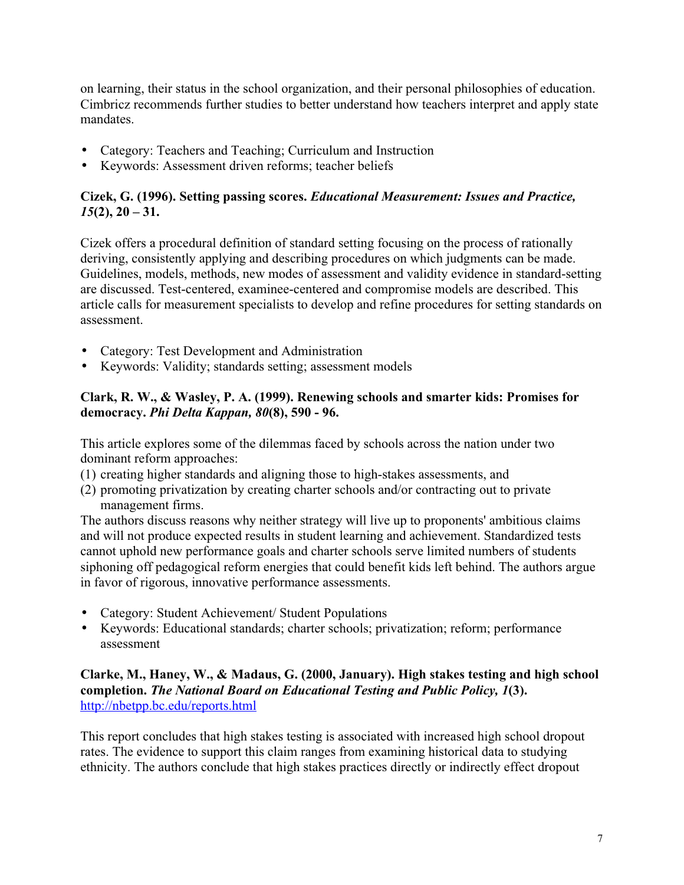on learning, their status in the school organization, and their personal philosophies of education. Cimbricz recommends further studies to better understand how teachers interpret and apply state mandates.

- Category: Teachers and Teaching; Curriculum and Instruction
- Keywords: Assessment driven reforms; teacher beliefs

**Cizek, G. (1996). Setting passing scores. *Educational Measurement: Issues and Practice, 15*(2), 20 – 31.**

Cizek offers a procedural definition of standard setting focusing on the process of rationally deriving, consistently applying and describing procedures on which judgments can be made. Guidelines, models, methods, new modes of assessment and validity evidence in standard-setting are discussed. Test-centered, examinee-centered and compromise models are described. This article calls for measurement specialists to develop and refine procedures for setting standards on assessment.

- Category: Test Development and Administration
- Keywords: Validity; standards setting; assessment models

**Clark, R. W., & Wasley, P. A. (1999). Renewing schools and smarter kids: Promises for democracy. *Phi Delta Kappan, 80*(8), 590 - 96.**

This article explores some of the dilemmas faced by schools across the nation under two dominant reform approaches:

(1) creating higher standards and aligning those to high-stakes assessments, and
(2) promoting privatization by creating charter schools and/or contracting out to private management firms.

The authors discuss reasons why neither strategy will live up to proponents' ambitious claims and will not produce expected results in student learning and achievement. Standardized tests cannot uphold new performance goals and charter schools serve limited numbers of students siphoning off pedagogical reform energies that could benefit kids left behind. The authors argue in favor of rigorous, innovative performance assessments.

- Category: Student Achievement/ Student Populations
- Keywords: Educational standards; charter schools; privatization; reform; performance assessment

**Clarke, M., Haney, W., & Madaus, G. (2000, January). High stakes testing and high school completion. *The National Board on Educational Testing and Public Policy, 1*(3).** http://nbetpp.bc.edu/reports.html

This report concludes that high stakes testing is associated with increased high school dropout rates. The evidence to support this claim ranges from examining historical data to studying ethnicity. The authors conclude that high stakes practices directly or indirectly effect dropout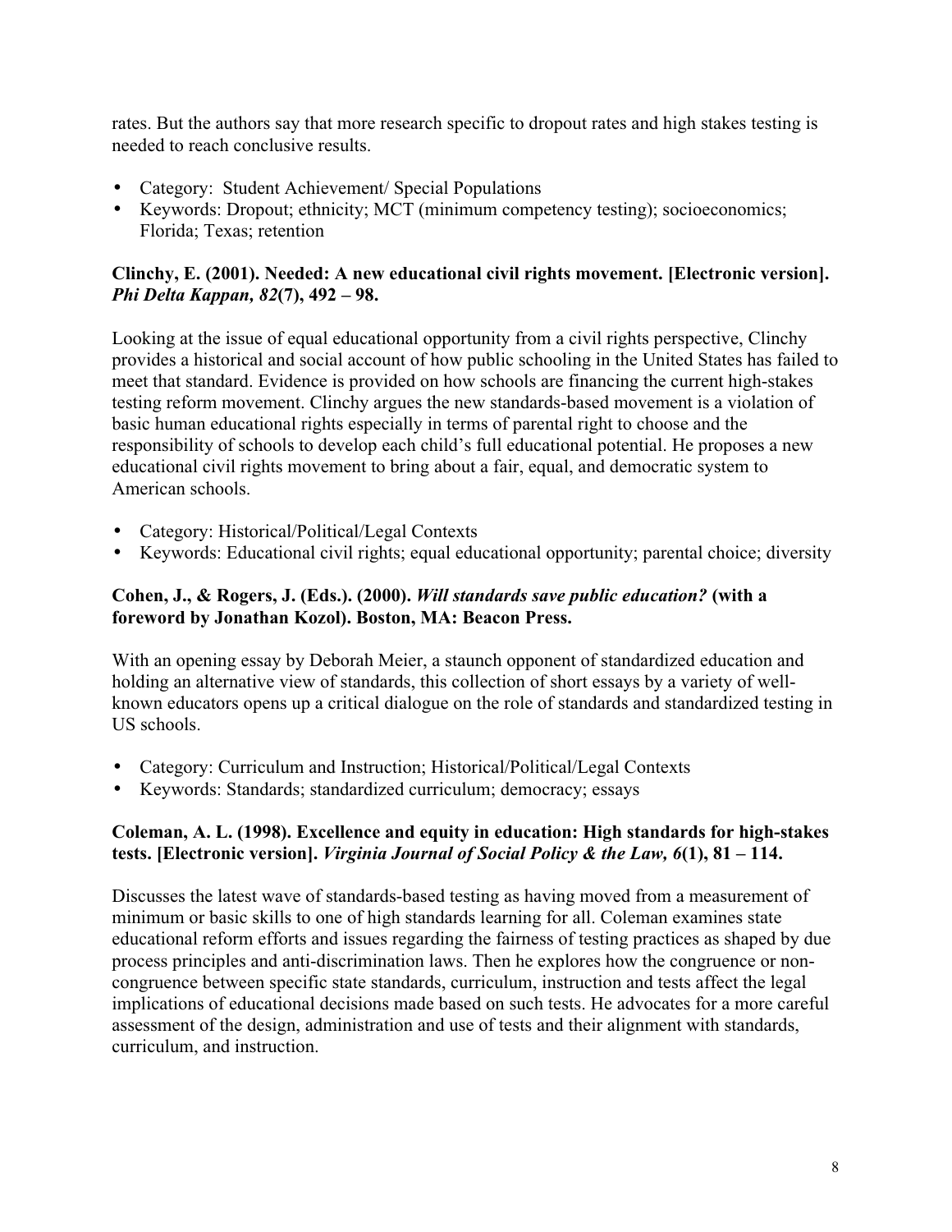rates. But the authors say that more research specific to dropout rates and high stakes testing is needed to reach conclusive results.

- Category: Student Achievement/ Special Populations
- Keywords: Dropout; ethnicity; MCT (minimum competency testing); socioeconomics; Florida; Texas; retention

**Clinchy, E. (2001). Needed: A new educational civil rights movement. [Electronic version]. *Phi Delta Kappan, 82*(7), 492 – 98.**

Looking at the issue of equal educational opportunity from a civil rights perspective, Clinchy provides a historical and social account of how public schooling in the United States has failed to meet that standard. Evidence is provided on how schools are financing the current high-stakes testing reform movement. Clinchy argues the new standards-based movement is a violation of basic human educational rights especially in terms of parental right to choose and the responsibility of schools to develop each child's full educational potential. He proposes a new educational civil rights movement to bring about a fair, equal, and democratic system to American schools.

- Category: Historical/Political/Legal Contexts
- Keywords: Educational civil rights; equal educational opportunity; parental choice; diversity

**Cohen, J., & Rogers, J. (Eds.). (2000). *Will standards save public education?* (with a foreword by Jonathan Kozol). Boston, MA: Beacon Press.**

With an opening essay by Deborah Meier, a staunch opponent of standardized education and holding an alternative view of standards, this collection of short essays by a variety of well-known educators opens up a critical dialogue on the role of standards and standardized testing in US schools.

- Category: Curriculum and Instruction; Historical/Political/Legal Contexts
- Keywords: Standards; standardized curriculum; democracy; essays

**Coleman, A. L. (1998). Excellence and equity in education: High standards for high-stakes tests. [Electronic version]. *Virginia Journal of Social Policy & the Law, 6*(1), 81 – 114.**

Discusses the latest wave of standards-based testing as having moved from a measurement of minimum or basic skills to one of high standards learning for all. Coleman examines state educational reform efforts and issues regarding the fairness of testing practices as shaped by due process principles and anti-discrimination laws. Then he explores how the congruence or non-congruence between specific state standards, curriculum, instruction and tests affect the legal implications of educational decisions made based on such tests. He advocates for a more careful assessment of the design, administration and use of tests and their alignment with standards, curriculum, and instruction.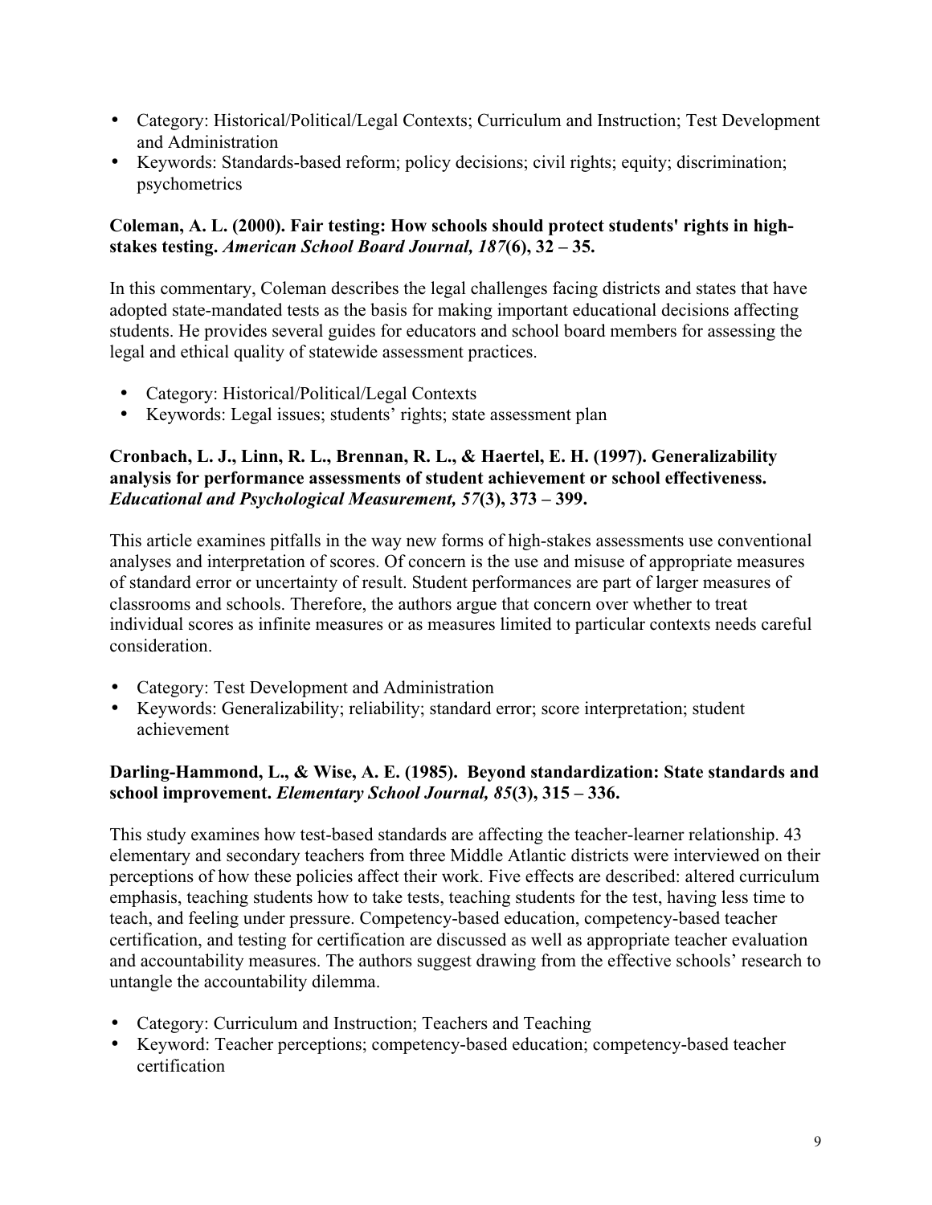- Category: Historical/Political/Legal Contexts; Curriculum and Instruction; Test Development and Administration
- Keywords: Standards-based reform; policy decisions; civil rights; equity; discrimination; psychometrics

**Coleman, A. L. (2000). Fair testing: How schools should protect students' rights in high-stakes testing. *American School Board Journal, 187*(6), 32 – 35.**

In this commentary, Coleman describes the legal challenges facing districts and states that have adopted state-mandated tests as the basis for making important educational decisions affecting students. He provides several guides for educators and school board members for assessing the legal and ethical quality of statewide assessment practices.

- Category: Historical/Political/Legal Contexts
- Keywords: Legal issues; students' rights; state assessment plan

**Cronbach, L. J., Linn, R. L., Brennan, R. L., & Haertel, E. H. (1997). Generalizability analysis for performance assessments of student achievement or school effectiveness. *Educational and Psychological Measurement, 57*(3), 373 – 399.**

This article examines pitfalls in the way new forms of high-stakes assessments use conventional analyses and interpretation of scores. Of concern is the use and misuse of appropriate measures of standard error or uncertainty of result. Student performances are part of larger measures of classrooms and schools. Therefore, the authors argue that concern over whether to treat individual scores as infinite measures or as measures limited to particular contexts needs careful consideration.

- Category: Test Development and Administration
- Keywords: Generalizability; reliability; standard error; score interpretation; student achievement

**Darling-Hammond, L., & Wise, A. E. (1985). Beyond standardization: State standards and school improvement. *Elementary School Journal, 85*(3), 315 – 336.**

This study examines how test-based standards are affecting the teacher-learner relationship. 43 elementary and secondary teachers from three Middle Atlantic districts were interviewed on their perceptions of how these policies affect their work. Five effects are described: altered curriculum emphasis, teaching students how to take tests, teaching students for the test, having less time to teach, and feeling under pressure. Competency-based education, competency-based teacher certification, and testing for certification are discussed as well as appropriate teacher evaluation and accountability measures. The authors suggest drawing from the effective schools' research to untangle the accountability dilemma.

- Category: Curriculum and Instruction; Teachers and Teaching
- Keyword: Teacher perceptions; competency-based education; competency-based teacher certification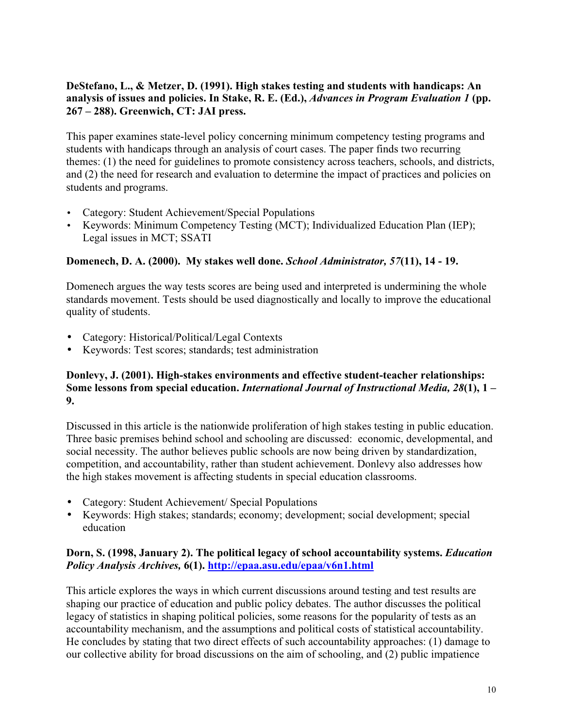**DeStefano, L., & Metzer, D. (1991). High stakes testing and students with handicaps: An analysis of issues and policies. In Stake, R. E. (Ed.), *Advances in Program Evaluation 1* (pp. 267 – 288). Greenwich, CT: JAI press.**

This paper examines state-level policy concerning minimum competency testing programs and students with handicaps through an analysis of court cases. The paper finds two recurring themes: (1) the need for guidelines to promote consistency across teachers, schools, and districts, and (2) the need for research and evaluation to determine the impact of practices and policies on students and programs.

- Category: Student Achievement/Special Populations
- Keywords: Minimum Competency Testing (MCT); Individualized Education Plan (IEP); Legal issues in MCT; SSATI

**Domenech, D. A. (2000). My stakes well done. *School Administrator, 57*(11), 14 - 19.**

Domenech argues the way tests scores are being used and interpreted is undermining the whole standards movement. Tests should be used diagnostically and locally to improve the educational quality of students.

- Category: Historical/Political/Legal Contexts
- Keywords: Test scores; standards; test administration

**Donlevy, J. (2001). High-stakes environments and effective student-teacher relationships: Some lessons from special education. *International Journal of Instructional Media, 28*(1), 1 – 9.**

Discussed in this article is the nationwide proliferation of high stakes testing in public education. Three basic premises behind school and schooling are discussed: economic, developmental, and social necessity. The author believes public schools are now being driven by standardization, competition, and accountability, rather than student achievement. Donlevy also addresses how the high stakes movement is affecting students in special education classrooms.

- Category: Student Achievement/ Special Populations
- Keywords: High stakes; standards; economy; development; social development; special education

**Dorn, S. (1998, January 2). The political legacy of school accountability systems. *Education Policy Analysis Archives,* 6(1). [http://epaa.asu.edu/epaa/v6n1.html](http://epaa.asu.edu/epaa/v6n1.html)**

This article explores the ways in which current discussions around testing and test results are shaping our practice of education and public policy debates. The author discusses the political legacy of statistics in shaping political policies, some reasons for the popularity of tests as an accountability mechanism, and the assumptions and political costs of statistical accountability. He concludes by stating that two direct effects of such accountability approaches: (1) damage to our collective ability for broad discussions on the aim of schooling, and (2) public impatience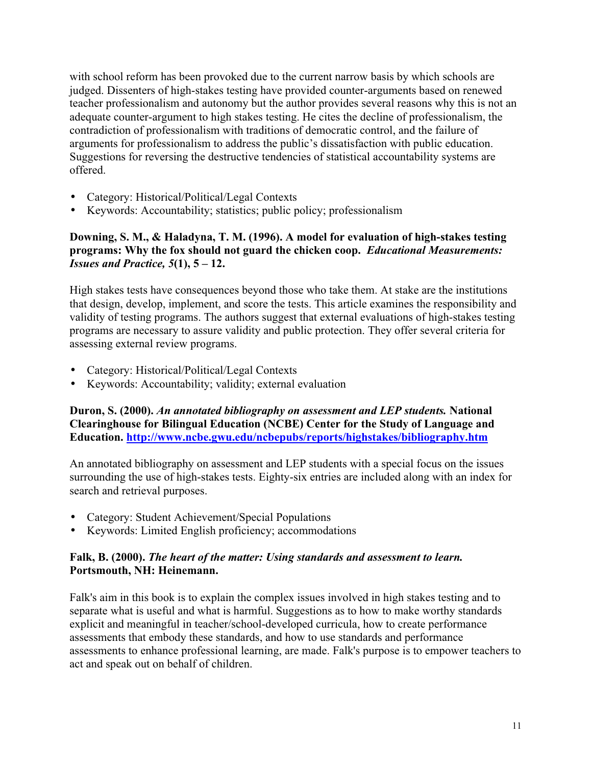with school reform has been provoked due to the current narrow basis by which schools are judged. Dissenters of high-stakes testing have provided counter-arguments based on renewed teacher professionalism and autonomy but the author provides several reasons why this is not an adequate counter-argument to high stakes testing. He cites the decline of professionalism, the contradiction of professionalism with traditions of democratic control, and the failure of arguments for professionalism to address the public's dissatisfaction with public education. Suggestions for reversing the destructive tendencies of statistical accountability systems are offered.

- Category: Historical/Political/Legal Contexts
- Keywords: Accountability; statistics; public policy; professionalism

**Downing, S. M., & Haladyna, T. M. (1996). A model for evaluation of high-stakes testing programs: Why the fox should not guard the chicken coop.** ***Educational Measurements: Issues and Practice, 5*****(1), 5 – 12.**

High stakes tests have consequences beyond those who take them. At stake are the institutions that design, develop, implement, and score the tests. This article examines the responsibility and validity of testing programs. The authors suggest that external evaluations of high-stakes testing programs are necessary to assure validity and public protection. They offer several criteria for assessing external review programs.

- Category: Historical/Political/Legal Contexts
- Keywords: Accountability; validity; external evaluation

**Duron, S. (2000).** ***An annotated bibliography on assessment and LEP students.*** **National Clearinghouse for Bilingual Education (NCBE) Center for the Study of Language and Education. http://www.ncbe.gwu.edu/ncbepubs/reports/highstakes/bibliography.htm**

An annotated bibliography on assessment and LEP students with a special focus on the issues surrounding the use of high-stakes tests. Eighty-six entries are included along with an index for search and retrieval purposes.

- Category: Student Achievement/Special Populations
- Keywords: Limited English proficiency; accommodations

**Falk, B. (2000).** ***The heart of the matter: Using standards and assessment to learn.*** **Portsmouth, NH: Heinemann.**

Falk's aim in this book is to explain the complex issues involved in high stakes testing and to separate what is useful and what is harmful. Suggestions as to how to make worthy standards explicit and meaningful in teacher/school-developed curricula, how to create performance assessments that embody these standards, and how to use standards and performance assessments to enhance professional learning, are made. Falk's purpose is to empower teachers to act and speak out on behalf of children.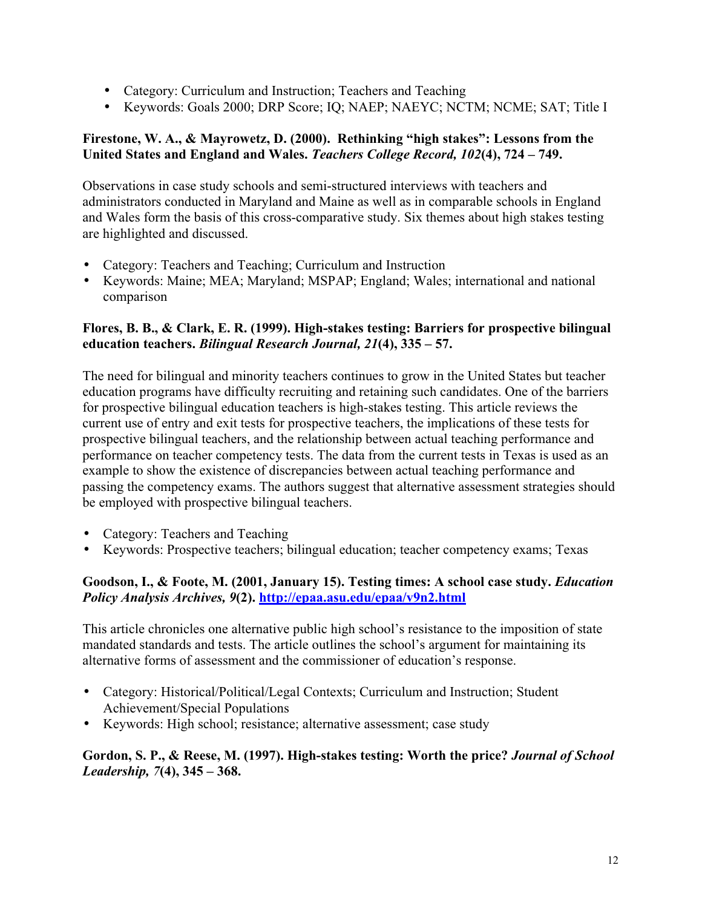- Category: Curriculum and Instruction; Teachers and Teaching
- Keywords: Goals 2000; DRP Score; IQ; NAEP; NAEYC; NCTM; NCME; SAT; Title I

**Firestone, W. A., & Mayrowetz, D. (2000). Rethinking "high stakes": Lessons from the United States and England and Wales. *Teachers College Record, 102*(4), 724 – 749.**

Observations in case study schools and semi-structured interviews with teachers and administrators conducted in Maryland and Maine as well as in comparable schools in England and Wales form the basis of this cross-comparative study. Six themes about high stakes testing are highlighted and discussed.

- Category: Teachers and Teaching; Curriculum and Instruction
- Keywords: Maine; MEA; Maryland; MSPAP; England; Wales; international and national comparison

**Flores, B. B., & Clark, E. R. (1999). High-stakes testing: Barriers for prospective bilingual education teachers. *Bilingual Research Journal, 21*(4), 335 – 57.**

The need for bilingual and minority teachers continues to grow in the United States but teacher education programs have difficulty recruiting and retaining such candidates. One of the barriers for prospective bilingual education teachers is high-stakes testing. This article reviews the current use of entry and exit tests for prospective teachers, the implications of these tests for prospective bilingual teachers, and the relationship between actual teaching performance and performance on teacher competency tests. The data from the current tests in Texas is used as an example to show the existence of discrepancies between actual teaching performance and passing the competency exams. The authors suggest that alternative assessment strategies should be employed with prospective bilingual teachers.

- Category: Teachers and Teaching
- Keywords: Prospective teachers; bilingual education; teacher competency exams; Texas

**Goodson, I., & Foote, M. (2001, January 15). Testing times: A school case study. *Education Policy Analysis Archives, 9*(2). [http://epaa.asu.edu/epaa/v9n2.html](http://epaa.asu.edu/epaa/v9n2.html)**

This article chronicles one alternative public high school's resistance to the imposition of state mandated standards and tests. The article outlines the school's argument for maintaining its alternative forms of assessment and the commissioner of education's response.

- Category: Historical/Political/Legal Contexts; Curriculum and Instruction; Student Achievement/Special Populations
- Keywords: High school; resistance; alternative assessment; case study

**Gordon, S. P., & Reese, M. (1997). High-stakes testing: Worth the price? *Journal of School Leadership, 7*(4), 345 – 368.**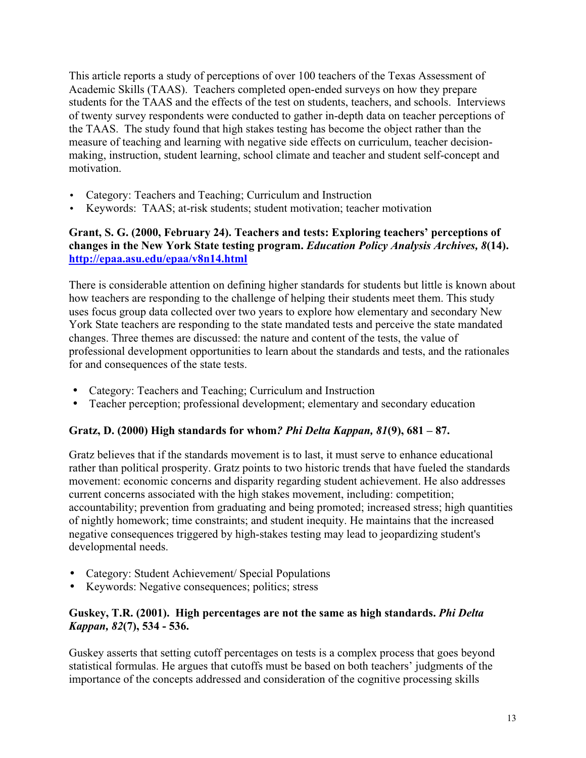This article reports a study of perceptions of over 100 teachers of the Texas Assessment of Academic Skills (TAAS). Teachers completed open-ended surveys on how they prepare students for the TAAS and the effects of the test on students, teachers, and schools. Interviews of twenty survey respondents were conducted to gather in-depth data on teacher perceptions of the TAAS. The study found that high stakes testing has become the object rather than the measure of teaching and learning with negative side effects on curriculum, teacher decision-making, instruction, student learning, school climate and teacher and student self-concept and motivation.

- Category: Teachers and Teaching; Curriculum and Instruction
- Keywords: TAAS; at-risk students; student motivation; teacher motivation

**Grant, S. G. (2000, February 24). Teachers and tests: Exploring teachers' perceptions of changes in the New York State testing program. *Education Policy Analysis Archives, 8*(14). http://epaa.asu.edu/epaa/v8n14.html**

There is considerable attention on defining higher standards for students but little is known about how teachers are responding to the challenge of helping their students meet them. This study uses focus group data collected over two years to explore how elementary and secondary New York State teachers are responding to the state mandated tests and perceive the state mandated changes. Three themes are discussed: the nature and content of the tests, the value of professional development opportunities to learn about the standards and tests, and the rationales for and consequences of the state tests.

- Category: Teachers and Teaching; Curriculum and Instruction
- Teacher perception; professional development; elementary and secondary education

**Gratz, D. (2000) High standards for whom*? Phi Delta Kappan, 81*(9), 681 – 87.**

Gratz believes that if the standards movement is to last, it must serve to enhance educational rather than political prosperity. Gratz points to two historic trends that have fueled the standards movement: economic concerns and disparity regarding student achievement. He also addresses current concerns associated with the high stakes movement, including: competition; accountability; prevention from graduating and being promoted; increased stress; high quantities of nightly homework; time constraints; and student inequity. He maintains that the increased negative consequences triggered by high-stakes testing may lead to jeopardizing student's developmental needs.

- Category: Student Achievement/ Special Populations
- Keywords: Negative consequences; politics; stress

**Guskey, T.R. (2001). High percentages are not the same as high standards. *Phi Delta Kappan, 82*(7), 534 - 536.**

Guskey asserts that setting cutoff percentages on tests is a complex process that goes beyond statistical formulas. He argues that cutoffs must be based on both teachers' judgments of the importance of the concepts addressed and consideration of the cognitive processing skills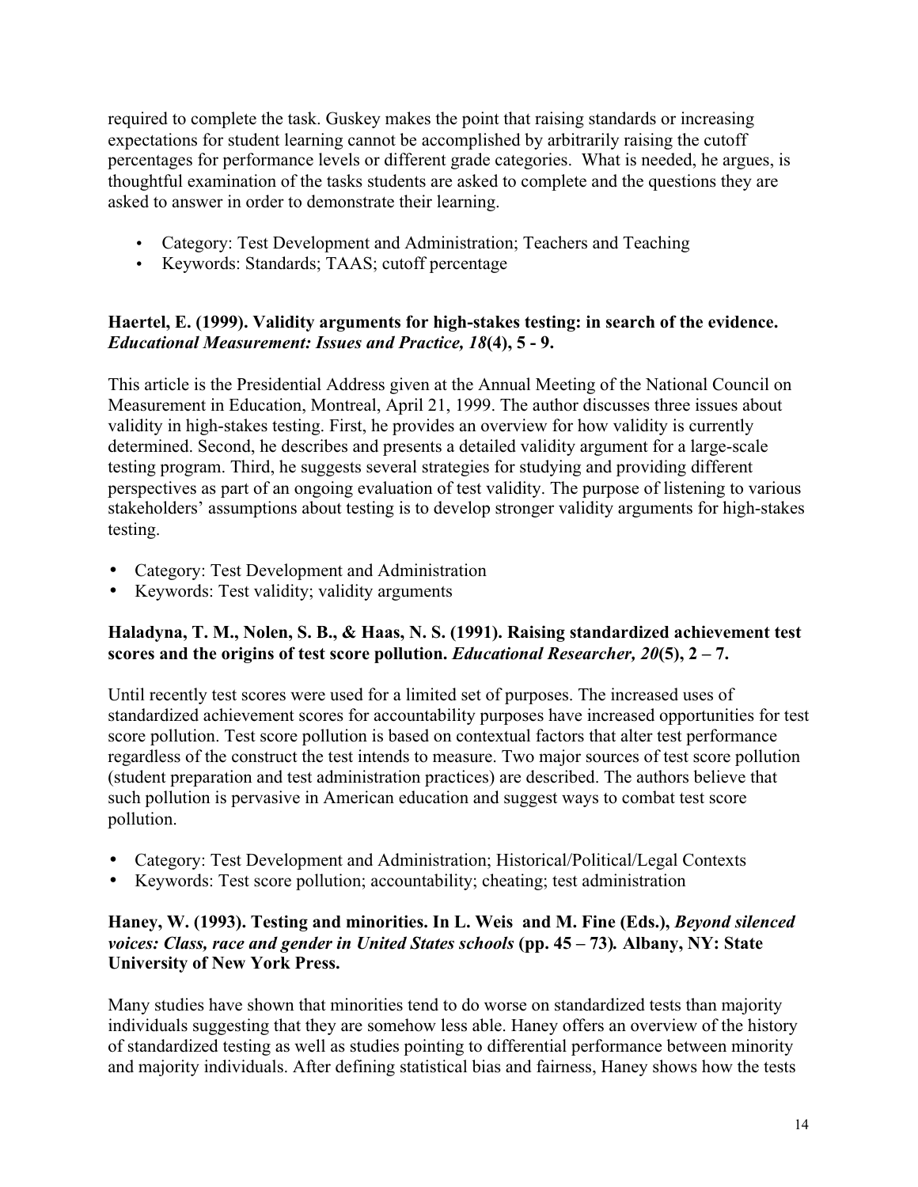required to complete the task. Guskey makes the point that raising standards or increasing expectations for student learning cannot be accomplished by arbitrarily raising the cutoff percentages for performance levels or different grade categories. What is needed, he argues, is thoughtful examination of the tasks students are asked to complete and the questions they are asked to answer in order to demonstrate their learning.

- Category: Test Development and Administration; Teachers and Teaching
- Keywords: Standards; TAAS; cutoff percentage

**Haertel, E. (1999). Validity arguments for high-stakes testing: in search of the evidence. *Educational Measurement: Issues and Practice, 18*(4), 5 - 9.**

This article is the Presidential Address given at the Annual Meeting of the National Council on Measurement in Education, Montreal, April 21, 1999. The author discusses three issues about validity in high-stakes testing. First, he provides an overview for how validity is currently determined. Second, he describes and presents a detailed validity argument for a large-scale testing program. Third, he suggests several strategies for studying and providing different perspectives as part of an ongoing evaluation of test validity. The purpose of listening to various stakeholders' assumptions about testing is to develop stronger validity arguments for high-stakes testing.

- Category: Test Development and Administration
- Keywords: Test validity; validity arguments

**Haladyna, T. M., Nolen, S. B., & Haas, N. S. (1991). Raising standardized achievement test scores and the origins of test score pollution. *Educational Researcher, 20*(5), 2 – 7.**

Until recently test scores were used for a limited set of purposes. The increased uses of standardized achievement scores for accountability purposes have increased opportunities for test score pollution. Test score pollution is based on contextual factors that alter test performance regardless of the construct the test intends to measure. Two major sources of test score pollution (student preparation and test administration practices) are described. The authors believe that such pollution is pervasive in American education and suggest ways to combat test score pollution.

- Category: Test Development and Administration; Historical/Political/Legal Contexts
- Keywords: Test score pollution; accountability; cheating; test administration

**Haney, W. (1993). Testing and minorities. In L. Weis and M. Fine (Eds.), *Beyond silenced voices: Class, race and gender in United States schools* (pp. 45 – 73)*.* Albany, NY: State University of New York Press.**

Many studies have shown that minorities tend to do worse on standardized tests than majority individuals suggesting that they are somehow less able. Haney offers an overview of the history of standardized testing as well as studies pointing to differential performance between minority and majority individuals. After defining statistical bias and fairness, Haney shows how the tests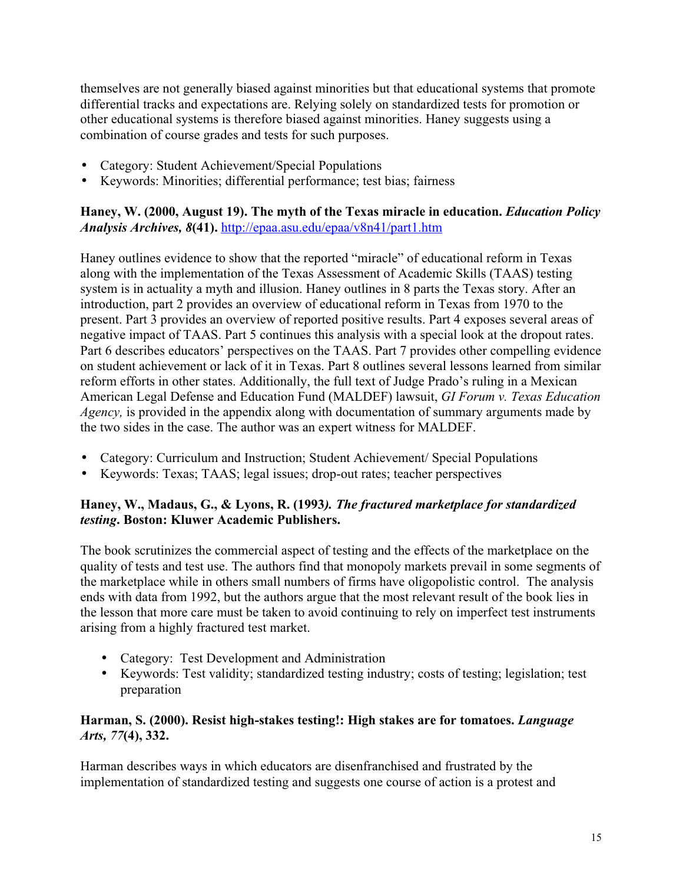themselves are not generally biased against minorities but that educational systems that promote differential tracks and expectations are. Relying solely on standardized tests for promotion or other educational systems is therefore biased against minorities. Haney suggests using a combination of course grades and tests for such purposes.

- Category: Student Achievement/Special Populations
- Keywords: Minorities; differential performance; test bias; fairness

**Haney, W. (2000, August 19). The myth of the Texas miracle in education. *Education Policy Analysis Archives, 8*(41).** http://epaa.asu.edu/epaa/v8n41/part1.htm

Haney outlines evidence to show that the reported "miracle" of educational reform in Texas along with the implementation of the Texas Assessment of Academic Skills (TAAS) testing system is in actuality a myth and illusion. Haney outlines in 8 parts the Texas story. After an introduction, part 2 provides an overview of educational reform in Texas from 1970 to the present. Part 3 provides an overview of reported positive results. Part 4 exposes several areas of negative impact of TAAS. Part 5 continues this analysis with a special look at the dropout rates. Part 6 describes educators' perspectives on the TAAS. Part 7 provides other compelling evidence on student achievement or lack of it in Texas. Part 8 outlines several lessons learned from similar reform efforts in other states. Additionally, the full text of Judge Prado's ruling in a Mexican American Legal Defense and Education Fund (MALDEF) lawsuit, *GI Forum v. Texas Education Agency,* is provided in the appendix along with documentation of summary arguments made by the two sides in the case. The author was an expert witness for MALDEF.

- Category: Curriculum and Instruction; Student Achievement/ Special Populations
- Keywords: Texas; TAAS; legal issues; drop-out rates; teacher perspectives

**Haney, W., Madaus, G., & Lyons, R. (1993*). The fractured marketplace for standardized testing*. Boston: Kluwer Academic Publishers.**

The book scrutinizes the commercial aspect of testing and the effects of the marketplace on the quality of tests and test use. The authors find that monopoly markets prevail in some segments of the marketplace while in others small numbers of firms have oligopolistic control. The analysis ends with data from 1992, but the authors argue that the most relevant result of the book lies in the lesson that more care must be taken to avoid continuing to rely on imperfect test instruments arising from a highly fractured test market.

- Category: Test Development and Administration
- Keywords: Test validity; standardized testing industry; costs of testing; legislation; test preparation

**Harman, S. (2000). Resist high-stakes testing!: High stakes are for tomatoes. *Language Arts, 77*(4), 332.**

Harman describes ways in which educators are disenfranchised and frustrated by the implementation of standardized testing and suggests one course of action is a protest and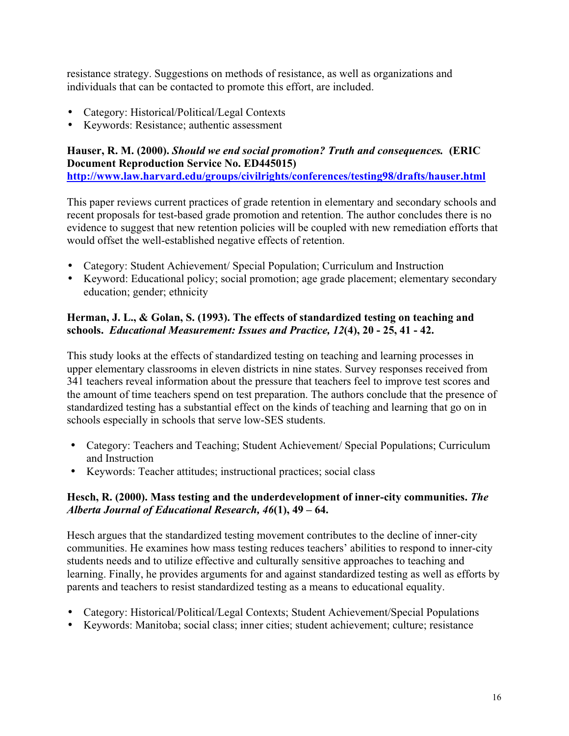resistance strategy. Suggestions on methods of resistance, as well as organizations and individuals that can be contacted to promote this effort, are included.

- Category: Historical/Political/Legal Contexts
- Keywords: Resistance; authentic assessment

**Hauser, R. M. (2000). *Should we end social promotion? Truth and consequences.* (ERIC Document Reproduction Service No. ED445015)**
**http://www.law.harvard.edu/groups/civilrights/conferences/testing98/drafts/hauser.html**

This paper reviews current practices of grade retention in elementary and secondary schools and recent proposals for test-based grade promotion and retention. The author concludes there is no evidence to suggest that new retention policies will be coupled with new remediation efforts that would offset the well-established negative effects of retention.

- Category: Student Achievement/ Special Population; Curriculum and Instruction
- Keyword: Educational policy; social promotion; age grade placement; elementary secondary education; gender; ethnicity

**Herman, J. L., & Golan, S. (1993). The effects of standardized testing on teaching and schools. *Educational Measurement: Issues and Practice, 12*(4), 20 - 25, 41 - 42.**

This study looks at the effects of standardized testing on teaching and learning processes in upper elementary classrooms in eleven districts in nine states. Survey responses received from 341 teachers reveal information about the pressure that teachers feel to improve test scores and the amount of time teachers spend on test preparation. The authors conclude that the presence of standardized testing has a substantial effect on the kinds of teaching and learning that go on in schools especially in schools that serve low-SES students.

- Category: Teachers and Teaching; Student Achievement/ Special Populations; Curriculum and Instruction
- Keywords: Teacher attitudes; instructional practices; social class

**Hesch, R. (2000). Mass testing and the underdevelopment of inner-city communities. *The Alberta Journal of Educational Research, 46*(1), 49 – 64.**

Hesch argues that the standardized testing movement contributes to the decline of inner-city communities. He examines how mass testing reduces teachers' abilities to respond to inner-city students needs and to utilize effective and culturally sensitive approaches to teaching and learning. Finally, he provides arguments for and against standardized testing as well as efforts by parents and teachers to resist standardized testing as a means to educational equality.

- Category: Historical/Political/Legal Contexts; Student Achievement/Special Populations
- Keywords: Manitoba; social class; inner cities; student achievement; culture; resistance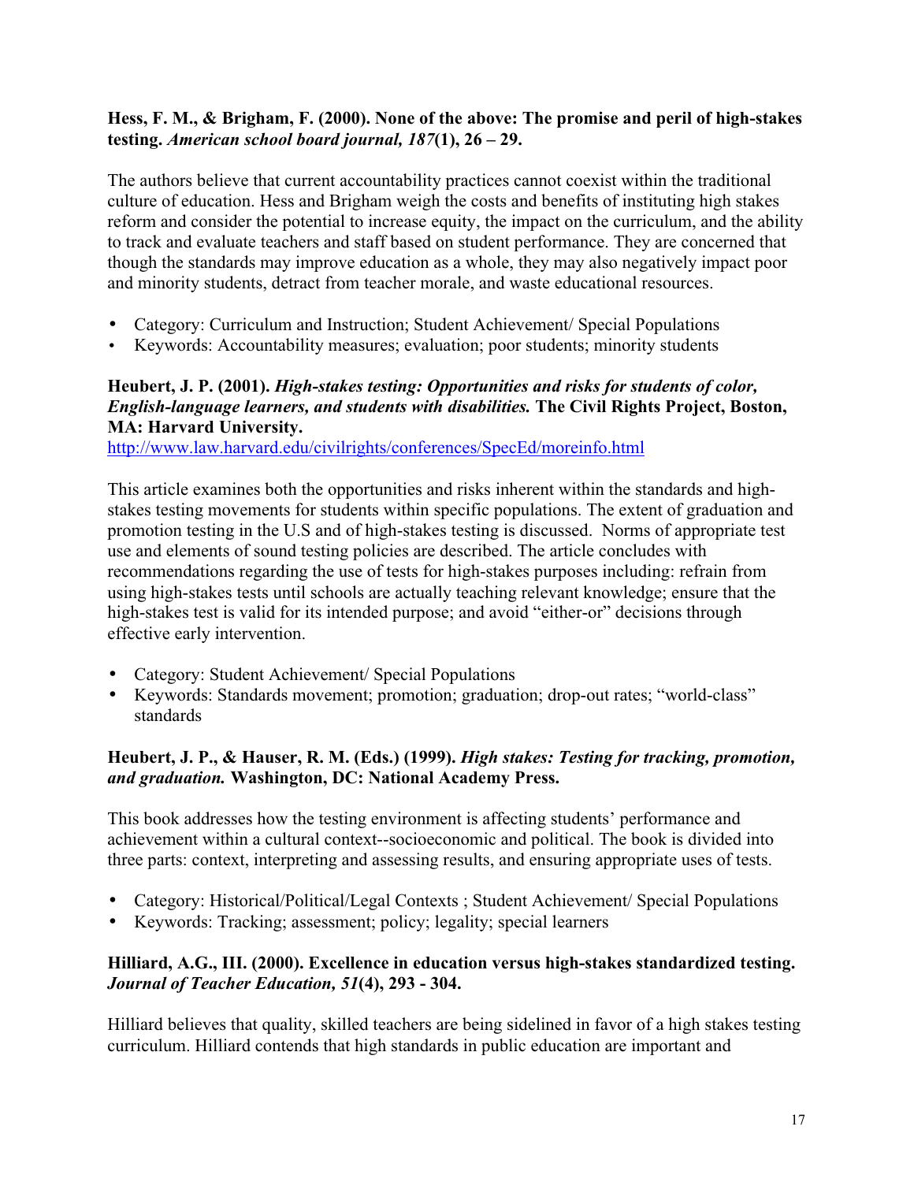**Hess, F. M., & Brigham, F. (2000). None of the above: The promise and peril of high-stakes testing. *American school board journal, 187*(1), 26 – 29.**

The authors believe that current accountability practices cannot coexist within the traditional culture of education. Hess and Brigham weigh the costs and benefits of instituting high stakes reform and consider the potential to increase equity, the impact on the curriculum, and the ability to track and evaluate teachers and staff based on student performance. They are concerned that though the standards may improve education as a whole, they may also negatively impact poor and minority students, detract from teacher morale, and waste educational resources.

- Category: Curriculum and Instruction; Student Achievement/ Special Populations
- Keywords: Accountability measures; evaluation; poor students; minority students

**Heubert, J. P. (2001). *High-stakes testing: Opportunities and risks for students of color, English-language learners, and students with disabilities.* The Civil Rights Project, Boston, MA: Harvard University.**
http://www.law.harvard.edu/civilrights/conferences/SpecEd/moreinfo.html

This article examines both the opportunities and risks inherent within the standards and high-stakes testing movements for students within specific populations. The extent of graduation and promotion testing in the U.S and of high-stakes testing is discussed. Norms of appropriate test use and elements of sound testing policies are described. The article concludes with recommendations regarding the use of tests for high-stakes purposes including: refrain from using high-stakes tests until schools are actually teaching relevant knowledge; ensure that the high-stakes test is valid for its intended purpose; and avoid "either-or" decisions through effective early intervention.

- Category: Student Achievement/ Special Populations
- Keywords: Standards movement; promotion; graduation; drop-out rates; "world-class" standards

**Heubert, J. P., & Hauser, R. M. (Eds.) (1999). *High stakes: Testing for tracking, promotion, and graduation.* Washington, DC: National Academy Press.**

This book addresses how the testing environment is affecting students' performance and achievement within a cultural context--socioeconomic and political. The book is divided into three parts: context, interpreting and assessing results, and ensuring appropriate uses of tests.

- Category: Historical/Political/Legal Contexts ; Student Achievement/ Special Populations
- Keywords: Tracking; assessment; policy; legality; special learners

**Hilliard, A.G., III. (2000). Excellence in education versus high-stakes standardized testing. *Journal of Teacher Education, 51*(4), 293 - 304.**

Hilliard believes that quality, skilled teachers are being sidelined in favor of a high stakes testing curriculum. Hilliard contends that high standards in public education are important and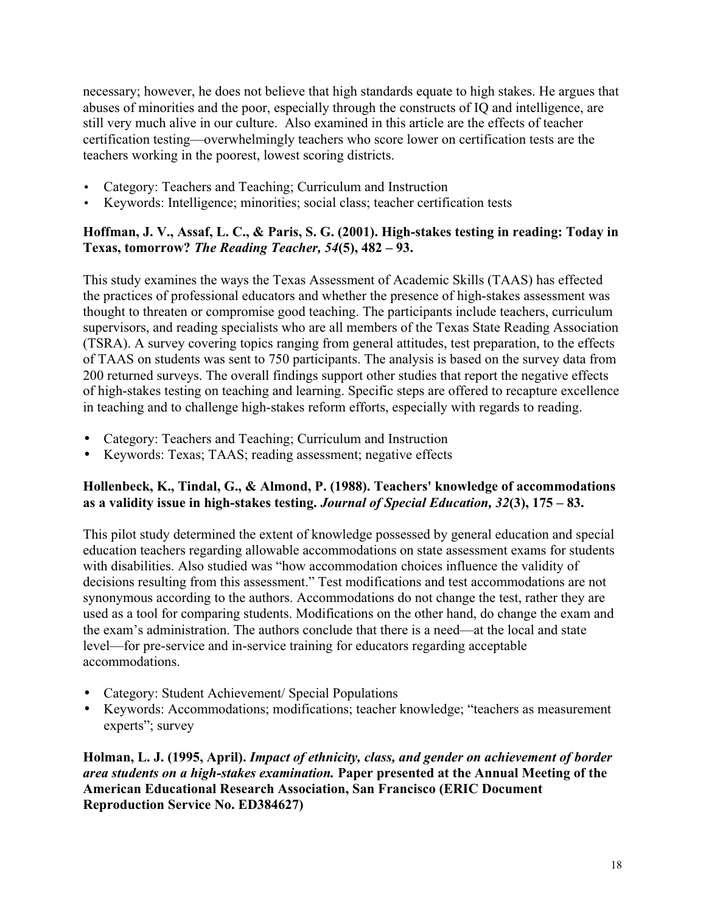necessary; however, he does not believe that high standards equate to high stakes. He argues that abuses of minorities and the poor, especially through the constructs of IQ and intelligence, are still very much alive in our culture. Also examined in this article are the effects of teacher certification testing—overwhelmingly teachers who score lower on certification tests are the teachers working in the poorest, lowest scoring districts.

- Category: Teachers and Teaching; Curriculum and Instruction
- Keywords: Intelligence; minorities; social class; teacher certification tests

**Hoffman, J. V., Assaf, L. C., & Paris, S. G. (2001). High-stakes testing in reading: Today in Texas, tomorrow? *The Reading Teacher, 54*(5), 482 – 93.**

This study examines the ways the Texas Assessment of Academic Skills (TAAS) has effected the practices of professional educators and whether the presence of high-stakes assessment was thought to threaten or compromise good teaching. The participants include teachers, curriculum supervisors, and reading specialists who are all members of the Texas State Reading Association (TSRA). A survey covering topics ranging from general attitudes, test preparation, to the effects of TAAS on students was sent to 750 participants. The analysis is based on the survey data from 200 returned surveys. The overall findings support other studies that report the negative effects of high-stakes testing on teaching and learning. Specific steps are offered to recapture excellence in teaching and to challenge high-stakes reform efforts, especially with regards to reading.

- Category: Teachers and Teaching; Curriculum and Instruction
- Keywords: Texas; TAAS; reading assessment; negative effects

**Hollenbeck, K., Tindal, G., & Almond, P. (1988). Teachers' knowledge of accommodations as a validity issue in high-stakes testing. *Journal of Special Education, 32*(3), 175 – 83.**

This pilot study determined the extent of knowledge possessed by general education and special education teachers regarding allowable accommodations on state assessment exams for students with disabilities. Also studied was "how accommodation choices influence the validity of decisions resulting from this assessment." Test modifications and test accommodations are not synonymous according to the authors. Accommodations do not change the test, rather they are used as a tool for comparing students. Modifications on the other hand, do change the exam and the exam's administration. The authors conclude that there is a need—at the local and state level—for pre-service and in-service training for educators regarding acceptable accommodations.

- Category: Student Achievement/ Special Populations
- Keywords: Accommodations; modifications; teacher knowledge; "teachers as measurement experts"; survey

**Holman, L. J. (1995, April). *Impact of ethnicity, class, and gender on achievement of border area students on a high-stakes examination.* Paper presented at the Annual Meeting of the American Educational Research Association, San Francisco (ERIC Document Reproduction Service No. ED384627)**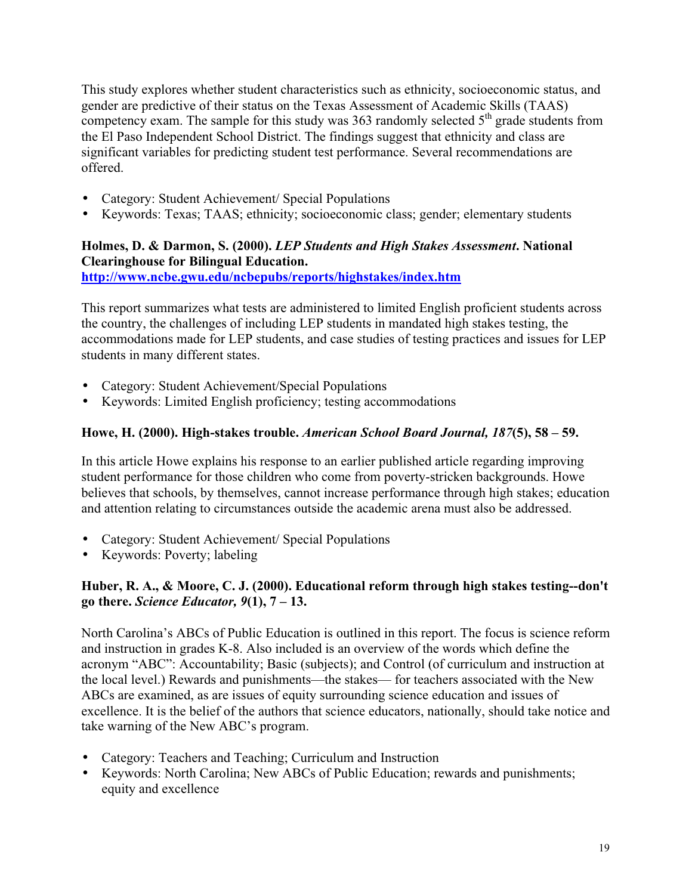This study explores whether student characteristics such as ethnicity, socioeconomic status, and gender are predictive of their status on the Texas Assessment of Academic Skills (TAAS) competency exam. The sample for this study was 363 randomly selected 5th grade students from the El Paso Independent School District. The findings suggest that ethnicity and class are significant variables for predicting student test performance. Several recommendations are offered.

- Category: Student Achievement/ Special Populations
- Keywords: Texas; TAAS; ethnicity; socioeconomic class; gender; elementary students

**Holmes, D. & Darmon, S. (2000). *LEP Students and High Stakes Assessment*. National Clearinghouse for Bilingual Education.**
http://www.ncbe.gwu.edu/ncbepubs/reports/highstakes/index.htm

This report summarizes what tests are administered to limited English proficient students across the country, the challenges of including LEP students in mandated high stakes testing, the accommodations made for LEP students, and case studies of testing practices and issues for LEP students in many different states.

- Category: Student Achievement/Special Populations
- Keywords: Limited English proficiency; testing accommodations

**Howe, H. (2000). High-stakes trouble. *American School Board Journal, 187*(5), 58 – 59.**

In this article Howe explains his response to an earlier published article regarding improving student performance for those children who come from poverty-stricken backgrounds. Howe believes that schools, by themselves, cannot increase performance through high stakes; education and attention relating to circumstances outside the academic arena must also be addressed.

- Category: Student Achievement/ Special Populations
- Keywords: Poverty; labeling

**Huber, R. A., & Moore, C. J. (2000). Educational reform through high stakes testing--don't go there. *Science Educator, 9*(1), 7 – 13.**

North Carolina's ABCs of Public Education is outlined in this report. The focus is science reform and instruction in grades K-8. Also included is an overview of the words which define the acronym "ABC": Accountability; Basic (subjects); and Control (of curriculum and instruction at the local level.) Rewards and punishments—the stakes— for teachers associated with the New ABCs are examined, as are issues of equity surrounding science education and issues of excellence. It is the belief of the authors that science educators, nationally, should take notice and take warning of the New ABC's program.

- Category: Teachers and Teaching; Curriculum and Instruction
- Keywords: North Carolina; New ABCs of Public Education; rewards and punishments; equity and excellence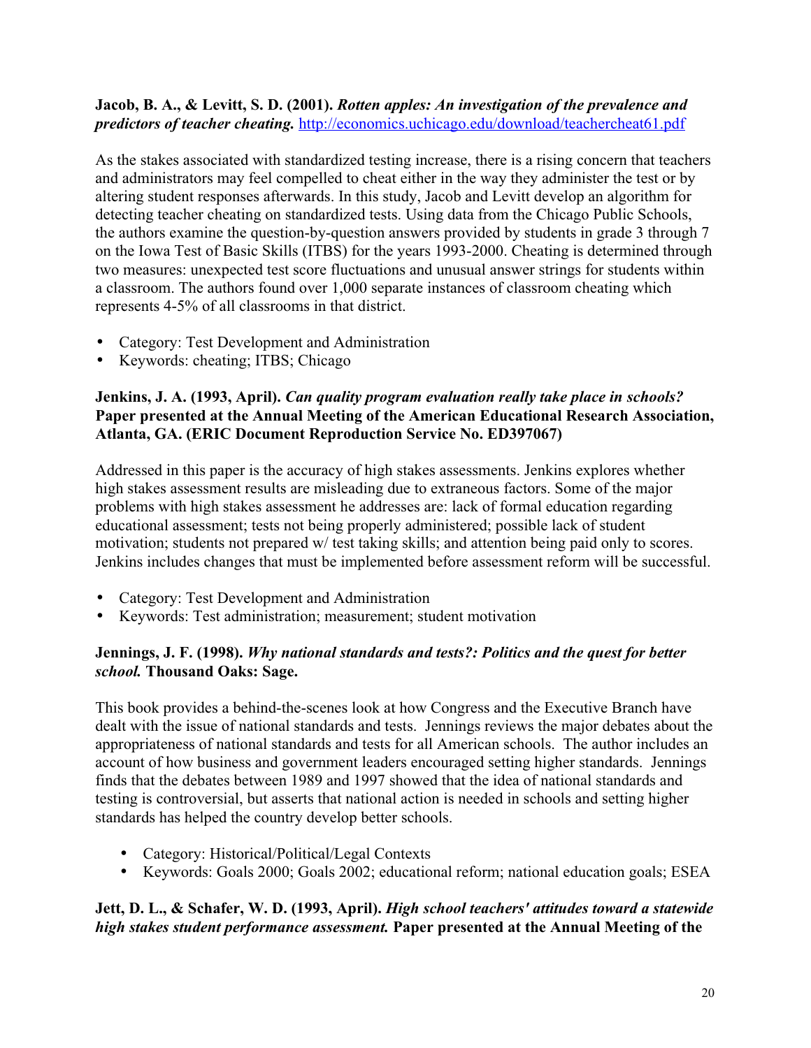**Jacob, B. A., & Levitt, S. D. (2001).** ***Rotten apples: An investigation of the prevalence and predictors of teacher cheating.*** http://economics.uchicago.edu/download/teachercheat61.pdf

As the stakes associated with standardized testing increase, there is a rising concern that teachers and administrators may feel compelled to cheat either in the way they administer the test or by altering student responses afterwards. In this study, Jacob and Levitt develop an algorithm for detecting teacher cheating on standardized tests. Using data from the Chicago Public Schools, the authors examine the question-by-question answers provided by students in grade 3 through 7 on the Iowa Test of Basic Skills (ITBS) for the years 1993-2000. Cheating is determined through two measures: unexpected test score fluctuations and unusual answer strings for students within a classroom. The authors found over 1,000 separate instances of classroom cheating which represents 4-5% of all classrooms in that district.

- Category: Test Development and Administration
- Keywords: cheating; ITBS; Chicago

**Jenkins, J. A. (1993, April).** ***Can quality program evaluation really take place in schools?*** **Paper presented at the Annual Meeting of the American Educational Research Association, Atlanta, GA. (ERIC Document Reproduction Service No. ED397067)**

Addressed in this paper is the accuracy of high stakes assessments. Jenkins explores whether high stakes assessment results are misleading due to extraneous factors. Some of the major problems with high stakes assessment he addresses are: lack of formal education regarding educational assessment; tests not being properly administered; possible lack of student motivation; students not prepared w/ test taking skills; and attention being paid only to scores. Jenkins includes changes that must be implemented before assessment reform will be successful.

- Category: Test Development and Administration
- Keywords: Test administration; measurement; student motivation

**Jennings, J. F. (1998).** ***Why national standards and tests?: Politics and the quest for better school.*** **Thousand Oaks: Sage.**

This book provides a behind-the-scenes look at how Congress and the Executive Branch have dealt with the issue of national standards and tests. Jennings reviews the major debates about the appropriateness of national standards and tests for all American schools. The author includes an account of how business and government leaders encouraged setting higher standards. Jennings finds that the debates between 1989 and 1997 showed that the idea of national standards and testing is controversial, but asserts that national action is needed in schools and setting higher standards has helped the country develop better schools.

- Category: Historical/Political/Legal Contexts
- Keywords: Goals 2000; Goals 2002; educational reform; national education goals; ESEA

**Jett, D. L., & Schafer, W. D. (1993, April).** ***High school teachers' attitudes toward a statewide high stakes student performance assessment.*** **Paper presented at the Annual Meeting of the**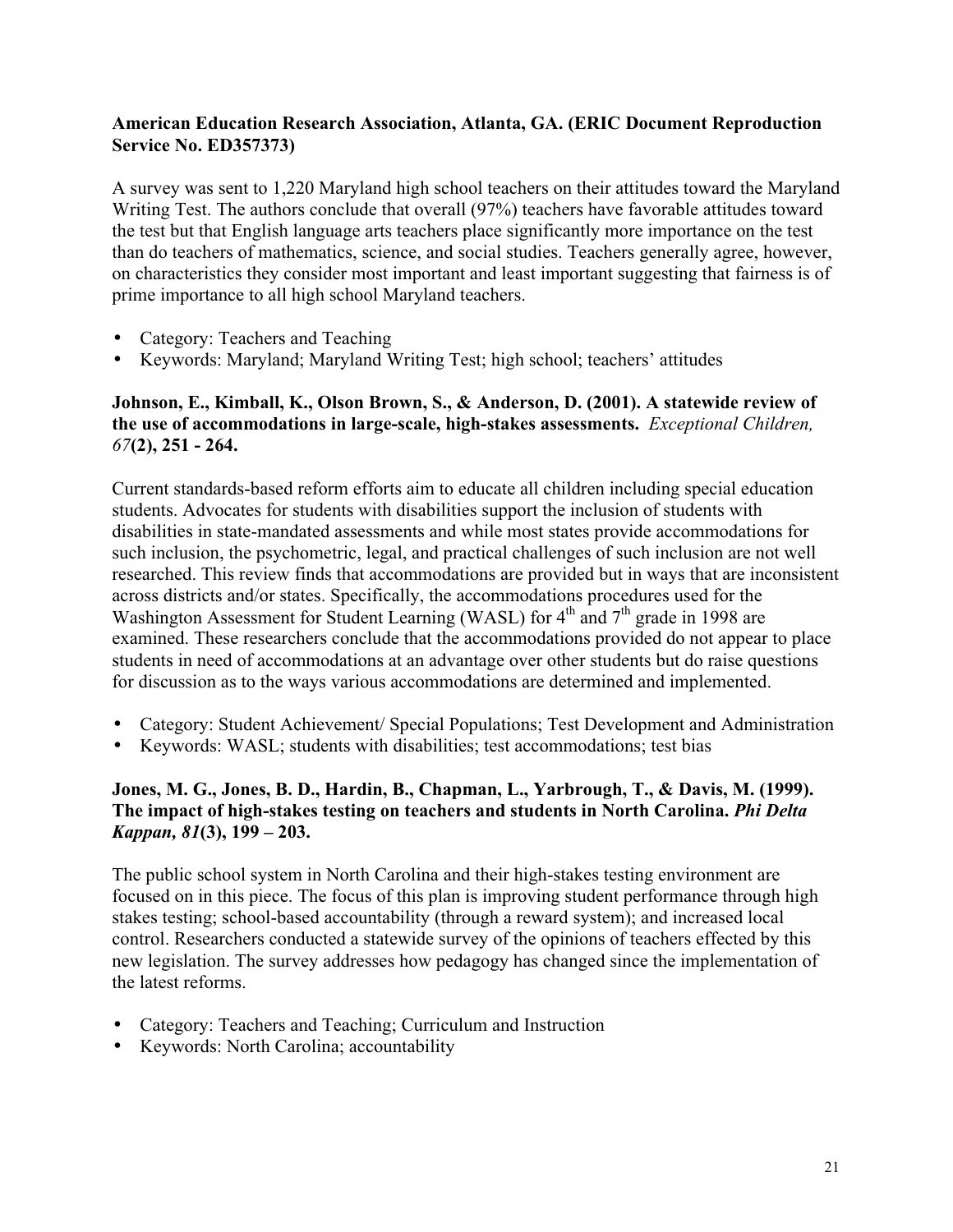**American Education Research Association, Atlanta, GA. (ERIC Document Reproduction Service No. ED357373)**

A survey was sent to 1,220 Maryland high school teachers on their attitudes toward the Maryland Writing Test. The authors conclude that overall (97%) teachers have favorable attitudes toward the test but that English language arts teachers place significantly more importance on the test than do teachers of mathematics, science, and social studies. Teachers generally agree, however, on characteristics they consider most important and least important suggesting that fairness is of prime importance to all high school Maryland teachers.

- Category: Teachers and Teaching
- Keywords: Maryland; Maryland Writing Test; high school; teachers' attitudes

**Johnson, E., Kimball, K., Olson Brown, S., & Anderson, D. (2001). A statewide review of the use of accommodations in large-scale, high-stakes assessments.** *Exceptional Children, 67***(2), 251 - 264.**

Current standards-based reform efforts aim to educate all children including special education students. Advocates for students with disabilities support the inclusion of students with disabilities in state-mandated assessments and while most states provide accommodations for such inclusion, the psychometric, legal, and practical challenges of such inclusion are not well researched. This review finds that accommodations are provided but in ways that are inconsistent across districts and/or states. Specifically, the accommodations procedures used for the Washington Assessment for Student Learning (WASL) for 4th and 7th grade in 1998 are examined. These researchers conclude that the accommodations provided do not appear to place students in need of accommodations at an advantage over other students but do raise questions for discussion as to the ways various accommodations are determined and implemented.

- Category: Student Achievement/ Special Populations; Test Development and Administration
- Keywords: WASL; students with disabilities; test accommodations; test bias

**Jones, M. G., Jones, B. D., Hardin, B., Chapman, L., Yarbrough, T., & Davis, M. (1999). The impact of high-stakes testing on teachers and students in North Carolina.** ***Phi Delta Kappan, 81*****(3), 199 – 203.**

The public school system in North Carolina and their high-stakes testing environment are focused on in this piece. The focus of this plan is improving student performance through high stakes testing; school-based accountability (through a reward system); and increased local control. Researchers conducted a statewide survey of the opinions of teachers effected by this new legislation. The survey addresses how pedagogy has changed since the implementation of the latest reforms.

- Category: Teachers and Teaching; Curriculum and Instruction
- Keywords: North Carolina; accountability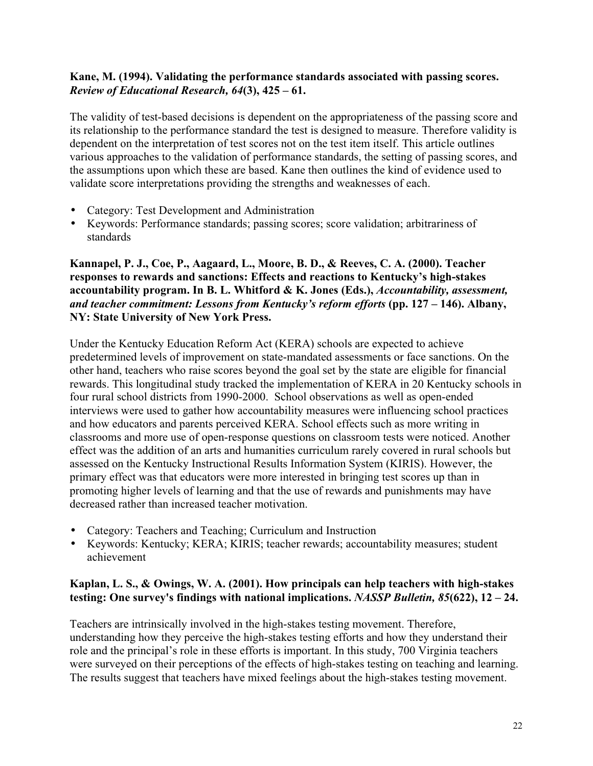**Kane, M. (1994). Validating the performance standards associated with passing scores. *Review of Educational Research, 64*(3), 425 – 61.**

The validity of test-based decisions is dependent on the appropriateness of the passing score and its relationship to the performance standard the test is designed to measure. Therefore validity is dependent on the interpretation of test scores not on the test item itself. This article outlines various approaches to the validation of performance standards, the setting of passing scores, and the assumptions upon which these are based. Kane then outlines the kind of evidence used to validate score interpretations providing the strengths and weaknesses of each.

- Category: Test Development and Administration
- Keywords: Performance standards; passing scores; score validation; arbitrariness of standards

**Kannapel, P. J., Coe, P., Aagaard, L., Moore, B. D., & Reeves, C. A. (2000). Teacher responses to rewards and sanctions: Effects and reactions to Kentucky's high-stakes accountability program. In B. L. Whitford & K. Jones (Eds.), *Accountability, assessment, and teacher commitment: Lessons from Kentucky's reform efforts* (pp. 127 – 146). Albany, NY: State University of New York Press.**

Under the Kentucky Education Reform Act (KERA) schools are expected to achieve predetermined levels of improvement on state-mandated assessments or face sanctions. On the other hand, teachers who raise scores beyond the goal set by the state are eligible for financial rewards. This longitudinal study tracked the implementation of KERA in 20 Kentucky schools in four rural school districts from 1990-2000. School observations as well as open-ended interviews were used to gather how accountability measures were influencing school practices and how educators and parents perceived KERA. School effects such as more writing in classrooms and more use of open-response questions on classroom tests were noticed. Another effect was the addition of an arts and humanities curriculum rarely covered in rural schools but assessed on the Kentucky Instructional Results Information System (KIRIS). However, the primary effect was that educators were more interested in bringing test scores up than in promoting higher levels of learning and that the use of rewards and punishments may have decreased rather than increased teacher motivation.

- Category: Teachers and Teaching; Curriculum and Instruction
- Keywords: Kentucky; KERA; KIRIS; teacher rewards; accountability measures; student achievement

**Kaplan, L. S., & Owings, W. A. (2001). How principals can help teachers with high-stakes testing: One survey's findings with national implications. *NASSP Bulletin, 85*(622), 12 – 24.**

Teachers are intrinsically involved in the high-stakes testing movement. Therefore, understanding how they perceive the high-stakes testing efforts and how they understand their role and the principal's role in these efforts is important. In this study, 700 Virginia teachers were surveyed on their perceptions of the effects of high-stakes testing on teaching and learning. The results suggest that teachers have mixed feelings about the high-stakes testing movement.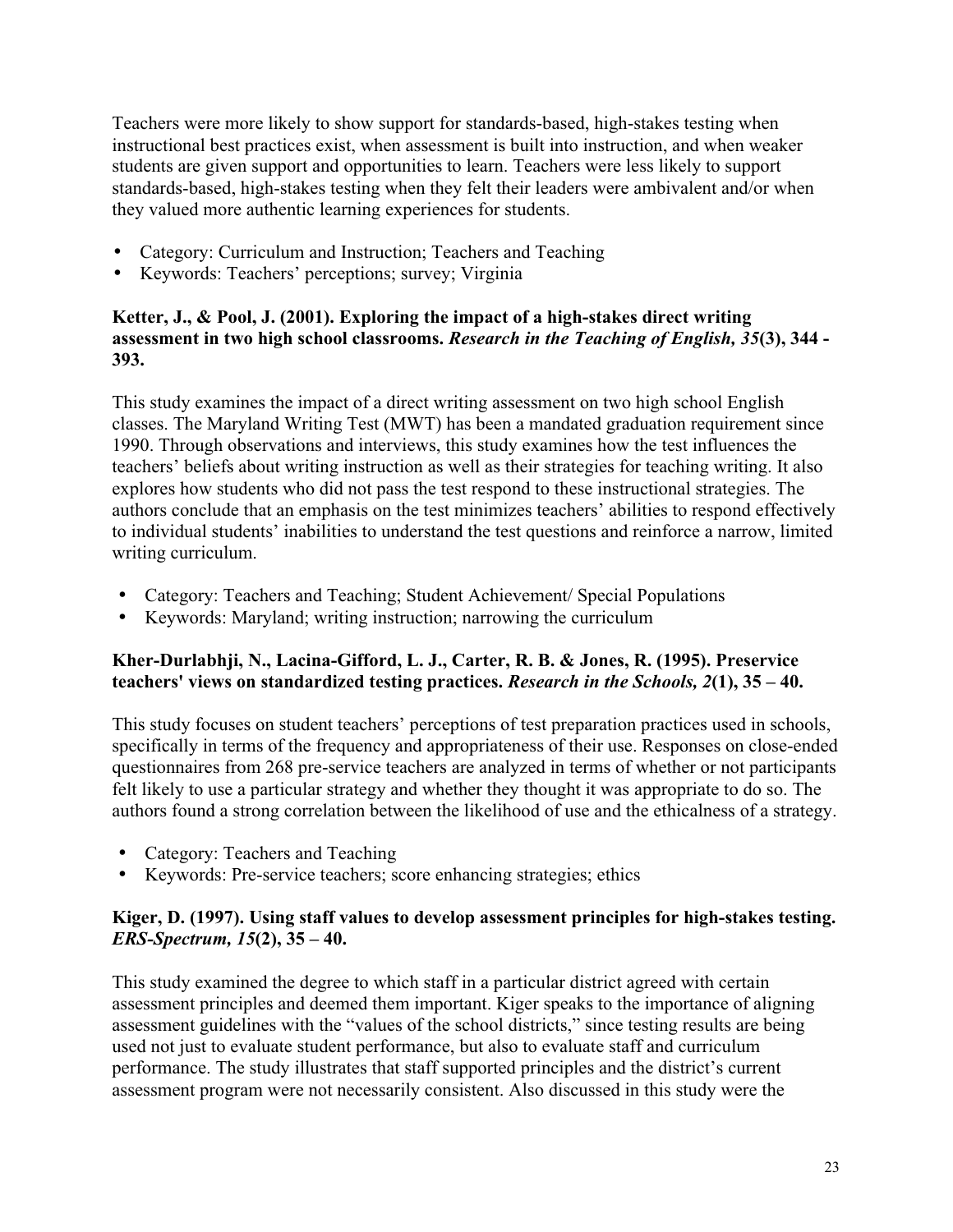Teachers were more likely to show support for standards-based, high-stakes testing when instructional best practices exist, when assessment is built into instruction, and when weaker students are given support and opportunities to learn. Teachers were less likely to support standards-based, high-stakes testing when they felt their leaders were ambivalent and/or when they valued more authentic learning experiences for students.

- Category: Curriculum and Instruction; Teachers and Teaching
- Keywords: Teachers' perceptions; survey; Virginia

**Ketter, J., & Pool, J. (2001). Exploring the impact of a high-stakes direct writing assessment in two high school classrooms. *Research in the Teaching of English, 35*(3), 344 - 393.**

This study examines the impact of a direct writing assessment on two high school English classes. The Maryland Writing Test (MWT) has been a mandated graduation requirement since 1990. Through observations and interviews, this study examines how the test influences the teachers' beliefs about writing instruction as well as their strategies for teaching writing. It also explores how students who did not pass the test respond to these instructional strategies. The authors conclude that an emphasis on the test minimizes teachers' abilities to respond effectively to individual students' inabilities to understand the test questions and reinforce a narrow, limited writing curriculum.

- Category: Teachers and Teaching; Student Achievement/ Special Populations
- Keywords: Maryland; writing instruction; narrowing the curriculum

**Kher-Durlabhji, N., Lacina-Gifford, L. J., Carter, R. B. & Jones, R. (1995). Preservice teachers' views on standardized testing practices. *Research in the Schools, 2*(1), 35 – 40.**

This study focuses on student teachers' perceptions of test preparation practices used in schools, specifically in terms of the frequency and appropriateness of their use. Responses on close-ended questionnaires from 268 pre-service teachers are analyzed in terms of whether or not participants felt likely to use a particular strategy and whether they thought it was appropriate to do so. The authors found a strong correlation between the likelihood of use and the ethicalness of a strategy.

- Category: Teachers and Teaching
- Keywords: Pre-service teachers; score enhancing strategies; ethics

**Kiger, D. (1997). Using staff values to develop assessment principles for high-stakes testing. *ERS-Spectrum, 15*(2), 35 – 40.**

This study examined the degree to which staff in a particular district agreed with certain assessment principles and deemed them important. Kiger speaks to the importance of aligning assessment guidelines with the "values of the school districts," since testing results are being used not just to evaluate student performance, but also to evaluate staff and curriculum performance. The study illustrates that staff supported principles and the district's current assessment program were not necessarily consistent. Also discussed in this study were the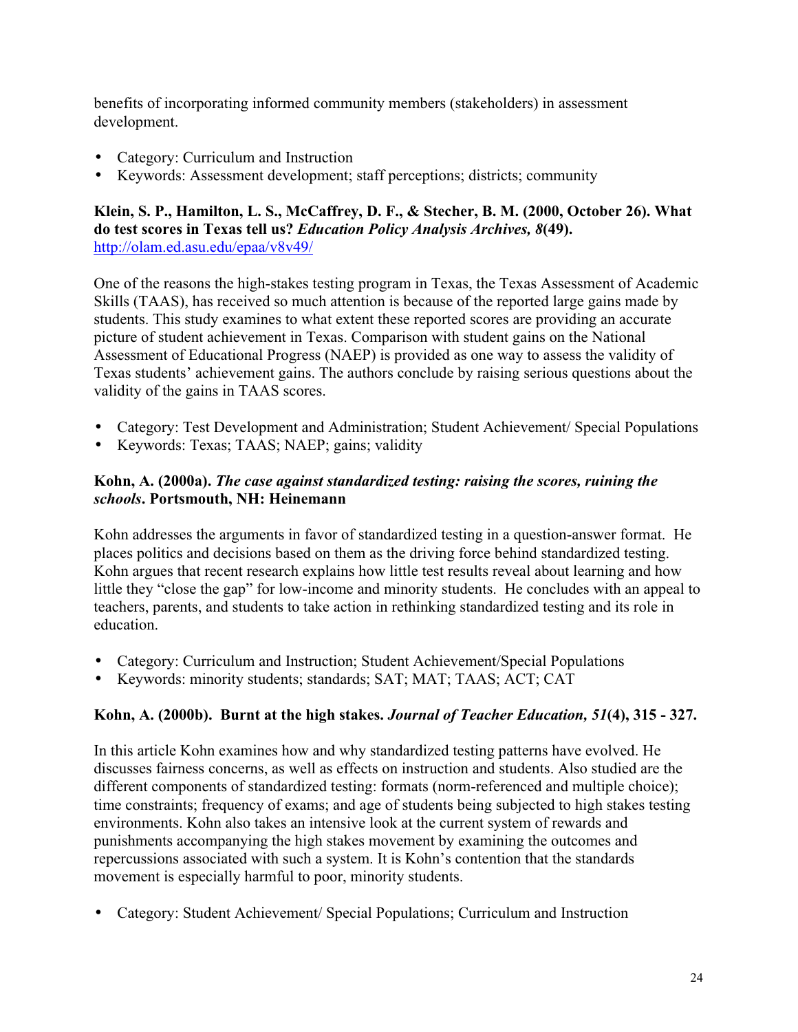benefits of incorporating informed community members (stakeholders) in assessment development.

- Category: Curriculum and Instruction
- Keywords: Assessment development; staff perceptions; districts; community

**Klein, S. P., Hamilton, L. S., McCaffrey, D. F., & Stecher, B. M. (2000, October 26). What do test scores in Texas tell us? *Education Policy Analysis Archives, 8*(49).**
http://olam.ed.asu.edu/epaa/v8v49/

One of the reasons the high-stakes testing program in Texas, the Texas Assessment of Academic Skills (TAAS), has received so much attention is because of the reported large gains made by students. This study examines to what extent these reported scores are providing an accurate picture of student achievement in Texas. Comparison with student gains on the National Assessment of Educational Progress (NAEP) is provided as one way to assess the validity of Texas students' achievement gains. The authors conclude by raising serious questions about the validity of the gains in TAAS scores.

- Category: Test Development and Administration; Student Achievement/ Special Populations
- Keywords: Texas; TAAS; NAEP; gains; validity

**Kohn, A. (2000a). *The case against standardized testing: raising the scores, ruining the schools*. Portsmouth, NH: Heinemann**

Kohn addresses the arguments in favor of standardized testing in a question-answer format. He places politics and decisions based on them as the driving force behind standardized testing. Kohn argues that recent research explains how little test results reveal about learning and how little they "close the gap" for low-income and minority students. He concludes with an appeal to teachers, parents, and students to take action in rethinking standardized testing and its role in education.

- Category: Curriculum and Instruction; Student Achievement/Special Populations
- Keywords: minority students; standards; SAT; MAT; TAAS; ACT; CAT

**Kohn, A. (2000b). Burnt at the high stakes. *Journal of Teacher Education, 51*(4), 315 - 327.**

In this article Kohn examines how and why standardized testing patterns have evolved. He discusses fairness concerns, as well as effects on instruction and students. Also studied are the different components of standardized testing: formats (norm-referenced and multiple choice); time constraints; frequency of exams; and age of students being subjected to high stakes testing environments. Kohn also takes an intensive look at the current system of rewards and punishments accompanying the high stakes movement by examining the outcomes and repercussions associated with such a system. It is Kohn's contention that the standards movement is especially harmful to poor, minority students.

- Category: Student Achievement/ Special Populations; Curriculum and Instruction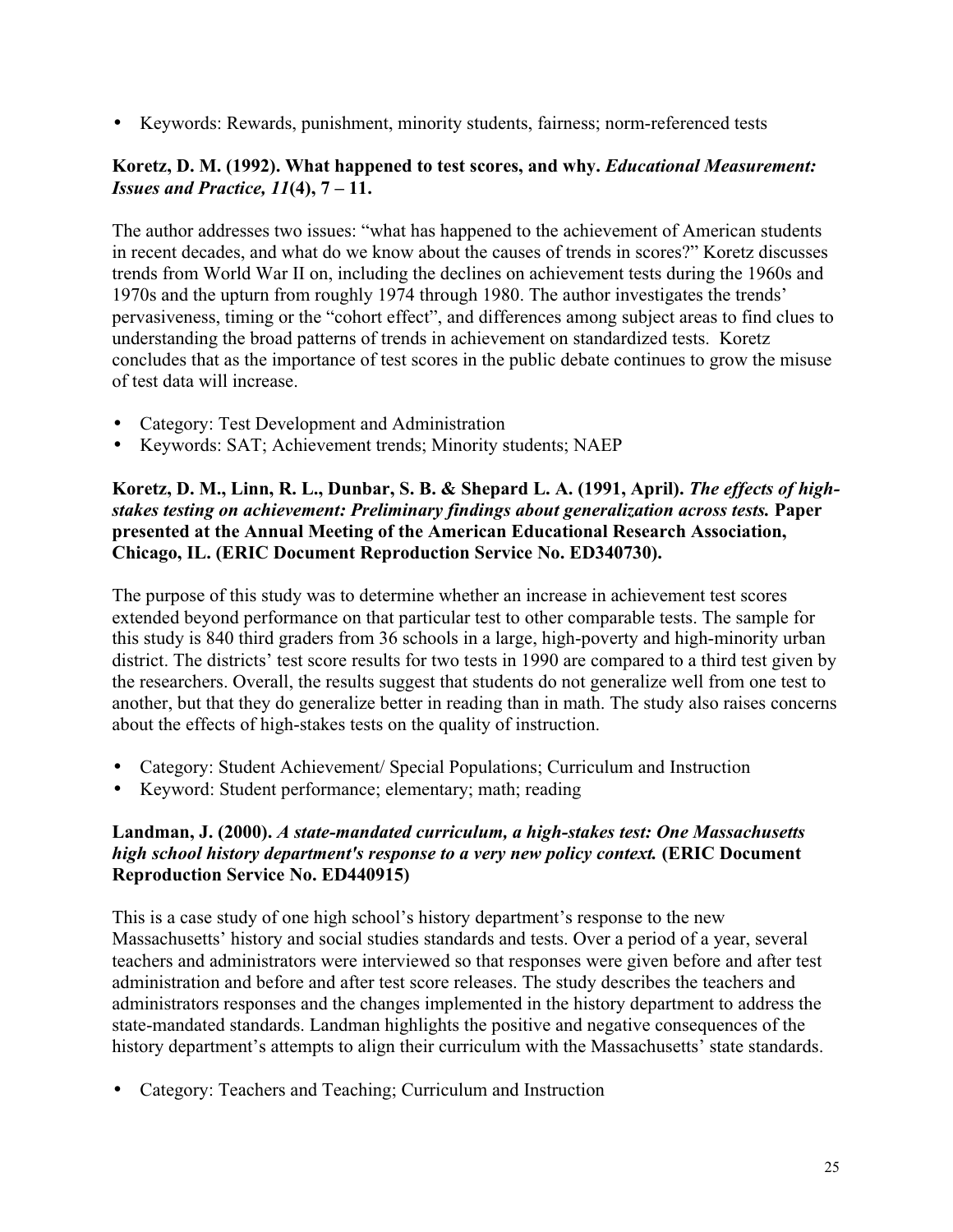- Keywords: Rewards, punishment, minority students, fairness; norm-referenced tests

**Koretz, D. M. (1992). What happened to test scores, and why.** ***Educational Measurement: Issues and Practice, 11*****(4), 7 – 11.**

The author addresses two issues: "what has happened to the achievement of American students in recent decades, and what do we know about the causes of trends in scores?" Koretz discusses trends from World War II on, including the declines on achievement tests during the 1960s and 1970s and the upturn from roughly 1974 through 1980. The author investigates the trends' pervasiveness, timing or the "cohort effect", and differences among subject areas to find clues to understanding the broad patterns of trends in achievement on standardized tests. Koretz concludes that as the importance of test scores in the public debate continues to grow the misuse of test data will increase.

- Category: Test Development and Administration
- Keywords: SAT; Achievement trends; Minority students; NAEP

**Koretz, D. M., Linn, R. L., Dunbar, S. B. & Shepard L. A. (1991, April).** ***The effects of high-stakes testing on achievement: Preliminary findings about generalization across tests.*** **Paper presented at the Annual Meeting of the American Educational Research Association, Chicago, IL. (ERIC Document Reproduction Service No. ED340730).**

The purpose of this study was to determine whether an increase in achievement test scores extended beyond performance on that particular test to other comparable tests. The sample for this study is 840 third graders from 36 schools in a large, high-poverty and high-minority urban district. The districts' test score results for two tests in 1990 are compared to a third test given by the researchers. Overall, the results suggest that students do not generalize well from one test to another, but that they do generalize better in reading than in math. The study also raises concerns about the effects of high-stakes tests on the quality of instruction.

- Category: Student Achievement/ Special Populations; Curriculum and Instruction
- Keyword: Student performance; elementary; math; reading

**Landman, J. (2000).** ***A state-mandated curriculum, a high-stakes test: One Massachusetts high school history department's response to a very new policy context.*** **(ERIC Document Reproduction Service No. ED440915)**

This is a case study of one high school's history department's response to the new Massachusetts' history and social studies standards and tests. Over a period of a year, several teachers and administrators were interviewed so that responses were given before and after test administration and before and after test score releases. The study describes the teachers and administrators responses and the changes implemented in the history department to address the state-mandated standards. Landman highlights the positive and negative consequences of the history department's attempts to align their curriculum with the Massachusetts' state standards.

- Category: Teachers and Teaching; Curriculum and Instruction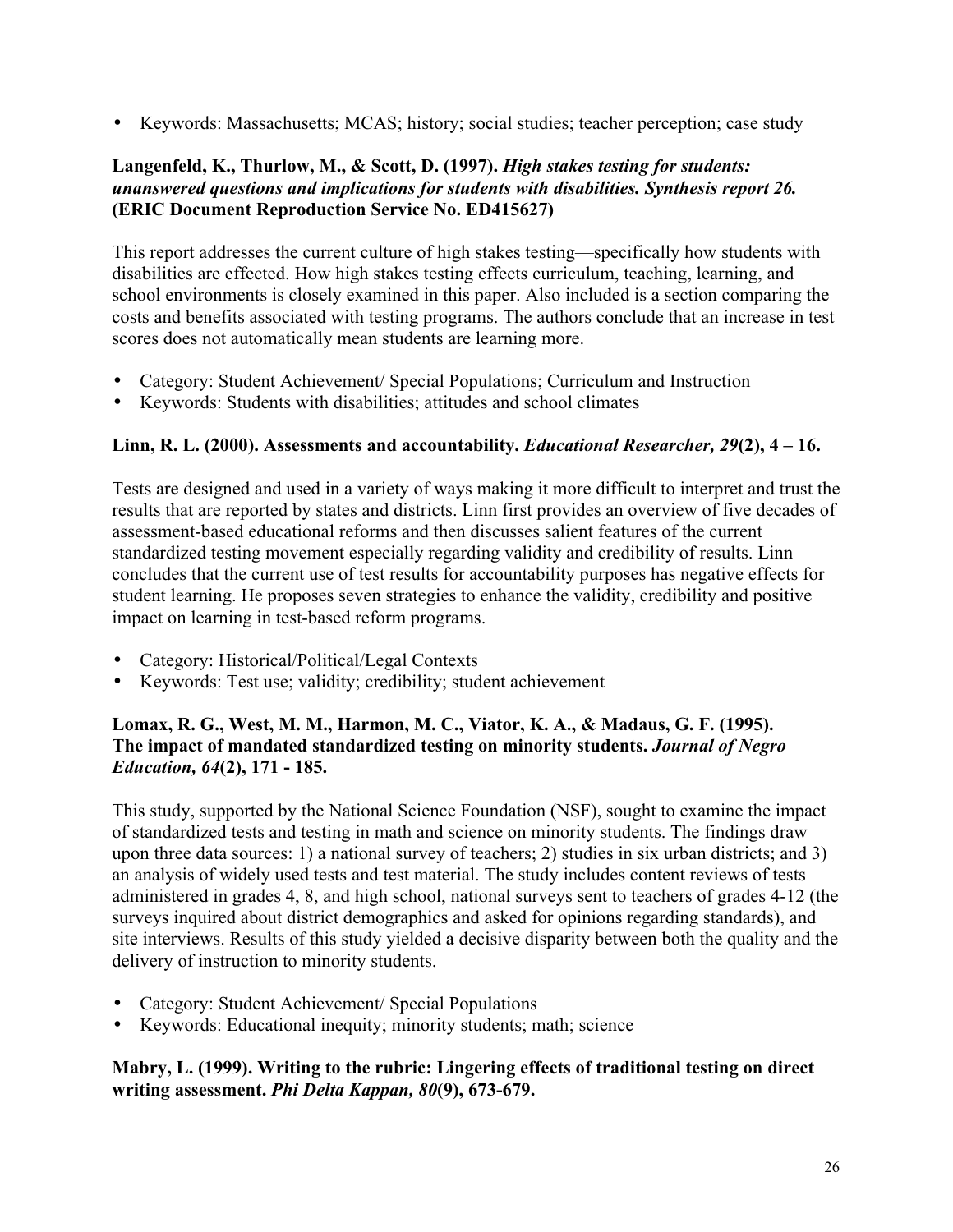- Keywords: Massachusetts; MCAS; history; social studies; teacher perception; case study

**Langenfeld, K., Thurlow, M., & Scott, D. (1997). *High stakes testing for students: unanswered questions and implications for students with disabilities. Synthesis report 26.* (ERIC Document Reproduction Service No. ED415627)**

This report addresses the current culture of high stakes testing—specifically how students with disabilities are effected. How high stakes testing effects curriculum, teaching, learning, and school environments is closely examined in this paper. Also included is a section comparing the costs and benefits associated with testing programs. The authors conclude that an increase in test scores does not automatically mean students are learning more.

- Category: Student Achievement/ Special Populations; Curriculum and Instruction
- Keywords: Students with disabilities; attitudes and school climates

**Linn, R. L. (2000). Assessments and accountability. *Educational Researcher, 29*(2), 4 – 16.**

Tests are designed and used in a variety of ways making it more difficult to interpret and trust the results that are reported by states and districts. Linn first provides an overview of five decades of assessment-based educational reforms and then discusses salient features of the current standardized testing movement especially regarding validity and credibility of results. Linn concludes that the current use of test results for accountability purposes has negative effects for student learning. He proposes seven strategies to enhance the validity, credibility and positive impact on learning in test-based reform programs.

- Category: Historical/Political/Legal Contexts
- Keywords: Test use; validity; credibility; student achievement

**Lomax, R. G., West, M. M., Harmon, M. C., Viator, K. A., & Madaus, G. F. (1995). The impact of mandated standardized testing on minority students. *Journal of Negro Education, 64*(2), 171 - 185.**

This study, supported by the National Science Foundation (NSF), sought to examine the impact of standardized tests and testing in math and science on minority students. The findings draw upon three data sources: 1) a national survey of teachers; 2) studies in six urban districts; and 3) an analysis of widely used tests and test material. The study includes content reviews of tests administered in grades 4, 8, and high school, national surveys sent to teachers of grades 4-12 (the surveys inquired about district demographics and asked for opinions regarding standards), and site interviews. Results of this study yielded a decisive disparity between both the quality and the delivery of instruction to minority students.

- Category: Student Achievement/ Special Populations
- Keywords: Educational inequity; minority students; math; science

**Mabry, L. (1999). Writing to the rubric: Lingering effects of traditional testing on direct writing assessment. *Phi Delta Kappan, 80*(9), 673-679.**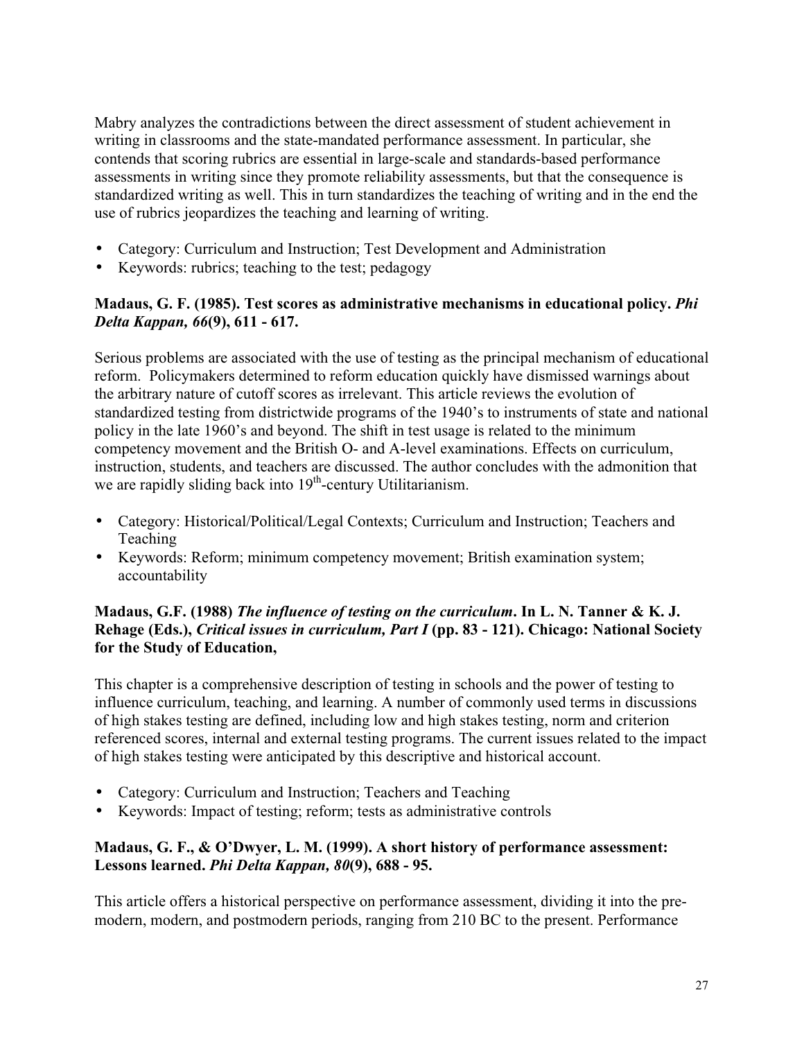Mabry analyzes the contradictions between the direct assessment of student achievement in writing in classrooms and the state-mandated performance assessment. In particular, she contends that scoring rubrics are essential in large-scale and standards-based performance assessments in writing since they promote reliability assessments, but that the consequence is standardized writing as well. This in turn standardizes the teaching of writing and in the end the use of rubrics jeopardizes the teaching and learning of writing.

- Category: Curriculum and Instruction; Test Development and Administration
- Keywords: rubrics; teaching to the test; pedagogy

**Madaus, G. F. (1985). Test scores as administrative mechanisms in educational policy.** ***Phi Delta Kappan, 66*****(9), 611 - 617.**

Serious problems are associated with the use of testing as the principal mechanism of educational reform. Policymakers determined to reform education quickly have dismissed warnings about the arbitrary nature of cutoff scores as irrelevant. This article reviews the evolution of standardized testing from districtwide programs of the 1940's to instruments of state and national policy in the late 1960's and beyond. The shift in test usage is related to the minimum competency movement and the British O- and A-level examinations. Effects on curriculum, instruction, students, and teachers are discussed. The author concludes with the admonition that we are rapidly sliding back into 19th-century Utilitarianism.

- Category: Historical/Political/Legal Contexts; Curriculum and Instruction; Teachers and Teaching
- Keywords: Reform; minimum competency movement; British examination system; accountability

**Madaus, G.F. (1988)** ***The influence of testing on the curriculum*****. In L. N. Tanner & K. J. Rehage (Eds.),** ***Critical issues in curriculum, Part I*** **(pp. 83 - 121). Chicago: National Society for the Study of Education,**

This chapter is a comprehensive description of testing in schools and the power of testing to influence curriculum, teaching, and learning. A number of commonly used terms in discussions of high stakes testing are defined, including low and high stakes testing, norm and criterion referenced scores, internal and external testing programs. The current issues related to the impact of high stakes testing were anticipated by this descriptive and historical account.

- Category: Curriculum and Instruction; Teachers and Teaching
- Keywords: Impact of testing; reform; tests as administrative controls

**Madaus, G. F., & O'Dwyer, L. M. (1999). A short history of performance assessment: Lessons learned.** ***Phi Delta Kappan, 80*****(9), 688 - 95.**

This article offers a historical perspective on performance assessment, dividing it into the pre-modern, modern, and postmodern periods, ranging from 210 BC to the present. Performance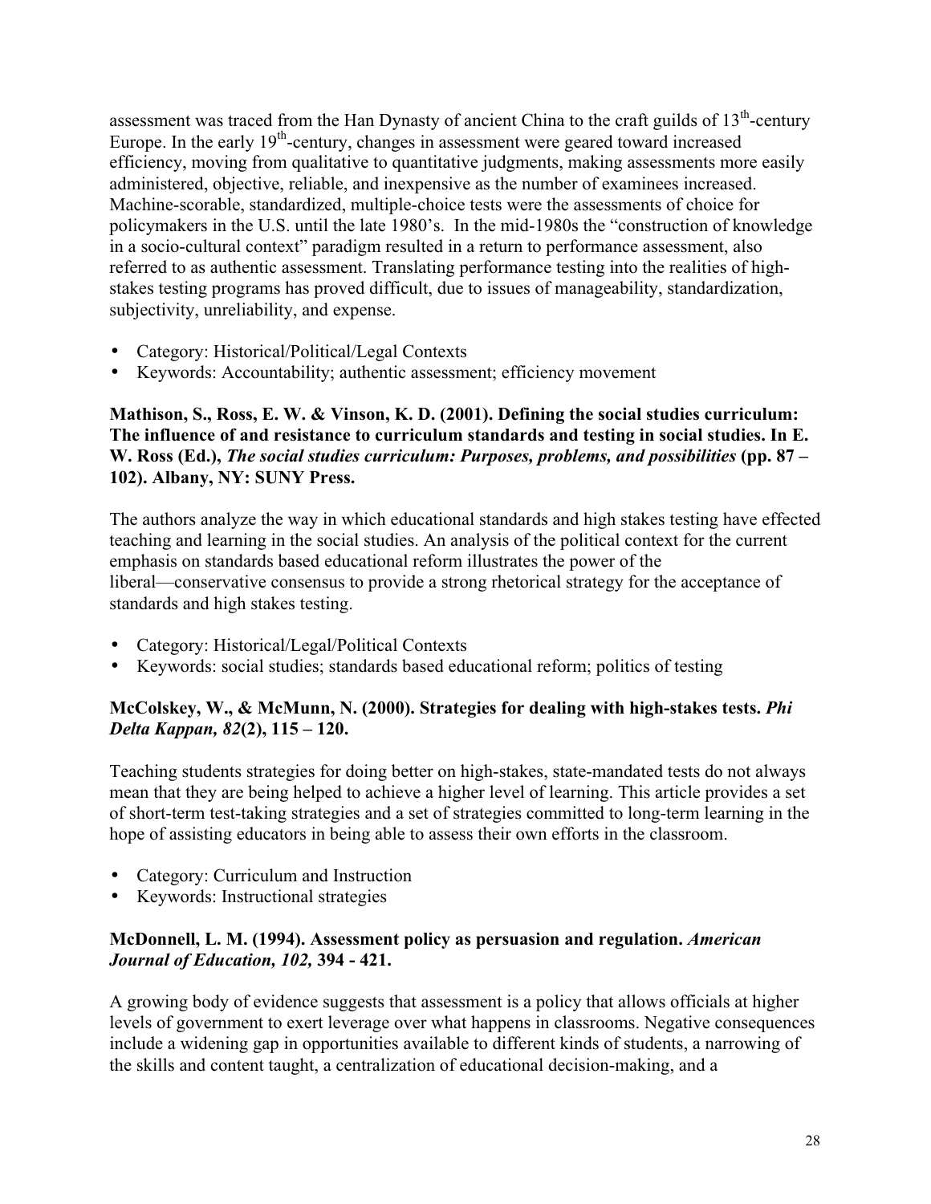assessment was traced from the Han Dynasty of ancient China to the craft guilds of 13th-century Europe. In the early 19th-century, changes in assessment were geared toward increased efficiency, moving from qualitative to quantitative judgments, making assessments more easily administered, objective, reliable, and inexpensive as the number of examinees increased. Machine-scorable, standardized, multiple-choice tests were the assessments of choice for policymakers in the U.S. until the late 1980's. In the mid-1980s the "construction of knowledge in a socio-cultural context" paradigm resulted in a return to performance assessment, also referred to as authentic assessment. Translating performance testing into the realities of high-stakes testing programs has proved difficult, due to issues of manageability, standardization, subjectivity, unreliability, and expense.

- Category: Historical/Political/Legal Contexts
- Keywords: Accountability; authentic assessment; efficiency movement

**Mathison, S., Ross, E. W. & Vinson, K. D. (2001). Defining the social studies curriculum: The influence of and resistance to curriculum standards and testing in social studies. In E. W. Ross (Ed.), *The social studies curriculum: Purposes, problems, and possibilities* (pp. 87 – 102). Albany, NY: SUNY Press.**

The authors analyze the way in which educational standards and high stakes testing have effected teaching and learning in the social studies. An analysis of the political context for the current emphasis on standards based educational reform illustrates the power of the liberal—conservative consensus to provide a strong rhetorical strategy for the acceptance of standards and high stakes testing.

- Category: Historical/Legal/Political Contexts
- Keywords: social studies; standards based educational reform; politics of testing

**McColskey, W., & McMunn, N. (2000). Strategies for dealing with high-stakes tests. *Phi Delta Kappan, 82*(2), 115 – 120.**

Teaching students strategies for doing better on high-stakes, state-mandated tests do not always mean that they are being helped to achieve a higher level of learning. This article provides a set of short-term test-taking strategies and a set of strategies committed to long-term learning in the hope of assisting educators in being able to assess their own efforts in the classroom.

- Category: Curriculum and Instruction
- Keywords: Instructional strategies

**McDonnell, L. M. (1994). Assessment policy as persuasion and regulation. *American Journal of Education, 102,* 394 - 421.**

A growing body of evidence suggests that assessment is a policy that allows officials at higher levels of government to exert leverage over what happens in classrooms. Negative consequences include a widening gap in opportunities available to different kinds of students, a narrowing of the skills and content taught, a centralization of educational decision-making, and a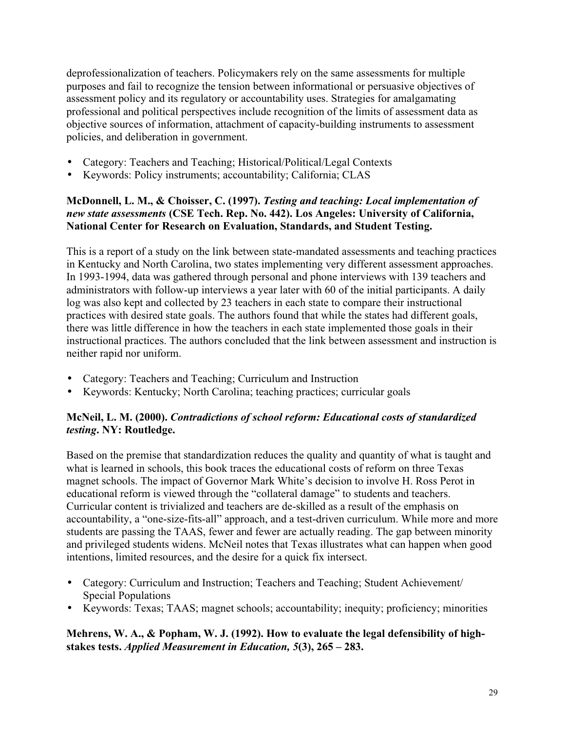deprofessionalization of teachers. Policymakers rely on the same assessments for multiple purposes and fail to recognize the tension between informational or persuasive objectives of assessment policy and its regulatory or accountability uses. Strategies for amalgamating professional and political perspectives include recognition of the limits of assessment data as objective sources of information, attachment of capacity-building instruments to assessment policies, and deliberation in government.

- Category: Teachers and Teaching; Historical/Political/Legal Contexts
- Keywords: Policy instruments; accountability; California; CLAS

**McDonnell, L. M., & Choisser, C. (1997). *Testing and teaching: Local implementation of new state assessments* (CSE Tech. Rep. No. 442). Los Angeles: University of California, National Center for Research on Evaluation, Standards, and Student Testing.**

This is a report of a study on the link between state-mandated assessments and teaching practices in Kentucky and North Carolina, two states implementing very different assessment approaches. In 1993-1994, data was gathered through personal and phone interviews with 139 teachers and administrators with follow-up interviews a year later with 60 of the initial participants. A daily log was also kept and collected by 23 teachers in each state to compare their instructional practices with desired state goals. The authors found that while the states had different goals, there was little difference in how the teachers in each state implemented those goals in their instructional practices. The authors concluded that the link between assessment and instruction is neither rapid nor uniform.

- Category: Teachers and Teaching; Curriculum and Instruction
- Keywords: Kentucky; North Carolina; teaching practices; curricular goals

**McNeil, L. M. (2000). *Contradictions of school reform: Educational costs of standardized testing*. NY: Routledge.**

Based on the premise that standardization reduces the quality and quantity of what is taught and what is learned in schools, this book traces the educational costs of reform on three Texas magnet schools. The impact of Governor Mark White's decision to involve H. Ross Perot in educational reform is viewed through the "collateral damage" to students and teachers. Curricular content is trivialized and teachers are de-skilled as a result of the emphasis on accountability, a "one-size-fits-all" approach, and a test-driven curriculum. While more and more students are passing the TAAS, fewer and fewer are actually reading. The gap between minority and privileged students widens. McNeil notes that Texas illustrates what can happen when good intentions, limited resources, and the desire for a quick fix intersect.

- Category: Curriculum and Instruction; Teachers and Teaching; Student Achievement/ Special Populations
- Keywords: Texas; TAAS; magnet schools; accountability; inequity; proficiency; minorities

**Mehrens, W. A., & Popham, W. J. (1992). How to evaluate the legal defensibility of high-stakes tests. *Applied Measurement in Education, 5*(3), 265 – 283.**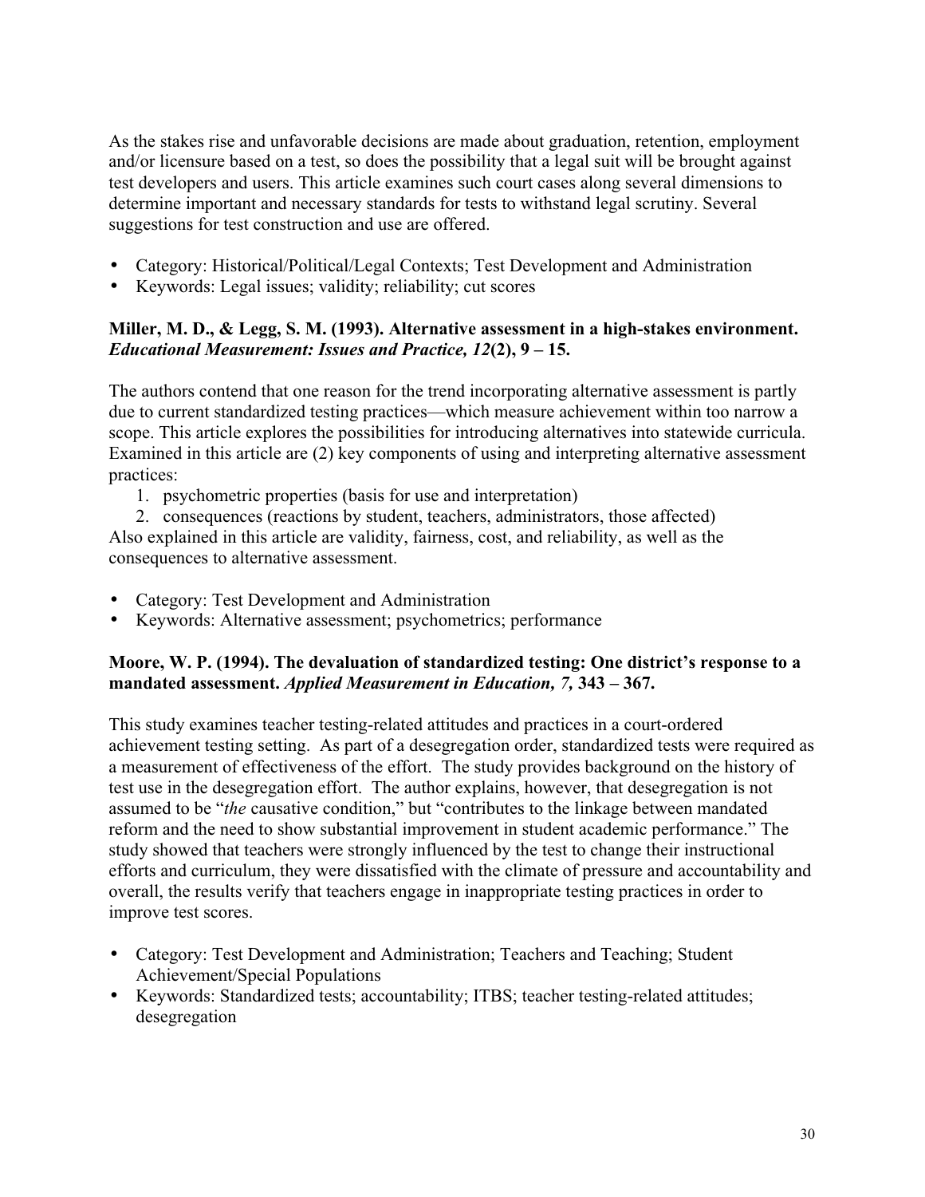As the stakes rise and unfavorable decisions are made about graduation, retention, employment and/or licensure based on a test, so does the possibility that a legal suit will be brought against test developers and users. This article examines such court cases along several dimensions to determine important and necessary standards for tests to withstand legal scrutiny. Several suggestions for test construction and use are offered.

- Category: Historical/Political/Legal Contexts; Test Development and Administration
- Keywords: Legal issues; validity; reliability; cut scores

**Miller, M. D., & Legg, S. M. (1993). Alternative assessment in a high-stakes environment. *Educational Measurement: Issues and Practice, 12*(2), 9 – 15.**

The authors contend that one reason for the trend incorporating alternative assessment is partly due to current standardized testing practices—which measure achievement within too narrow a scope. This article explores the possibilities for introducing alternatives into statewide curricula. Examined in this article are (2) key components of using and interpreting alternative assessment practices:

1. psychometric properties (basis for use and interpretation)
2. consequences (reactions by student, teachers, administrators, those affected)

Also explained in this article are validity, fairness, cost, and reliability, as well as the consequences to alternative assessment.

- Category: Test Development and Administration
- Keywords: Alternative assessment; psychometrics; performance

**Moore, W. P. (1994). The devaluation of standardized testing: One district's response to a mandated assessment. *Applied Measurement in Education, 7,* 343 – 367.**

This study examines teacher testing-related attitudes and practices in a court-ordered achievement testing setting. As part of a desegregation order, standardized tests were required as a measurement of effectiveness of the effort. The study provides background on the history of test use in the desegregation effort. The author explains, however, that desegregation is not assumed to be "*the* causative condition," but "contributes to the linkage between mandated reform and the need to show substantial improvement in student academic performance." The study showed that teachers were strongly influenced by the test to change their instructional efforts and curriculum, they were dissatisfied with the climate of pressure and accountability and overall, the results verify that teachers engage in inappropriate testing practices in order to improve test scores.

- Category: Test Development and Administration; Teachers and Teaching; Student Achievement/Special Populations
- Keywords: Standardized tests; accountability; ITBS; teacher testing-related attitudes; desegregation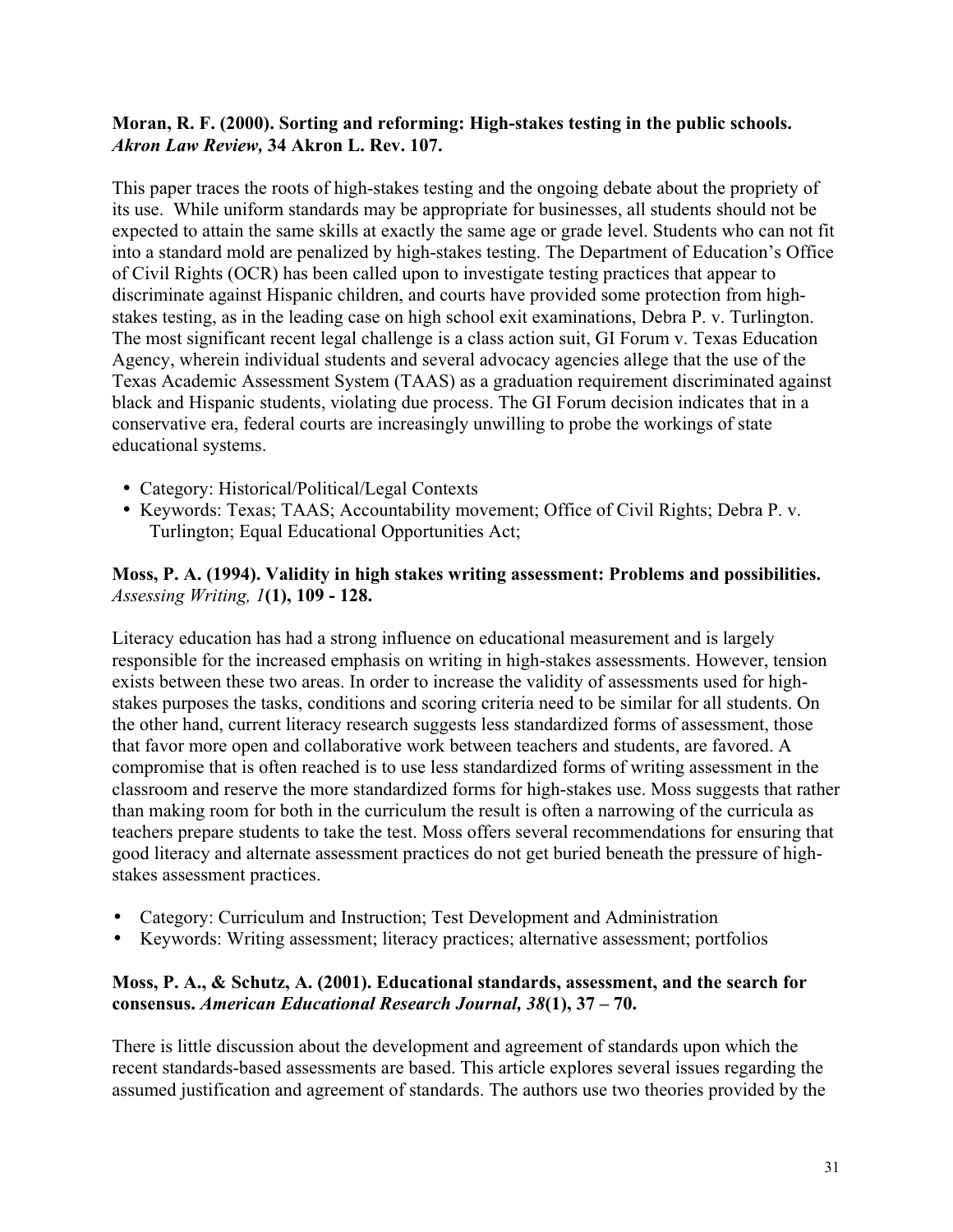**Moran, R. F. (2000). Sorting and reforming: High-stakes testing in the public schools.** ***Akron Law Review,*** **34 Akron L. Rev. 107.**

This paper traces the roots of high-stakes testing and the ongoing debate about the propriety of its use. While uniform standards may be appropriate for businesses, all students should not be expected to attain the same skills at exactly the same age or grade level. Students who can not fit into a standard mold are penalized by high-stakes testing. The Department of Education's Office of Civil Rights (OCR) has been called upon to investigate testing practices that appear to discriminate against Hispanic children, and courts have provided some protection from high-stakes testing, as in the leading case on high school exit examinations, Debra P. v. Turlington. The most significant recent legal challenge is a class action suit, GI Forum v. Texas Education Agency, wherein individual students and several advocacy agencies allege that the use of the Texas Academic Assessment System (TAAS) as a graduation requirement discriminated against black and Hispanic students, violating due process. The GI Forum decision indicates that in a conservative era, federal courts are increasingly unwilling to probe the workings of state educational systems.

- Category: Historical/Political/Legal Contexts
- Keywords: Texas; TAAS; Accountability movement; Office of Civil Rights; Debra P. v. Turlington; Equal Educational Opportunities Act;

**Moss, P. A. (1994). Validity in high stakes writing assessment: Problems and possibilities.** ***Assessing Writing, 1*****(1), 109 - 128.**

Literacy education has had a strong influence on educational measurement and is largely responsible for the increased emphasis on writing in high-stakes assessments. However, tension exists between these two areas. In order to increase the validity of assessments used for high-stakes purposes the tasks, conditions and scoring criteria need to be similar for all students. On the other hand, current literacy research suggests less standardized forms of assessment, those that favor more open and collaborative work between teachers and students, are favored. A compromise that is often reached is to use less standardized forms of writing assessment in the classroom and reserve the more standardized forms for high-stakes use. Moss suggests that rather than making room for both in the curriculum the result is often a narrowing of the curricula as teachers prepare students to take the test. Moss offers several recommendations for ensuring that good literacy and alternate assessment practices do not get buried beneath the pressure of high-stakes assessment practices.

- Category: Curriculum and Instruction; Test Development and Administration
- Keywords: Writing assessment; literacy practices; alternative assessment; portfolios

**Moss, P. A., & Schutz, A. (2001). Educational standards, assessment, and the search for consensus.** ***American Educational Research Journal, 38*****(1), 37 – 70.**

There is little discussion about the development and agreement of standards upon which the recent standards-based assessments are based. This article explores several issues regarding the assumed justification and agreement of standards. The authors use two theories provided by the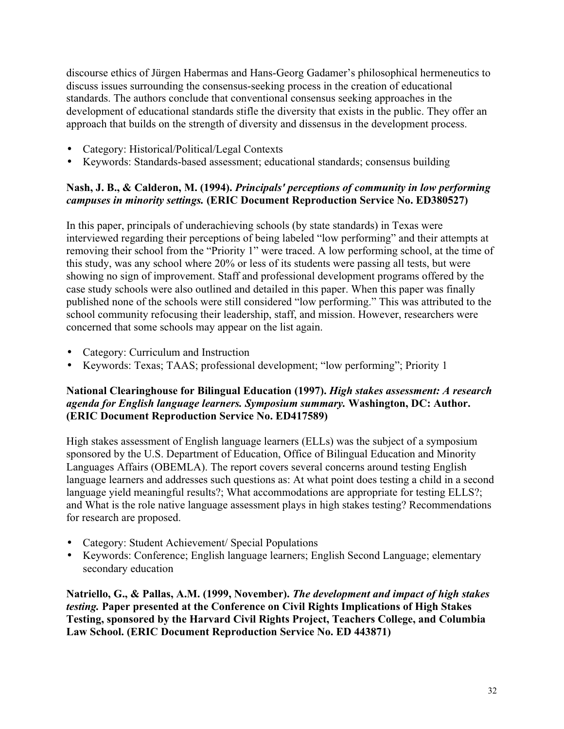discourse ethics of Jürgen Habermas and Hans-Georg Gadamer's philosophical hermeneutics to discuss issues surrounding the consensus-seeking process in the creation of educational standards. The authors conclude that conventional consensus seeking approaches in the development of educational standards stifle the diversity that exists in the public. They offer an approach that builds on the strength of diversity and dissensus in the development process.

- Category: Historical/Political/Legal Contexts
- Keywords: Standards-based assessment; educational standards; consensus building

**Nash, J. B., & Calderon, M. (1994).** ***Principals' perceptions of community in low performing campuses in minority settings.*** **(ERIC Document Reproduction Service No. ED380527)**

In this paper, principals of underachieving schools (by state standards) in Texas were interviewed regarding their perceptions of being labeled "low performing" and their attempts at removing their school from the "Priority 1" were traced. A low performing school, at the time of this study, was any school where 20% or less of its students were passing all tests, but were showing no sign of improvement. Staff and professional development programs offered by the case study schools were also outlined and detailed in this paper. When this paper was finally published none of the schools were still considered "low performing." This was attributed to the school community refocusing their leadership, staff, and mission. However, researchers were concerned that some schools may appear on the list again.

- Category: Curriculum and Instruction
- Keywords: Texas; TAAS; professional development; "low performing"; Priority 1

**National Clearinghouse for Bilingual Education (1997).** ***High stakes assessment: A research agenda for English language learners. Symposium summary.*** **Washington, DC: Author. (ERIC Document Reproduction Service No. ED417589)**

High stakes assessment of English language learners (ELLs) was the subject of a symposium sponsored by the U.S. Department of Education, Office of Bilingual Education and Minority Languages Affairs (OBEMLA). The report covers several concerns around testing English language learners and addresses such questions as: At what point does testing a child in a second language yield meaningful results?; What accommodations are appropriate for testing ELLS?; and What is the role native language assessment plays in high stakes testing? Recommendations for research are proposed.

- Category: Student Achievement/ Special Populations
- Keywords: Conference; English language learners; English Second Language; elementary secondary education

**Natriello, G., & Pallas, A.M. (1999, November).** ***The development and impact of high stakes testing.*** **Paper presented at the Conference on Civil Rights Implications of High Stakes Testing, sponsored by the Harvard Civil Rights Project, Teachers College, and Columbia Law School. (ERIC Document Reproduction Service No. ED 443871)**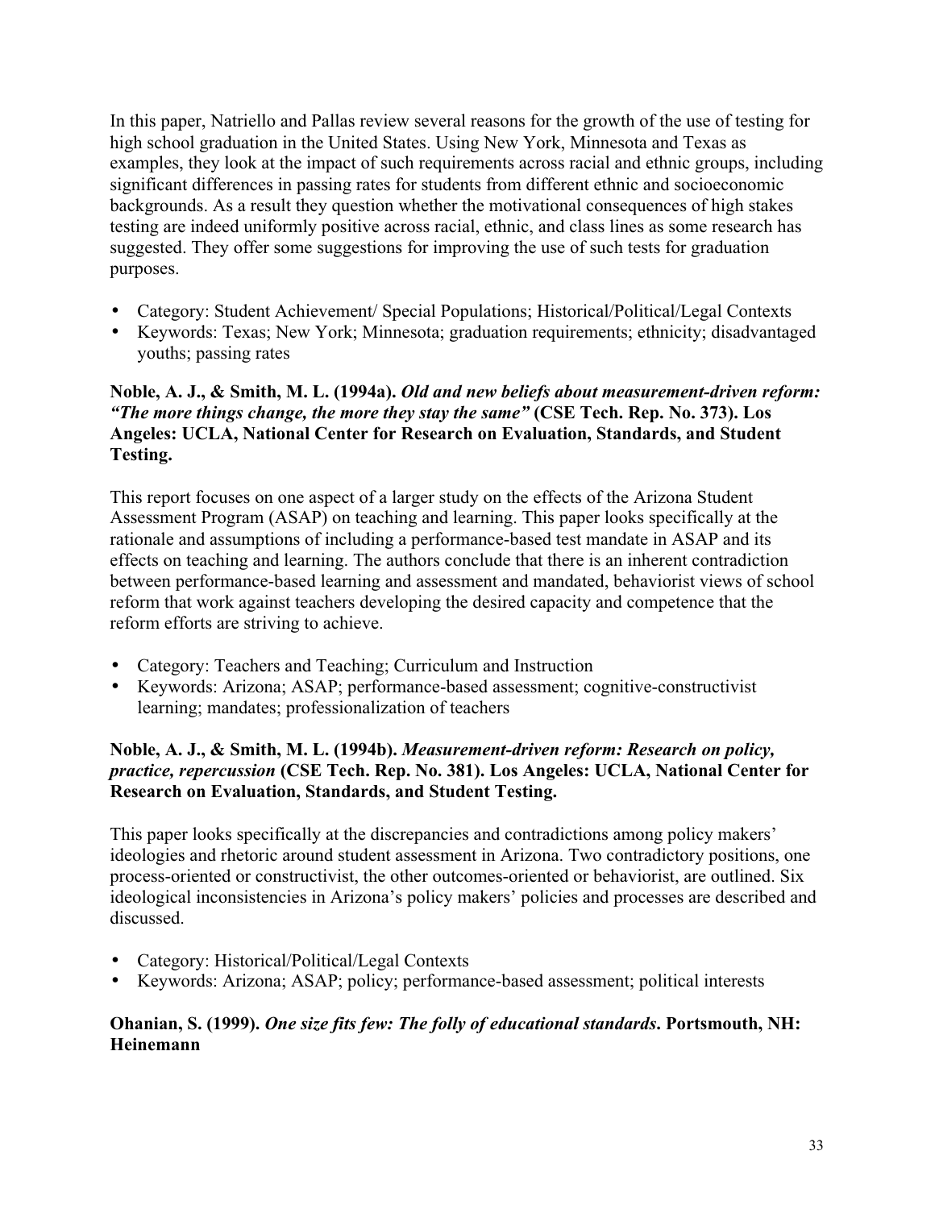In this paper, Natriello and Pallas review several reasons for the growth of the use of testing for high school graduation in the United States. Using New York, Minnesota and Texas as examples, they look at the impact of such requirements across racial and ethnic groups, including significant differences in passing rates for students from different ethnic and socioeconomic backgrounds. As a result they question whether the motivational consequences of high stakes testing are indeed uniformly positive across racial, ethnic, and class lines as some research has suggested. They offer some suggestions for improving the use of such tests for graduation purposes.

- Category: Student Achievement/ Special Populations; Historical/Political/Legal Contexts
- Keywords: Texas; New York; Minnesota; graduation requirements; ethnicity; disadvantaged youths; passing rates

**Noble, A. J., & Smith, M. L. (1994a).** ***Old and new beliefs about measurement-driven reform: "The more things change, the more they stay the same"*** **(CSE Tech. Rep. No. 373). Los Angeles: UCLA, National Center for Research on Evaluation, Standards, and Student Testing.**

This report focuses on one aspect of a larger study on the effects of the Arizona Student Assessment Program (ASAP) on teaching and learning. This paper looks specifically at the rationale and assumptions of including a performance-based test mandate in ASAP and its effects on teaching and learning. The authors conclude that there is an inherent contradiction between performance-based learning and assessment and mandated, behaviorist views of school reform that work against teachers developing the desired capacity and competence that the reform efforts are striving to achieve.

- Category: Teachers and Teaching; Curriculum and Instruction
- Keywords: Arizona; ASAP; performance-based assessment; cognitive-constructivist learning; mandates; professionalization of teachers

**Noble, A. J., & Smith, M. L. (1994b).** ***Measurement-driven reform: Research on policy, practice, repercussion*** **(CSE Tech. Rep. No. 381). Los Angeles: UCLA, National Center for Research on Evaluation, Standards, and Student Testing.**

This paper looks specifically at the discrepancies and contradictions among policy makers' ideologies and rhetoric around student assessment in Arizona. Two contradictory positions, one process-oriented or constructivist, the other outcomes-oriented or behaviorist, are outlined. Six ideological inconsistencies in Arizona's policy makers' policies and processes are described and discussed.

- Category: Historical/Political/Legal Contexts
- Keywords: Arizona; ASAP; policy; performance-based assessment; political interests

**Ohanian, S. (1999).** ***One size fits few: The folly of educational standards*****. Portsmouth, NH: Heinemann**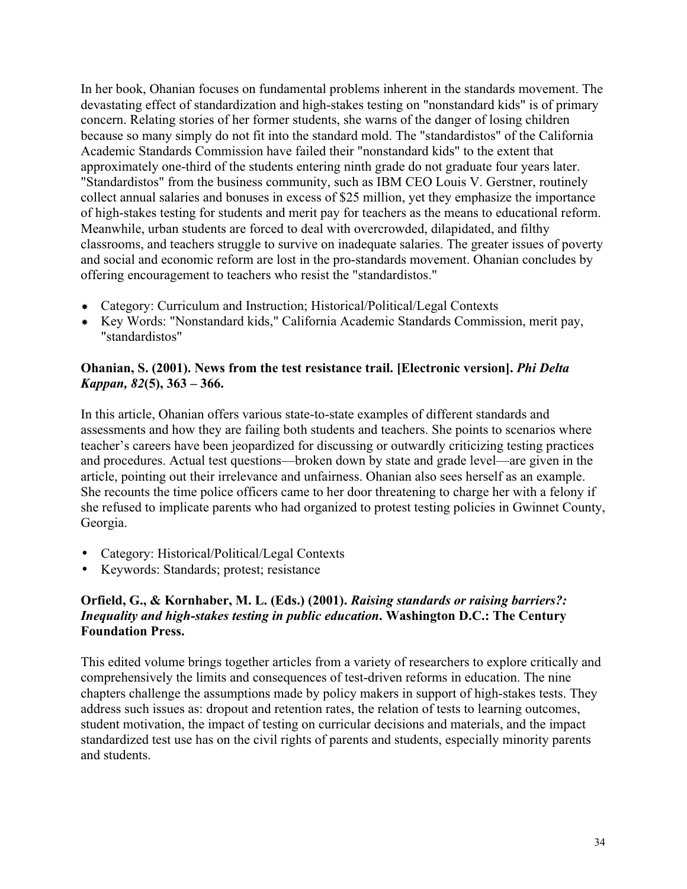In her book, Ohanian focuses on fundamental problems inherent in the standards movement. The devastating effect of standardization and high-stakes testing on "nonstandard kids" is of primary concern. Relating stories of her former students, she warns of the danger of losing children because so many simply do not fit into the standard mold. The "standardistos" of the California Academic Standards Commission have failed their "nonstandard kids" to the extent that approximately one-third of the students entering ninth grade do not graduate four years later. "Standardistos" from the business community, such as IBM CEO Louis V. Gerstner, routinely collect annual salaries and bonuses in excess of $25 million, yet they emphasize the importance of high-stakes testing for students and merit pay for teachers as the means to educational reform. Meanwhile, urban students are forced to deal with overcrowded, dilapidated, and filthy classrooms, and teachers struggle to survive on inadequate salaries. The greater issues of poverty and social and economic reform are lost in the pro-standards movement. Ohanian concludes by offering encouragement to teachers who resist the "standardistos."

- Category: Curriculum and Instruction; Historical/Political/Legal Contexts
- Key Words: "Nonstandard kids," California Academic Standards Commission, merit pay, "standardistos"

**Ohanian, S. (2001). News from the test resistance trail. [Electronic version].** ***Phi Delta Kappan, 82*****(5), 363 – 366.**

In this article, Ohanian offers various state-to-state examples of different standards and assessments and how they are failing both students and teachers. She points to scenarios where teacher's careers have been jeopardized for discussing or outwardly criticizing testing practices and procedures. Actual test questions—broken down by state and grade level—are given in the article, pointing out their irrelevance and unfairness. Ohanian also sees herself as an example. She recounts the time police officers came to her door threatening to charge her with a felony if she refused to implicate parents who had organized to protest testing policies in Gwinnet County, Georgia.

- Category: Historical/Political/Legal Contexts
- Keywords: Standards; protest; resistance

**Orfield, G., & Kornhaber, M. L. (Eds.) (2001).** ***Raising standards or raising barriers?: Inequality and high-stakes testing in public education*****. Washington D.C.: The Century Foundation Press.**

This edited volume brings together articles from a variety of researchers to explore critically and comprehensively the limits and consequences of test-driven reforms in education. The nine chapters challenge the assumptions made by policy makers in support of high-stakes tests. They address such issues as: dropout and retention rates, the relation of tests to learning outcomes, student motivation, the impact of testing on curricular decisions and materials, and the impact standardized test use has on the civil rights of parents and students, especially minority parents and students.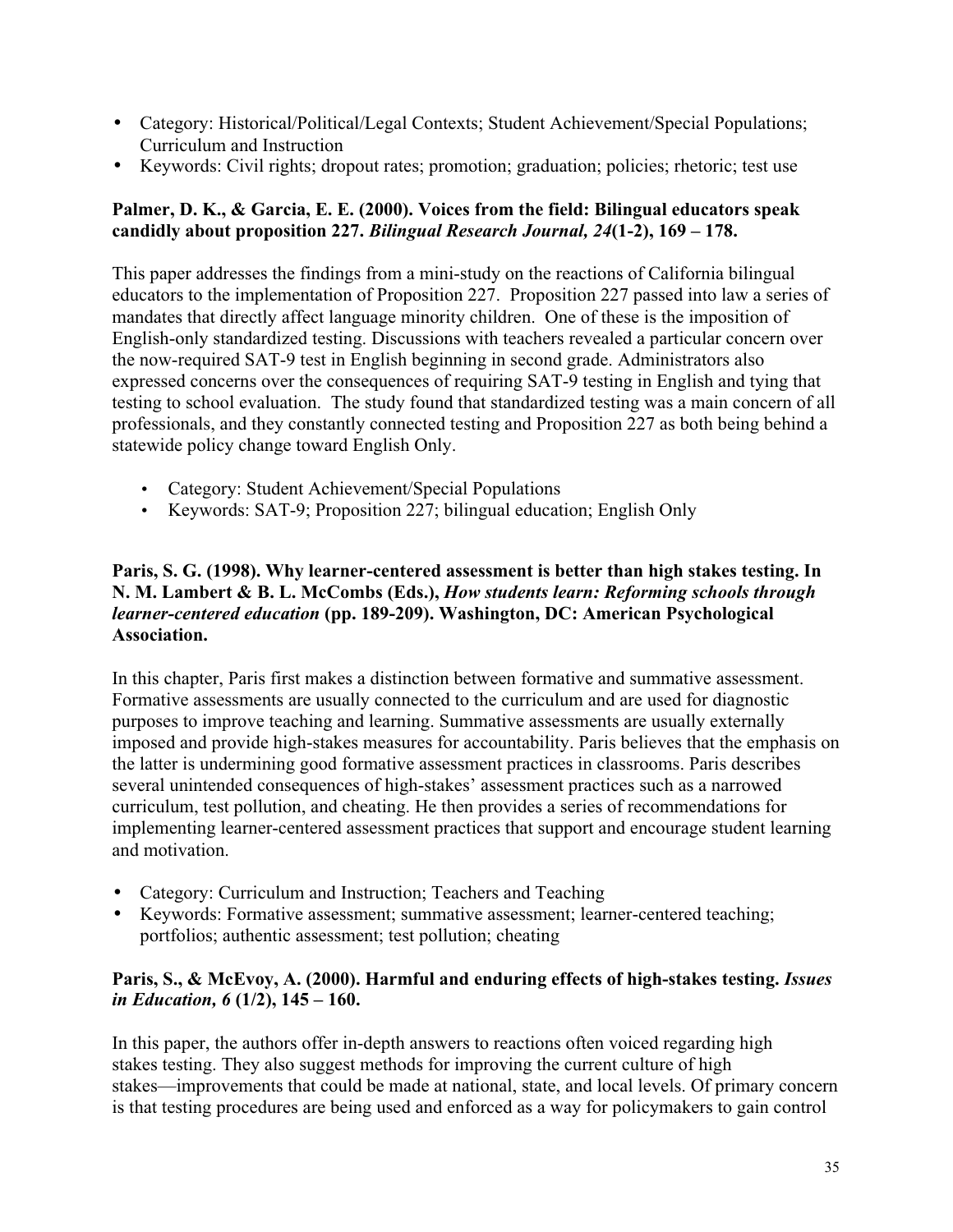- Category: Historical/Political/Legal Contexts; Student Achievement/Special Populations; Curriculum and Instruction
- Keywords: Civil rights; dropout rates; promotion; graduation; policies; rhetoric; test use

**Palmer, D. K., & Garcia, E. E. (2000). Voices from the field: Bilingual educators speak candidly about proposition 227. *Bilingual Research Journal, 24*(1-2), 169 – 178.**

This paper addresses the findings from a mini-study on the reactions of California bilingual educators to the implementation of Proposition 227. Proposition 227 passed into law a series of mandates that directly affect language minority children. One of these is the imposition of English-only standardized testing. Discussions with teachers revealed a particular concern over the now-required SAT-9 test in English beginning in second grade. Administrators also expressed concerns over the consequences of requiring SAT-9 testing in English and tying that testing to school evaluation. The study found that standardized testing was a main concern of all professionals, and they constantly connected testing and Proposition 227 as both being behind a statewide policy change toward English Only.

- Category: Student Achievement/Special Populations
- Keywords: SAT-9; Proposition 227; bilingual education; English Only

**Paris, S. G. (1998). Why learner-centered assessment is better than high stakes testing. In N. M. Lambert & B. L. McCombs (Eds.), *How students learn: Reforming schools through learner-centered education* (pp. 189-209). Washington, DC: American Psychological Association.**

In this chapter, Paris first makes a distinction between formative and summative assessment. Formative assessments are usually connected to the curriculum and are used for diagnostic purposes to improve teaching and learning. Summative assessments are usually externally imposed and provide high-stakes measures for accountability. Paris believes that the emphasis on the latter is undermining good formative assessment practices in classrooms. Paris describes several unintended consequences of high-stakes' assessment practices such as a narrowed curriculum, test pollution, and cheating. He then provides a series of recommendations for implementing learner-centered assessment practices that support and encourage student learning and motivation.

- Category: Curriculum and Instruction; Teachers and Teaching
- Keywords: Formative assessment; summative assessment; learner-centered teaching; portfolios; authentic assessment; test pollution; cheating

**Paris, S., & McEvoy, A. (2000). Harmful and enduring effects of high-stakes testing. *Issues in Education, 6* (1/2), 145 – 160.**

In this paper, the authors offer in-depth answers to reactions often voiced regarding high stakes testing. They also suggest methods for improving the current culture of high stakes—improvements that could be made at national, state, and local levels. Of primary concern is that testing procedures are being used and enforced as a way for policymakers to gain control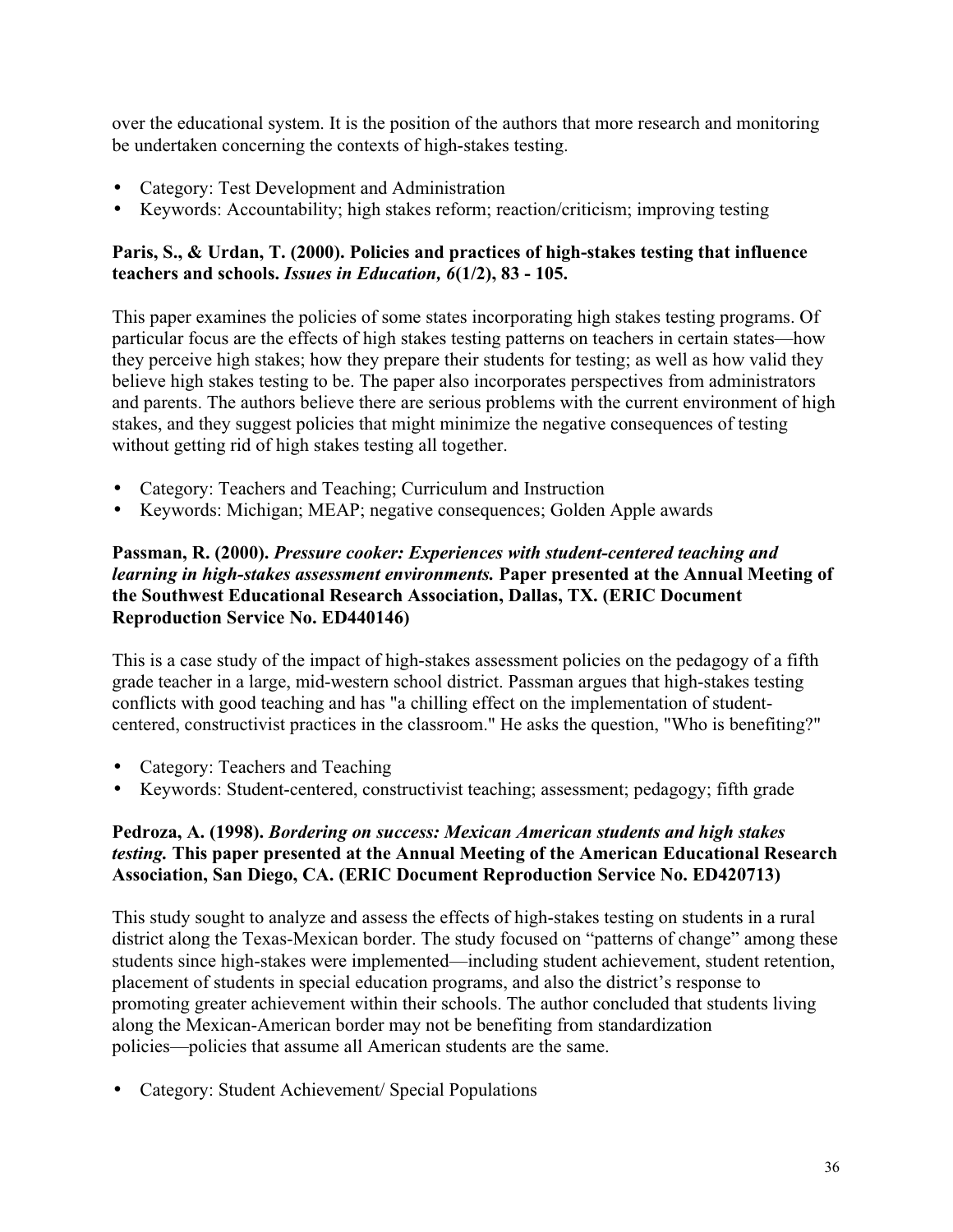over the educational system. It is the position of the authors that more research and monitoring be undertaken concerning the contexts of high-stakes testing.

- Category: Test Development and Administration
- Keywords: Accountability; high stakes reform; reaction/criticism; improving testing

**Paris, S., & Urdan, T. (2000). Policies and practices of high-stakes testing that influence teachers and schools. *Issues in Education, 6*(1/2), 83 - 105.**

This paper examines the policies of some states incorporating high stakes testing programs. Of particular focus are the effects of high stakes testing patterns on teachers in certain states—how they perceive high stakes; how they prepare their students for testing; as well as how valid they believe high stakes testing to be. The paper also incorporates perspectives from administrators and parents. The authors believe there are serious problems with the current environment of high stakes, and they suggest policies that might minimize the negative consequences of testing without getting rid of high stakes testing all together.

- Category: Teachers and Teaching; Curriculum and Instruction
- Keywords: Michigan; MEAP; negative consequences; Golden Apple awards

**Passman, R. (2000). *Pressure cooker: Experiences with student-centered teaching and learning in high-stakes assessment environments.* Paper presented at the Annual Meeting of the Southwest Educational Research Association, Dallas, TX. (ERIC Document Reproduction Service No. ED440146)**

This is a case study of the impact of high-stakes assessment policies on the pedagogy of a fifth grade teacher in a large, mid-western school district. Passman argues that high-stakes testing conflicts with good teaching and has "a chilling effect on the implementation of student-centered, constructivist practices in the classroom." He asks the question, "Who is benefiting?"

- Category: Teachers and Teaching
- Keywords: Student-centered, constructivist teaching; assessment; pedagogy; fifth grade

**Pedroza, A. (1998). *Bordering on success: Mexican American students and high stakes testing.* This paper presented at the Annual Meeting of the American Educational Research Association, San Diego, CA. (ERIC Document Reproduction Service No. ED420713)**

This study sought to analyze and assess the effects of high-stakes testing on students in a rural district along the Texas-Mexican border. The study focused on "patterns of change" among these students since high-stakes were implemented—including student achievement, student retention, placement of students in special education programs, and also the district's response to promoting greater achievement within their schools. The author concluded that students living along the Mexican-American border may not be benefiting from standardization policies—policies that assume all American students are the same.

- Category: Student Achievement/ Special Populations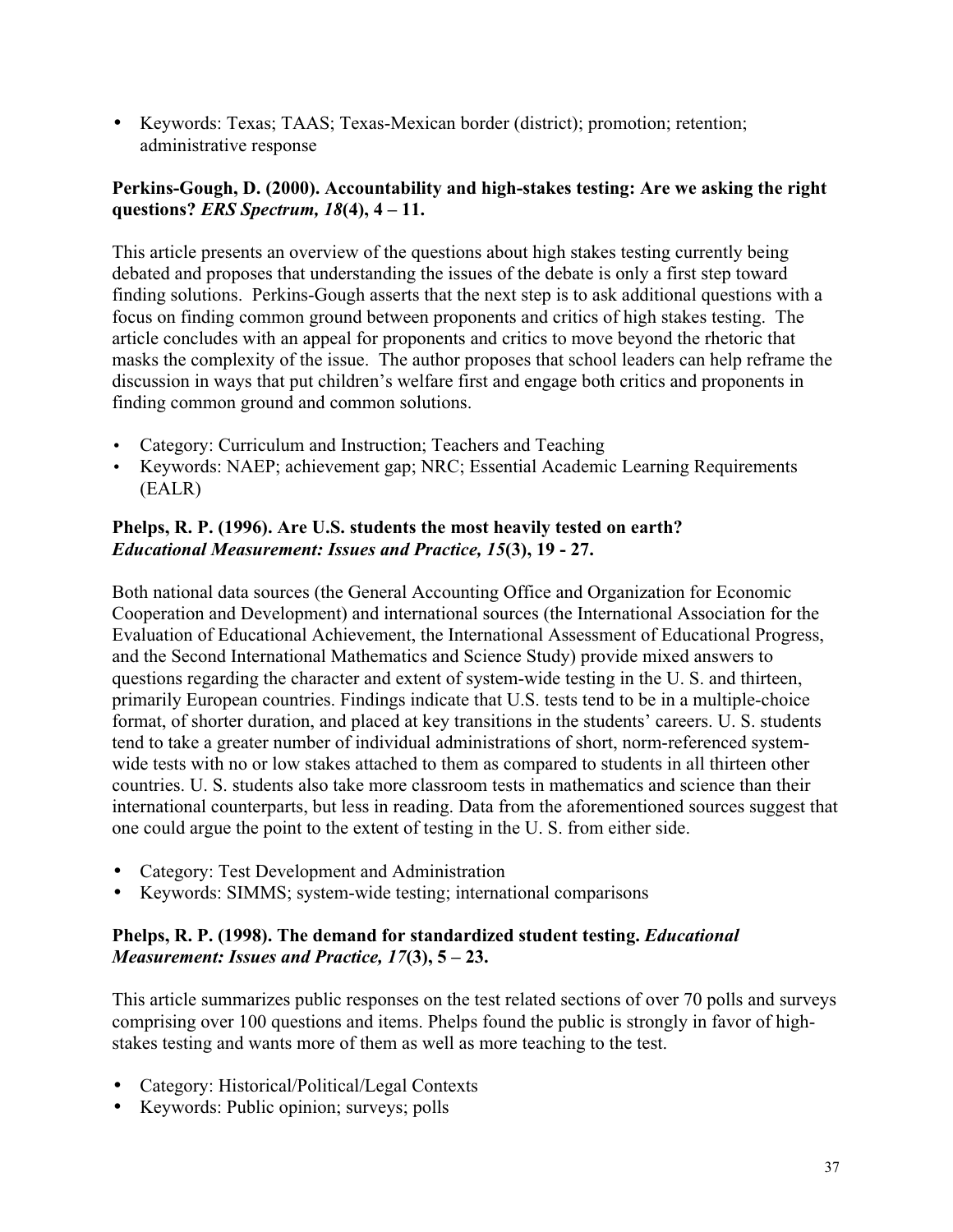- Keywords: Texas; TAAS; Texas-Mexican border (district); promotion; retention; administrative response

**Perkins-Gough, D. (2000). Accountability and high-stakes testing: Are we asking the right questions? *ERS Spectrum, 18*(4), 4 – 11.**

This article presents an overview of the questions about high stakes testing currently being debated and proposes that understanding the issues of the debate is only a first step toward finding solutions. Perkins-Gough asserts that the next step is to ask additional questions with a focus on finding common ground between proponents and critics of high stakes testing. The article concludes with an appeal for proponents and critics to move beyond the rhetoric that masks the complexity of the issue. The author proposes that school leaders can help reframe the discussion in ways that put children's welfare first and engage both critics and proponents in finding common ground and common solutions.

- Category: Curriculum and Instruction; Teachers and Teaching
- Keywords: NAEP; achievement gap; NRC; Essential Academic Learning Requirements (EALR)

**Phelps, R. P. (1996). Are U.S. students the most heavily tested on earth? *Educational Measurement: Issues and Practice, 15*(3), 19 - 27.**

Both national data sources (the General Accounting Office and Organization for Economic Cooperation and Development) and international sources (the International Association for the Evaluation of Educational Achievement, the International Assessment of Educational Progress, and the Second International Mathematics and Science Study) provide mixed answers to questions regarding the character and extent of system-wide testing in the U. S. and thirteen, primarily European countries. Findings indicate that U.S. tests tend to be in a multiple-choice format, of shorter duration, and placed at key transitions in the students' careers. U. S. students tend to take a greater number of individual administrations of short, norm-referenced system-wide tests with no or low stakes attached to them as compared to students in all thirteen other countries. U. S. students also take more classroom tests in mathematics and science than their international counterparts, but less in reading. Data from the aforementioned sources suggest that one could argue the point to the extent of testing in the U. S. from either side.

- Category: Test Development and Administration
- Keywords: SIMMS; system-wide testing; international comparisons

**Phelps, R. P. (1998). The demand for standardized student testing. *Educational Measurement: Issues and Practice, 17*(3), 5 – 23.**

This article summarizes public responses on the test related sections of over 70 polls and surveys comprising over 100 questions and items. Phelps found the public is strongly in favor of high-stakes testing and wants more of them as well as more teaching to the test.

- Category: Historical/Political/Legal Contexts
- Keywords: Public opinion; surveys; polls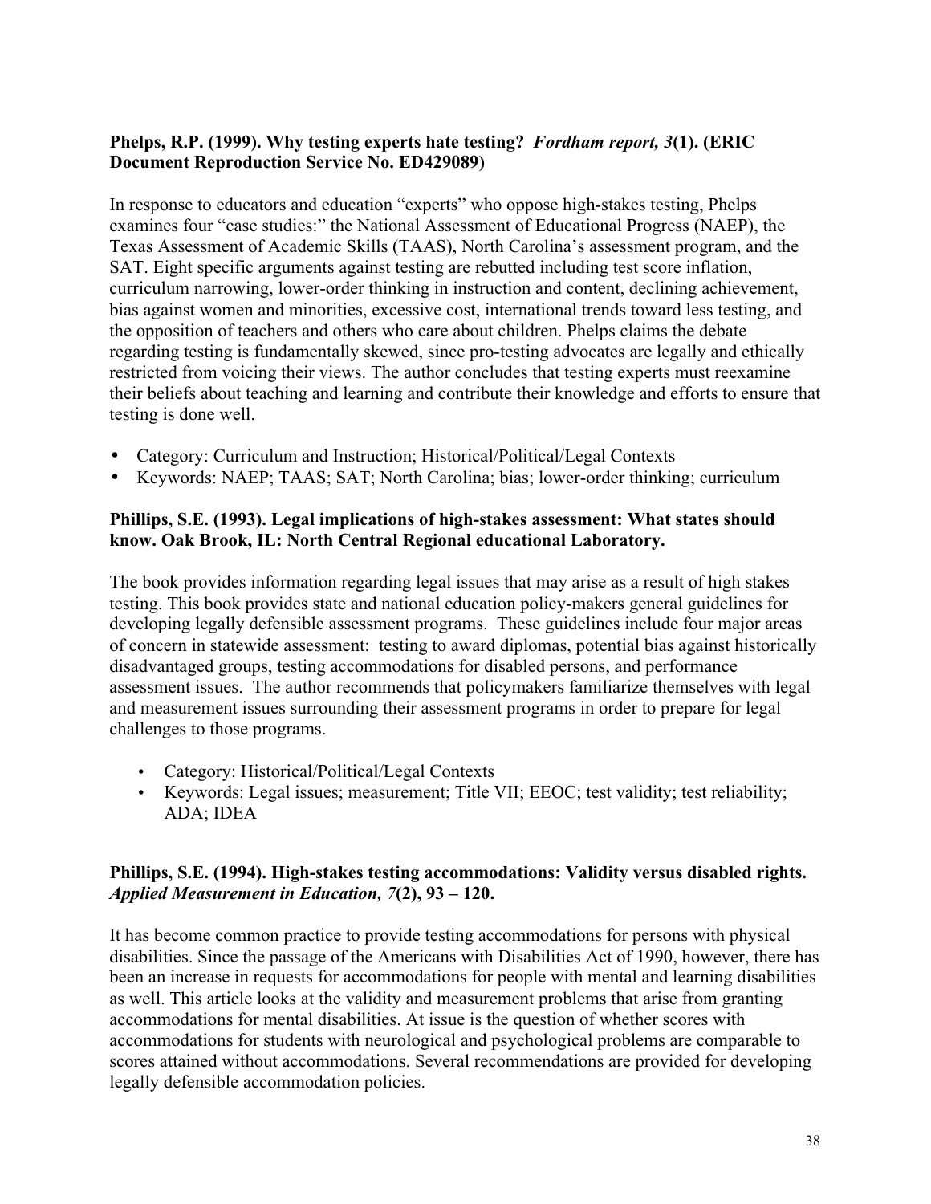**Phelps, R.P. (1999). Why testing experts hate testing? *Fordham report, 3*(1). (ERIC Document Reproduction Service No. ED429089)**

In response to educators and education "experts" who oppose high-stakes testing, Phelps examines four "case studies:" the National Assessment of Educational Progress (NAEP), the Texas Assessment of Academic Skills (TAAS), North Carolina's assessment program, and the SAT. Eight specific arguments against testing are rebutted including test score inflation, curriculum narrowing, lower-order thinking in instruction and content, declining achievement, bias against women and minorities, excessive cost, international trends toward less testing, and the opposition of teachers and others who care about children. Phelps claims the debate regarding testing is fundamentally skewed, since pro-testing advocates are legally and ethically restricted from voicing their views. The author concludes that testing experts must reexamine their beliefs about teaching and learning and contribute their knowledge and efforts to ensure that testing is done well.

- Category: Curriculum and Instruction; Historical/Political/Legal Contexts
- Keywords: NAEP; TAAS; SAT; North Carolina; bias; lower-order thinking; curriculum

**Phillips, S.E. (1993). Legal implications of high-stakes assessment: What states should know. Oak Brook, IL: North Central Regional educational Laboratory.**

The book provides information regarding legal issues that may arise as a result of high stakes testing. This book provides state and national education policy-makers general guidelines for developing legally defensible assessment programs. These guidelines include four major areas of concern in statewide assessment: testing to award diplomas, potential bias against historically disadvantaged groups, testing accommodations for disabled persons, and performance assessment issues. The author recommends that policymakers familiarize themselves with legal and measurement issues surrounding their assessment programs in order to prepare for legal challenges to those programs.

- Category: Historical/Political/Legal Contexts
- Keywords: Legal issues; measurement; Title VII; EEOC; test validity; test reliability; ADA; IDEA

**Phillips, S.E. (1994). High-stakes testing accommodations: Validity versus disabled rights. *Applied Measurement in Education, 7*(2), 93 – 120.**

It has become common practice to provide testing accommodations for persons with physical disabilities. Since the passage of the Americans with Disabilities Act of 1990, however, there has been an increase in requests for accommodations for people with mental and learning disabilities as well. This article looks at the validity and measurement problems that arise from granting accommodations for mental disabilities. At issue is the question of whether scores with accommodations for students with neurological and psychological problems are comparable to scores attained without accommodations. Several recommendations are provided for developing legally defensible accommodation policies.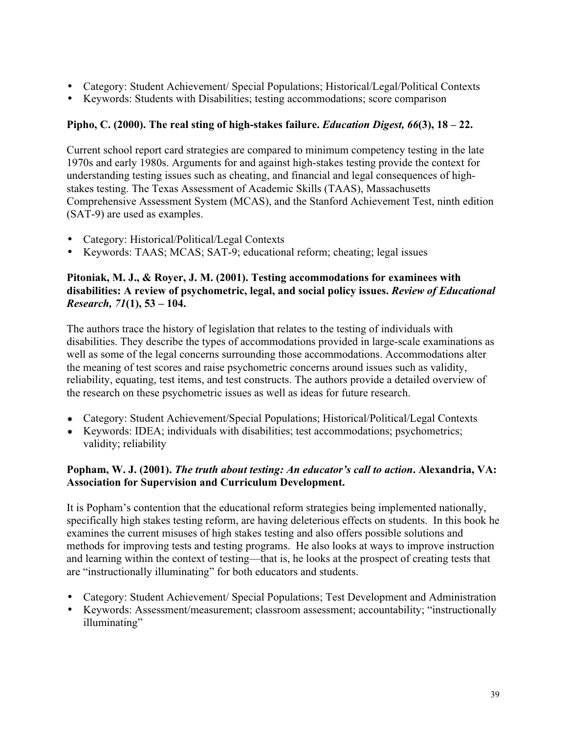- Category: Student Achievement/ Special Populations; Historical/Legal/Political Contexts
- Keywords: Students with Disabilities; testing accommodations; score comparison

**Pipho, C. (2000). The real sting of high-stakes failure.** ***Education Digest, 66*****(3), 18 – 22.**

Current school report card strategies are compared to minimum competency testing in the late 1970s and early 1980s. Arguments for and against high-stakes testing provide the context for understanding testing issues such as cheating, and financial and legal consequences of high-stakes testing. The Texas Assessment of Academic Skills (TAAS), Massachusetts Comprehensive Assessment System (MCAS), and the Stanford Achievement Test, ninth edition (SAT-9) are used as examples.

- Category: Historical/Political/Legal Contexts
- Keywords: TAAS; MCAS; SAT-9; educational reform; cheating; legal issues

**Pitoniak, M. J., & Royer, J. M. (2001). Testing accommodations for examinees with disabilities: A review of psychometric, legal, and social policy issues.** ***Review of Educational Research, 71*****(1), 53 – 104.**

The authors trace the history of legislation that relates to the testing of individuals with disabilities. They describe the types of accommodations provided in large-scale examinations as well as some of the legal concerns surrounding those accommodations. Accommodations alter the meaning of test scores and raise psychometric concerns around issues such as validity, reliability, equating, test items, and test constructs. The authors provide a detailed overview of the research on these psychometric issues as well as ideas for future research.

- Category: Student Achievement/Special Populations; Historical/Political/Legal Contexts
- Keywords: IDEA; individuals with disabilities; test accommodations; psychometrics; validity; reliability

**Popham, W. J. (2001).** ***The truth about testing: An educator's call to action*****. Alexandria, VA: Association for Supervision and Curriculum Development.**

It is Popham's contention that the educational reform strategies being implemented nationally, specifically high stakes testing reform, are having deleterious effects on students. In this book he examines the current misuses of high stakes testing and also offers possible solutions and methods for improving tests and testing programs. He also looks at ways to improve instruction and learning within the context of testing—that is, he looks at the prospect of creating tests that are "instructionally illuminating" for both educators and students.

- Category: Student Achievement/ Special Populations; Test Development and Administration
- Keywords: Assessment/measurement; classroom assessment; accountability; "instructionally illuminating"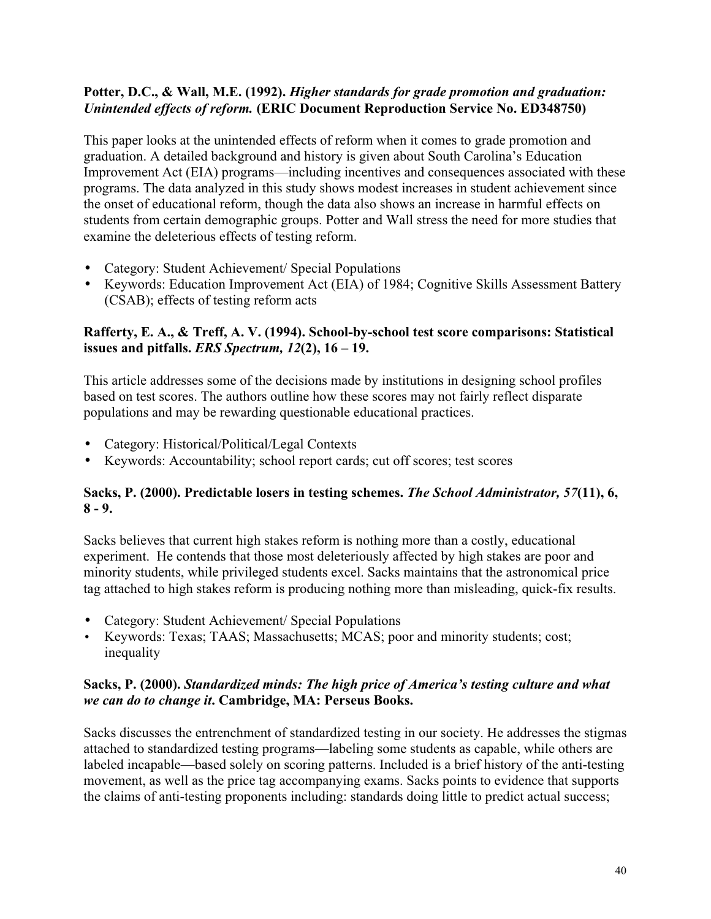**Potter, D.C., & Wall, M.E. (1992).** ***Higher standards for grade promotion and graduation: Unintended effects of reform.*** **(ERIC Document Reproduction Service No. ED348750)**

This paper looks at the unintended effects of reform when it comes to grade promotion and graduation. A detailed background and history is given about South Carolina's Education Improvement Act (EIA) programs—including incentives and consequences associated with these programs. The data analyzed in this study shows modest increases in student achievement since the onset of educational reform, though the data also shows an increase in harmful effects on students from certain demographic groups. Potter and Wall stress the need for more studies that examine the deleterious effects of testing reform.

- Category: Student Achievement/ Special Populations
- Keywords: Education Improvement Act (EIA) of 1984; Cognitive Skills Assessment Battery (CSAB); effects of testing reform acts

**Rafferty, E. A., & Treff, A. V. (1994). School-by-school test score comparisons: Statistical issues and pitfalls.** ***ERS Spectrum, 12*****(2), 16 – 19.**

This article addresses some of the decisions made by institutions in designing school profiles based on test scores. The authors outline how these scores may not fairly reflect disparate populations and may be rewarding questionable educational practices.

- Category: Historical/Political/Legal Contexts
- Keywords: Accountability; school report cards; cut off scores; test scores

**Sacks, P. (2000). Predictable losers in testing schemes.** ***The School Administrator, 57*****(11), 6, 8 - 9.**

Sacks believes that current high stakes reform is nothing more than a costly, educational experiment. He contends that those most deleteriously affected by high stakes are poor and minority students, while privileged students excel. Sacks maintains that the astronomical price tag attached to high stakes reform is producing nothing more than misleading, quick-fix results.

- Category: Student Achievement/ Special Populations
- Keywords: Texas; TAAS; Massachusetts; MCAS; poor and minority students; cost; inequality

**Sacks, P. (2000).** ***Standardized minds: The high price of America's testing culture and what we can do to change it*****. Cambridge, MA: Perseus Books.**

Sacks discusses the entrenchment of standardized testing in our society. He addresses the stigmas attached to standardized testing programs—labeling some students as capable, while others are labeled incapable—based solely on scoring patterns. Included is a brief history of the anti-testing movement, as well as the price tag accompanying exams. Sacks points to evidence that supports the claims of anti-testing proponents including: standards doing little to predict actual success;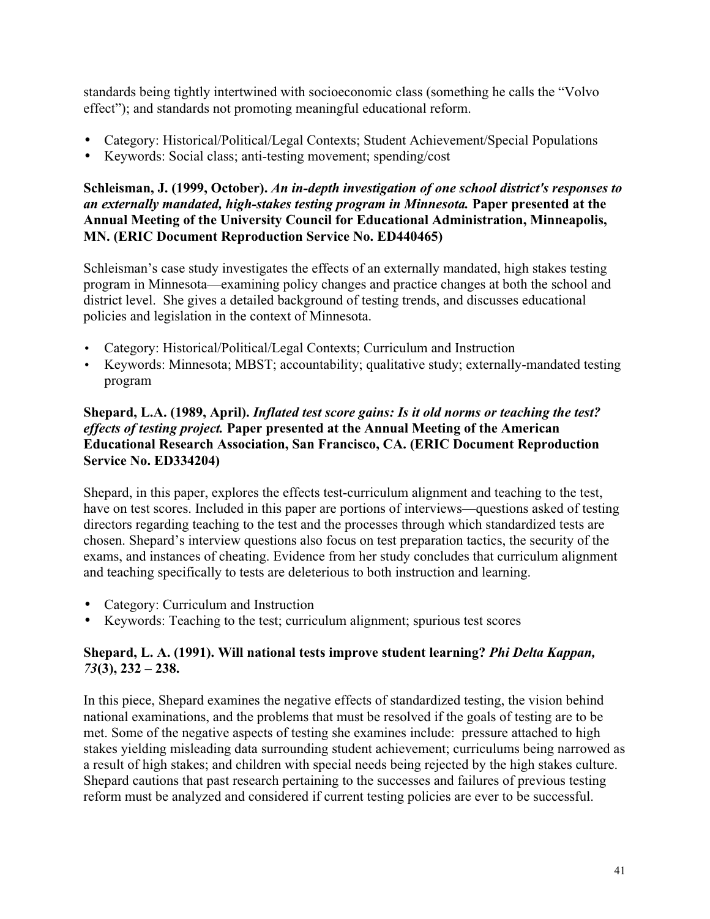standards being tightly intertwined with socioeconomic class (something he calls the "Volvo effect"); and standards not promoting meaningful educational reform.

- Category: Historical/Political/Legal Contexts; Student Achievement/Special Populations
- Keywords: Social class; anti-testing movement; spending/cost

**Schleisman, J. (1999, October).** ***An in-depth investigation of one school district's responses to an externally mandated, high-stakes testing program in Minnesota.*** **Paper presented at the Annual Meeting of the University Council for Educational Administration, Minneapolis, MN. (ERIC Document Reproduction Service No. ED440465)**

Schleisman's case study investigates the effects of an externally mandated, high stakes testing program in Minnesota—examining policy changes and practice changes at both the school and district level. She gives a detailed background of testing trends, and discusses educational policies and legislation in the context of Minnesota.

- Category: Historical/Political/Legal Contexts; Curriculum and Instruction
- Keywords: Minnesota; MBST; accountability; qualitative study; externally-mandated testing program

**Shepard, L.A. (1989, April).** ***Inflated test score gains: Is it old norms or teaching the test? effects of testing project.*** **Paper presented at the Annual Meeting of the American Educational Research Association, San Francisco, CA. (ERIC Document Reproduction Service No. ED334204)**

Shepard, in this paper, explores the effects test-curriculum alignment and teaching to the test, have on test scores. Included in this paper are portions of interviews—questions asked of testing directors regarding teaching to the test and the processes through which standardized tests are chosen. Shepard's interview questions also focus on test preparation tactics, the security of the exams, and instances of cheating. Evidence from her study concludes that curriculum alignment and teaching specifically to tests are deleterious to both instruction and learning.

- Category: Curriculum and Instruction
- Keywords: Teaching to the test; curriculum alignment; spurious test scores

**Shepard, L. A. (1991). Will national tests improve student learning?** ***Phi Delta Kappan, 73*****(3), 232 – 238.**

In this piece, Shepard examines the negative effects of standardized testing, the vision behind national examinations, and the problems that must be resolved if the goals of testing are to be met. Some of the negative aspects of testing she examines include: pressure attached to high stakes yielding misleading data surrounding student achievement; curriculums being narrowed as a result of high stakes; and children with special needs being rejected by the high stakes culture. Shepard cautions that past research pertaining to the successes and failures of previous testing reform must be analyzed and considered if current testing policies are ever to be successful.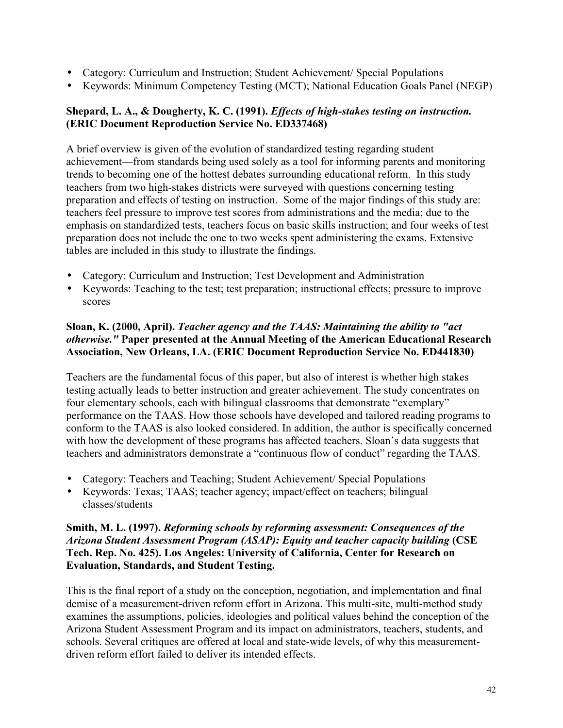- Category: Curriculum and Instruction; Student Achievement/ Special Populations
- Keywords: Minimum Competency Testing (MCT); National Education Goals Panel (NEGP)

**Shepard, L. A., & Dougherty, K. C. (1991). *Effects of high-stakes testing on instruction.* (ERIC Document Reproduction Service No. ED337468)**

A brief overview is given of the evolution of standardized testing regarding student achievement—from standards being used solely as a tool for informing parents and monitoring trends to becoming one of the hottest debates surrounding educational reform. In this study teachers from two high-stakes districts were surveyed with questions concerning testing preparation and effects of testing on instruction. Some of the major findings of this study are: teachers feel pressure to improve test scores from administrations and the media; due to the emphasis on standardized tests, teachers focus on basic skills instruction; and four weeks of test preparation does not include the one to two weeks spent administering the exams. Extensive tables are included in this study to illustrate the findings.

- Category: Curriculum and Instruction; Test Development and Administration
- Keywords: Teaching to the test; test preparation; instructional effects; pressure to improve scores

**Sloan, K. (2000, April). *Teacher agency and the TAAS: Maintaining the ability to "act otherwise."* Paper presented at the Annual Meeting of the American Educational Research Association, New Orleans, LA. (ERIC Document Reproduction Service No. ED441830)**

Teachers are the fundamental focus of this paper, but also of interest is whether high stakes testing actually leads to better instruction and greater achievement. The study concentrates on four elementary schools, each with bilingual classrooms that demonstrate "exemplary" performance on the TAAS. How those schools have developed and tailored reading programs to conform to the TAAS is also looked considered. In addition, the author is specifically concerned with how the development of these programs has affected teachers. Sloan's data suggests that teachers and administrators demonstrate a "continuous flow of conduct" regarding the TAAS.

- Category: Teachers and Teaching; Student Achievement/ Special Populations
- Keywords: Texas; TAAS; teacher agency; impact/effect on teachers; bilingual classes/students

**Smith, M. L. (1997). *Reforming schools by reforming assessment: Consequences of the Arizona Student Assessment Program (ASAP): Equity and teacher capacity building* (CSE Tech. Rep. No. 425). Los Angeles: University of California, Center for Research on Evaluation, Standards, and Student Testing.**

This is the final report of a study on the conception, negotiation, and implementation and final demise of a measurement-driven reform effort in Arizona. This multi-site, multi-method study examines the assumptions, policies, ideologies and political values behind the conception of the Arizona Student Assessment Program and its impact on administrators, teachers, students, and schools. Several critiques are offered at local and state-wide levels, of why this measurement-driven reform effort failed to deliver its intended effects.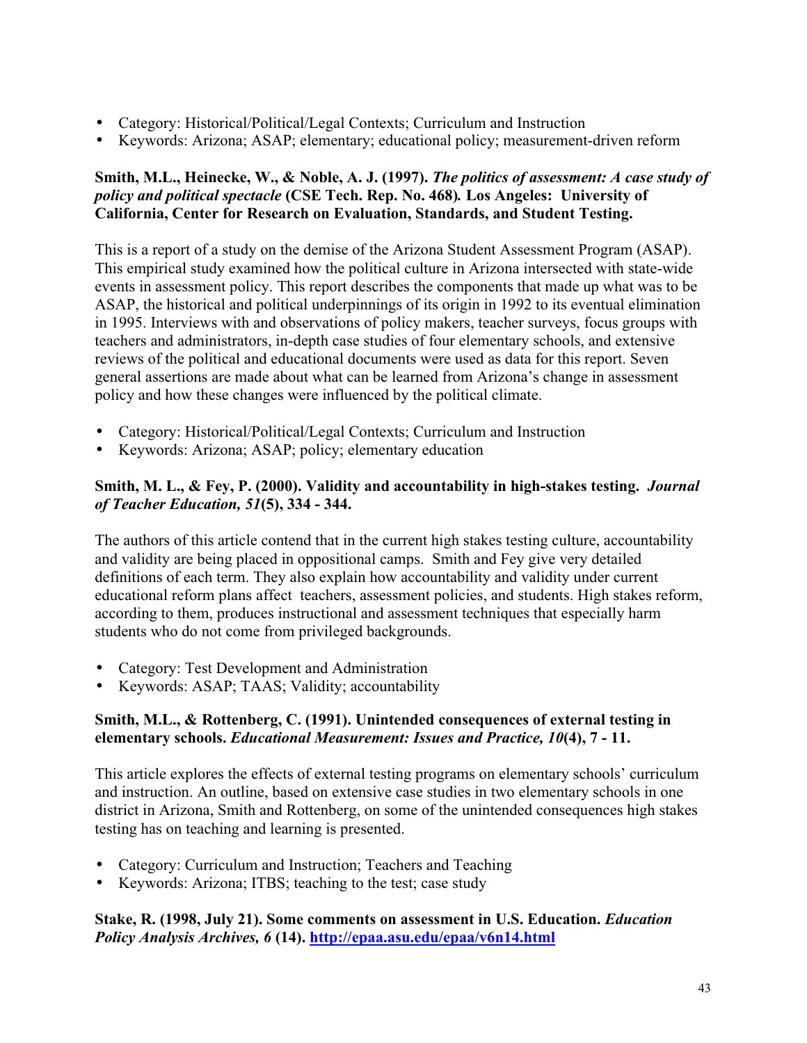- Category: Historical/Political/Legal Contexts; Curriculum and Instruction
- Keywords: Arizona; ASAP; elementary; educational policy; measurement-driven reform

**Smith, M.L., Heinecke, W., & Noble, A. J. (1997).** ***The politics of assessment: A case study of policy and political spectacle*** **(CSE Tech. Rep. No. 468)*.* Los Angeles: University of California, Center for Research on Evaluation, Standards, and Student Testing.**

This is a report of a study on the demise of the Arizona Student Assessment Program (ASAP). This empirical study examined how the political culture in Arizona intersected with state-wide events in assessment policy. This report describes the components that made up what was to be ASAP, the historical and political underpinnings of its origin in 1992 to its eventual elimination in 1995. Interviews with and observations of policy makers, teacher surveys, focus groups with teachers and administrators, in-depth case studies of four elementary schools, and extensive reviews of the political and educational documents were used as data for this report. Seven general assertions are made about what can be learned from Arizona's change in assessment policy and how these changes were influenced by the political climate.

- Category: Historical/Political/Legal Contexts; Curriculum and Instruction
- Keywords: Arizona; ASAP; policy; elementary education

**Smith, M. L., & Fey, P. (2000). Validity and accountability in high-stakes testing.** ***Journal of Teacher Education, 51*****(5), 334 - 344.**

The authors of this article contend that in the current high stakes testing culture, accountability and validity are being placed in oppositional camps. Smith and Fey give very detailed definitions of each term. They also explain how accountability and validity under current educational reform plans affect teachers, assessment policies, and students. High stakes reform, according to them, produces instructional and assessment techniques that especially harm students who do not come from privileged backgrounds.

- Category: Test Development and Administration
- Keywords: ASAP; TAAS; Validity; accountability

**Smith, M.L., & Rottenberg, C. (1991). Unintended consequences of external testing in elementary schools.** ***Educational Measurement: Issues and Practice, 10*****(4), 7 - 11.**

This article explores the effects of external testing programs on elementary schools' curriculum and instruction. An outline, based on extensive case studies in two elementary schools in one district in Arizona, Smith and Rottenberg, on some of the unintended consequences high stakes testing has on teaching and learning is presented.

- Category: Curriculum and Instruction; Teachers and Teaching
- Keywords: Arizona; ITBS; teaching to the test; case study

**Stake, R. (1998, July 21). Some comments on assessment in U.S. Education.** ***Education Policy Analysis Archives, 6*** **(14). http://epaa.asu.edu/epaa/v6n14.html**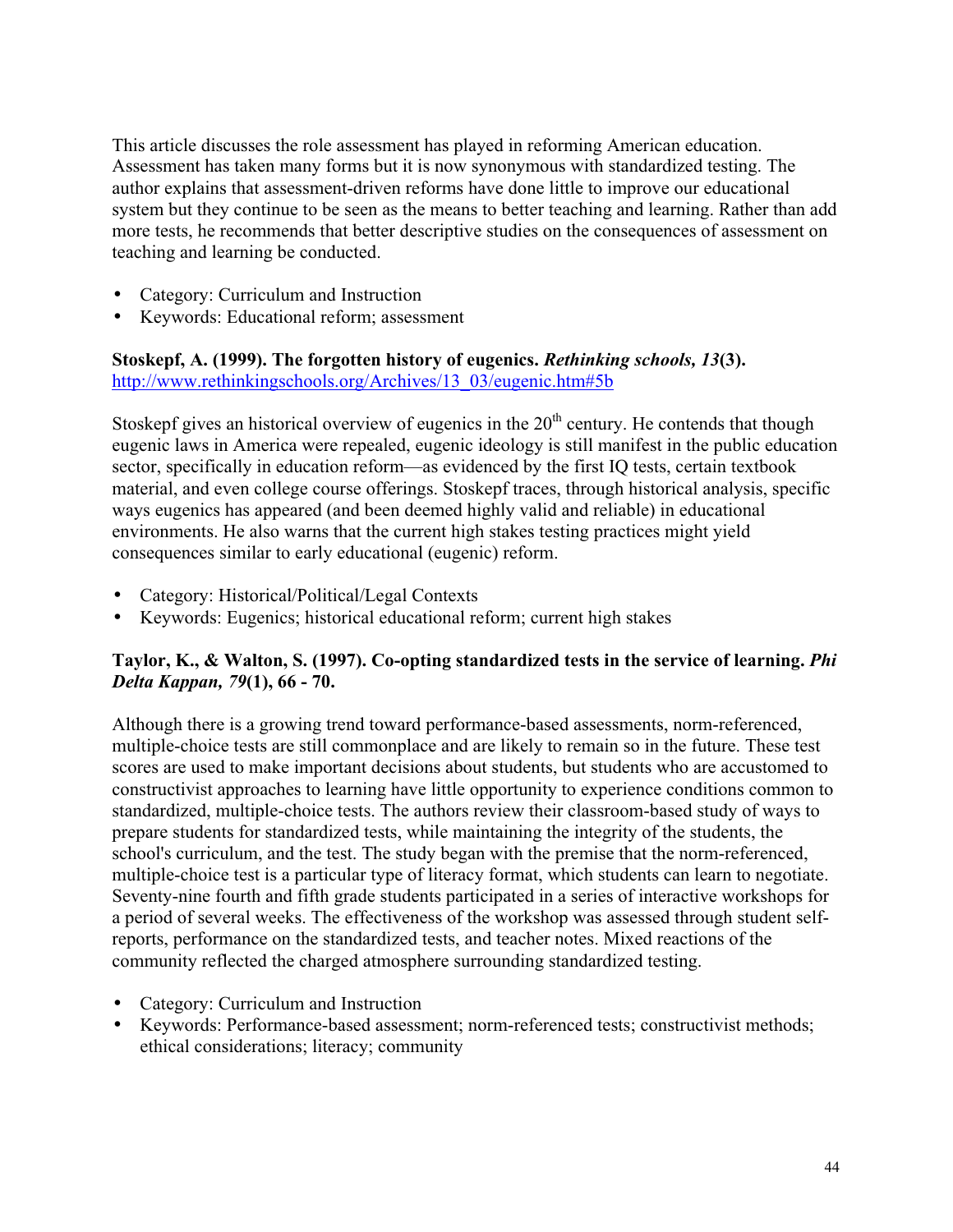This article discusses the role assessment has played in reforming American education. Assessment has taken many forms but it is now synonymous with standardized testing. The author explains that assessment-driven reforms have done little to improve our educational system but they continue to be seen as the means to better teaching and learning. Rather than add more tests, he recommends that better descriptive studies on the consequences of assessment on teaching and learning be conducted.

- Category: Curriculum and Instruction
- Keywords: Educational reform; assessment

**Stoskepf, A. (1999). The forgotten history of eugenics. *Rethinking schools, 13*(3).**
http://www.rethinkingschools.org/Archives/13_03/eugenic.htm#5b

Stoskepf gives an historical overview of eugenics in the 20th century. He contends that though eugenic laws in America were repealed, eugenic ideology is still manifest in the public education sector, specifically in education reform—as evidenced by the first IQ tests, certain textbook material, and even college course offerings. Stoskepf traces, through historical analysis, specific ways eugenics has appeared (and been deemed highly valid and reliable) in educational environments. He also warns that the current high stakes testing practices might yield consequences similar to early educational (eugenic) reform.

- Category: Historical/Political/Legal Contexts
- Keywords: Eugenics; historical educational reform; current high stakes

**Taylor, K., & Walton, S. (1997). Co-opting standardized tests in the service of learning. *Phi Delta Kappan, 79*(1), 66 - 70.**

Although there is a growing trend toward performance-based assessments, norm-referenced, multiple-choice tests are still commonplace and are likely to remain so in the future. These test scores are used to make important decisions about students, but students who are accustomed to constructivist approaches to learning have little opportunity to experience conditions common to standardized, multiple-choice tests. The authors review their classroom-based study of ways to prepare students for standardized tests, while maintaining the integrity of the students, the school's curriculum, and the test. The study began with the premise that the norm-referenced, multiple-choice test is a particular type of literacy format, which students can learn to negotiate. Seventy-nine fourth and fifth grade students participated in a series of interactive workshops for a period of several weeks. The effectiveness of the workshop was assessed through student self-reports, performance on the standardized tests, and teacher notes. Mixed reactions of the community reflected the charged atmosphere surrounding standardized testing.

- Category: Curriculum and Instruction
- Keywords: Performance-based assessment; norm-referenced tests; constructivist methods; ethical considerations; literacy; community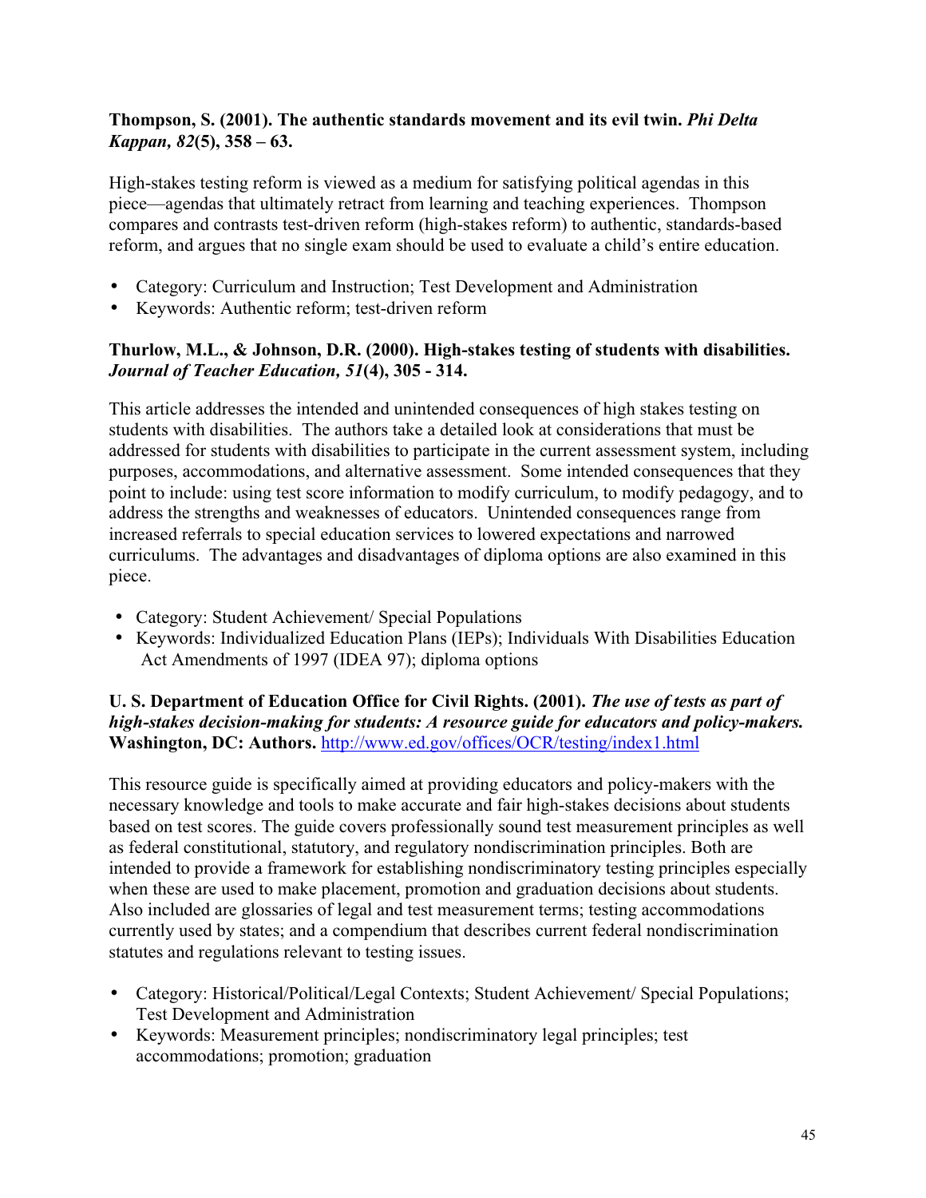**Thompson, S. (2001). The authentic standards movement and its evil twin. *Phi Delta Kappan, 82*(5), 358 – 63.**

High-stakes testing reform is viewed as a medium for satisfying political agendas in this piece—agendas that ultimately retract from learning and teaching experiences. Thompson compares and contrasts test-driven reform (high-stakes reform) to authentic, standards-based reform, and argues that no single exam should be used to evaluate a child's entire education.

- Category: Curriculum and Instruction; Test Development and Administration
- Keywords: Authentic reform; test-driven reform

**Thurlow, M.L., & Johnson, D.R. (2000). High-stakes testing of students with disabilities. *Journal of Teacher Education, 51*(4), 305 - 314.**

This article addresses the intended and unintended consequences of high stakes testing on students with disabilities. The authors take a detailed look at considerations that must be addressed for students with disabilities to participate in the current assessment system, including purposes, accommodations, and alternative assessment. Some intended consequences that they point to include: using test score information to modify curriculum, to modify pedagogy, and to address the strengths and weaknesses of educators. Unintended consequences range from increased referrals to special education services to lowered expectations and narrowed curriculums. The advantages and disadvantages of diploma options are also examined in this piece.

- Category: Student Achievement/ Special Populations
- Keywords: Individualized Education Plans (IEPs); Individuals With Disabilities Education Act Amendments of 1997 (IDEA 97); diploma options

**U. S. Department of Education Office for Civil Rights. (2001). *The use of tests as part of high-stakes decision-making for students: A resource guide for educators and policy-makers.* Washington, DC: Authors.** http://www.ed.gov/offices/OCR/testing/index1.html

This resource guide is specifically aimed at providing educators and policy-makers with the necessary knowledge and tools to make accurate and fair high-stakes decisions about students based on test scores. The guide covers professionally sound test measurement principles as well as federal constitutional, statutory, and regulatory nondiscrimination principles. Both are intended to provide a framework for establishing nondiscriminatory testing principles especially when these are used to make placement, promotion and graduation decisions about students. Also included are glossaries of legal and test measurement terms; testing accommodations currently used by states; and a compendium that describes current federal nondiscrimination statutes and regulations relevant to testing issues.

- Category: Historical/Political/Legal Contexts; Student Achievement/ Special Populations; Test Development and Administration
- Keywords: Measurement principles; nondiscriminatory legal principles; test accommodations; promotion; graduation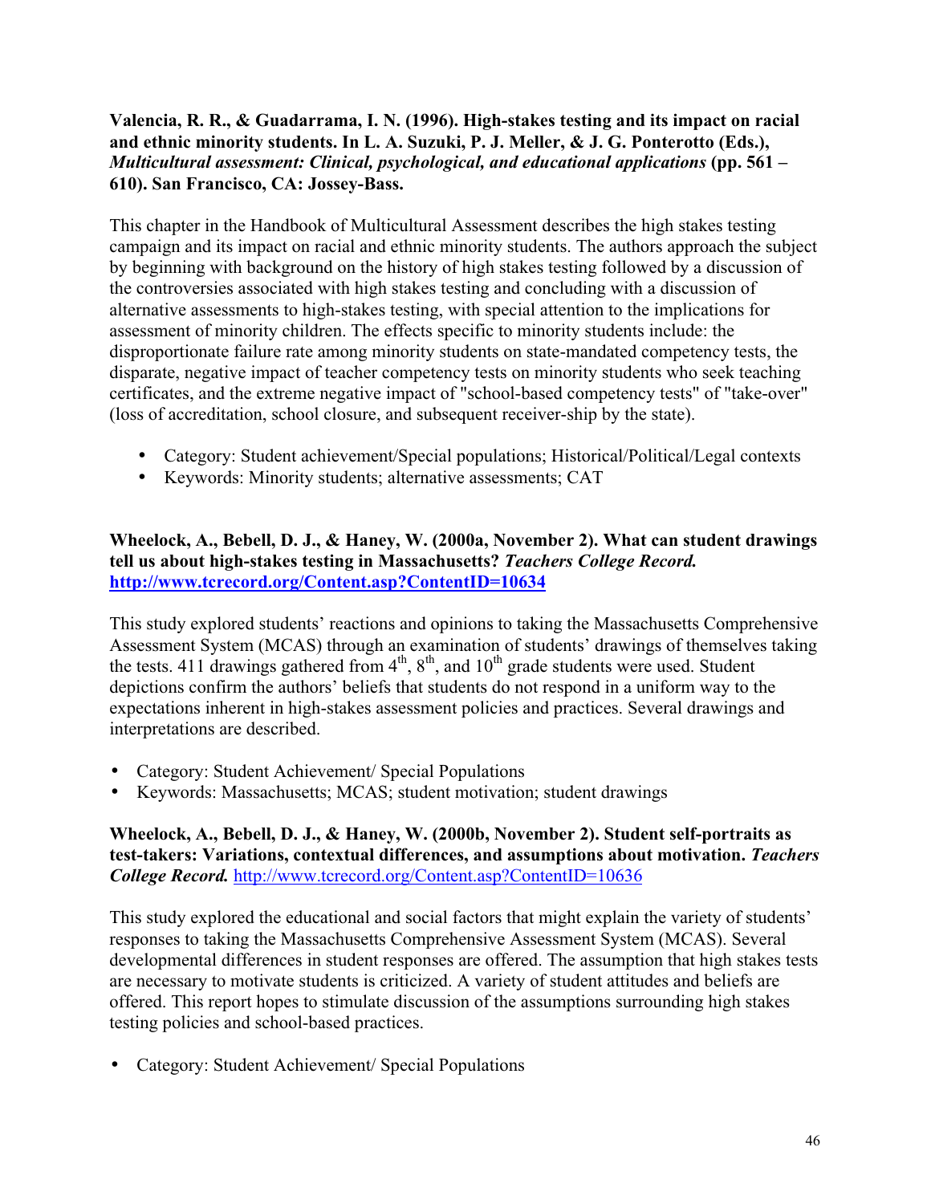**Valencia, R. R., & Guadarrama, I. N. (1996). High-stakes testing and its impact on racial and ethnic minority students. In L. A. Suzuki, P. J. Meller, & J. G. Ponterotto (Eds.), *Multicultural assessment: Clinical, psychological, and educational applications* (pp. 561 – 610). San Francisco, CA: Jossey-Bass.**

This chapter in the Handbook of Multicultural Assessment describes the high stakes testing campaign and its impact on racial and ethnic minority students. The authors approach the subject by beginning with background on the history of high stakes testing followed by a discussion of the controversies associated with high stakes testing and concluding with a discussion of alternative assessments to high-stakes testing, with special attention to the implications for assessment of minority children. The effects specific to minority students include: the disproportionate failure rate among minority students on state-mandated competency tests, the disparate, negative impact of teacher competency tests on minority students who seek teaching certificates, and the extreme negative impact of "school-based competency tests" of "take-over" (loss of accreditation, school closure, and subsequent receiver-ship by the state).

- Category: Student achievement/Special populations; Historical/Political/Legal contexts
- Keywords: Minority students; alternative assessments; CAT

**Wheelock, A., Bebell, D. J., & Haney, W. (2000a, November 2). What can student drawings tell us about high-stakes testing in Massachusetts? *Teachers College Record.* http://www.tcrecord.org/Content.asp?ContentID=10634**

This study explored students' reactions and opinions to taking the Massachusetts Comprehensive Assessment System (MCAS) through an examination of students' drawings of themselves taking the tests. 411 drawings gathered from 4th, 8th, and 10th grade students were used. Student depictions confirm the authors' beliefs that students do not respond in a uniform way to the expectations inherent in high-stakes assessment policies and practices. Several drawings and interpretations are described.

- Category: Student Achievement/ Special Populations
- Keywords: Massachusetts; MCAS; student motivation; student drawings

**Wheelock, A., Bebell, D. J., & Haney, W. (2000b, November 2). Student self-portraits as test-takers: Variations, contextual differences, and assumptions about motivation. *Teachers College Record.*** http://www.tcrecord.org/Content.asp?ContentID=10636

This study explored the educational and social factors that might explain the variety of students' responses to taking the Massachusetts Comprehensive Assessment System (MCAS). Several developmental differences in student responses are offered. The assumption that high stakes tests are necessary to motivate students is criticized. A variety of student attitudes and beliefs are offered. This report hopes to stimulate discussion of the assumptions surrounding high stakes testing policies and school-based practices.

- Category: Student Achievement/ Special Populations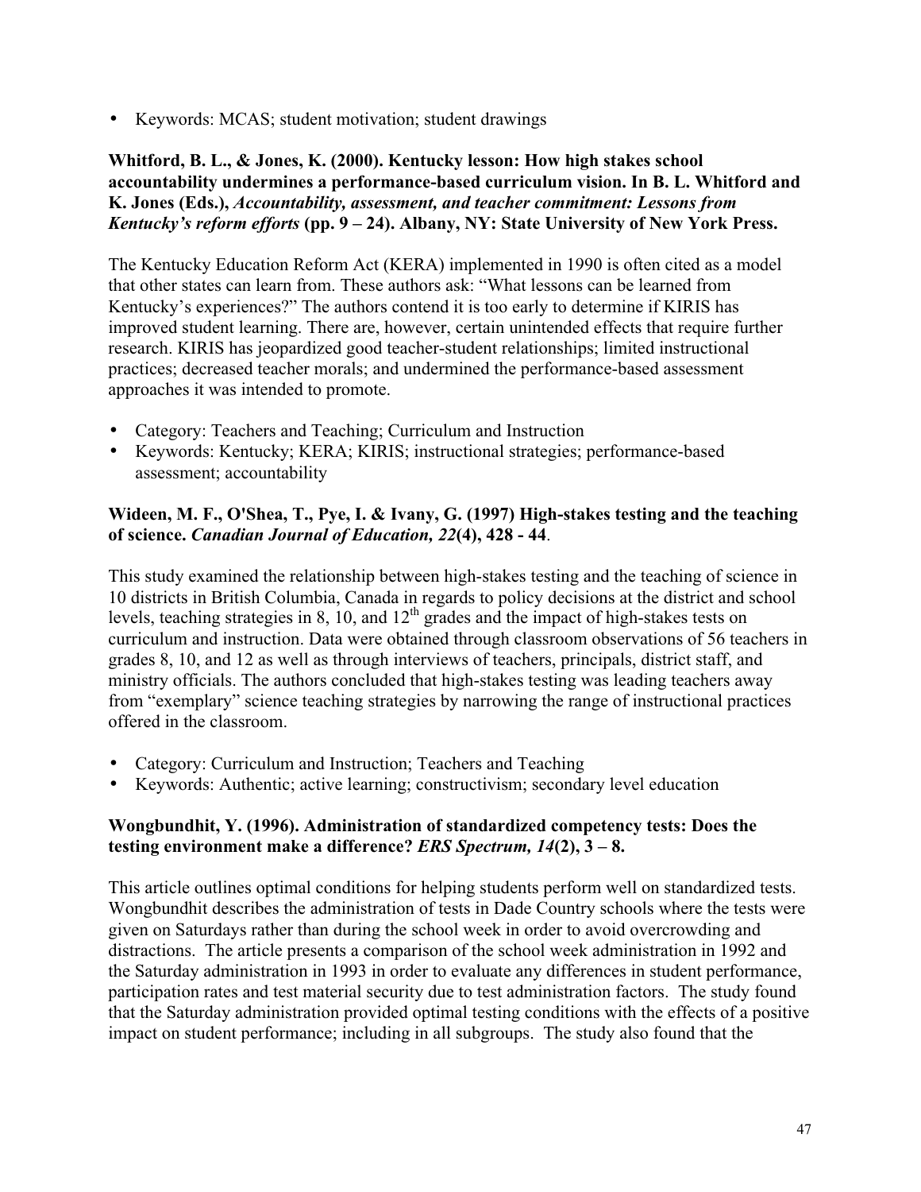- Keywords: MCAS; student motivation; student drawings

**Whitford, B. L., & Jones, K. (2000). Kentucky lesson: How high stakes school accountability undermines a performance-based curriculum vision. In B. L. Whitford and K. Jones (Eds.), *Accountability, assessment, and teacher commitment: Lessons from Kentucky's reform efforts* (pp. 9 – 24). Albany, NY: State University of New York Press.**

The Kentucky Education Reform Act (KERA) implemented in 1990 is often cited as a model that other states can learn from. These authors ask: "What lessons can be learned from Kentucky's experiences?" The authors contend it is too early to determine if KIRIS has improved student learning. There are, however, certain unintended effects that require further research. KIRIS has jeopardized good teacher-student relationships; limited instructional practices; decreased teacher morals; and undermined the performance-based assessment approaches it was intended to promote.

- Category: Teachers and Teaching; Curriculum and Instruction
- Keywords: Kentucky; KERA; KIRIS; instructional strategies; performance-based assessment; accountability

**Wideen, M. F., O'Shea, T., Pye, I. & Ivany, G. (1997) High-stakes testing and the teaching of science. *Canadian Journal of Education, 22*(4), 428 - 44**.

This study examined the relationship between high-stakes testing and the teaching of science in 10 districts in British Columbia, Canada in regards to policy decisions at the district and school levels, teaching strategies in 8, 10, and 12th grades and the impact of high-stakes tests on curriculum and instruction. Data were obtained through classroom observations of 56 teachers in grades 8, 10, and 12 as well as through interviews of teachers, principals, district staff, and ministry officials. The authors concluded that high-stakes testing was leading teachers away from "exemplary" science teaching strategies by narrowing the range of instructional practices offered in the classroom.

- Category: Curriculum and Instruction; Teachers and Teaching
- Keywords: Authentic; active learning; constructivism; secondary level education

**Wongbundhit, Y. (1996). Administration of standardized competency tests: Does the testing environment make a difference? *ERS Spectrum, 14*(2), 3 – 8.**

This article outlines optimal conditions for helping students perform well on standardized tests. Wongbundhit describes the administration of tests in Dade Country schools where the tests were given on Saturdays rather than during the school week in order to avoid overcrowding and distractions. The article presents a comparison of the school week administration in 1992 and the Saturday administration in 1993 in order to evaluate any differences in student performance, participation rates and test material security due to test administration factors. The study found that the Saturday administration provided optimal testing conditions with the effects of a positive impact on student performance; including in all subgroups. The study also found that the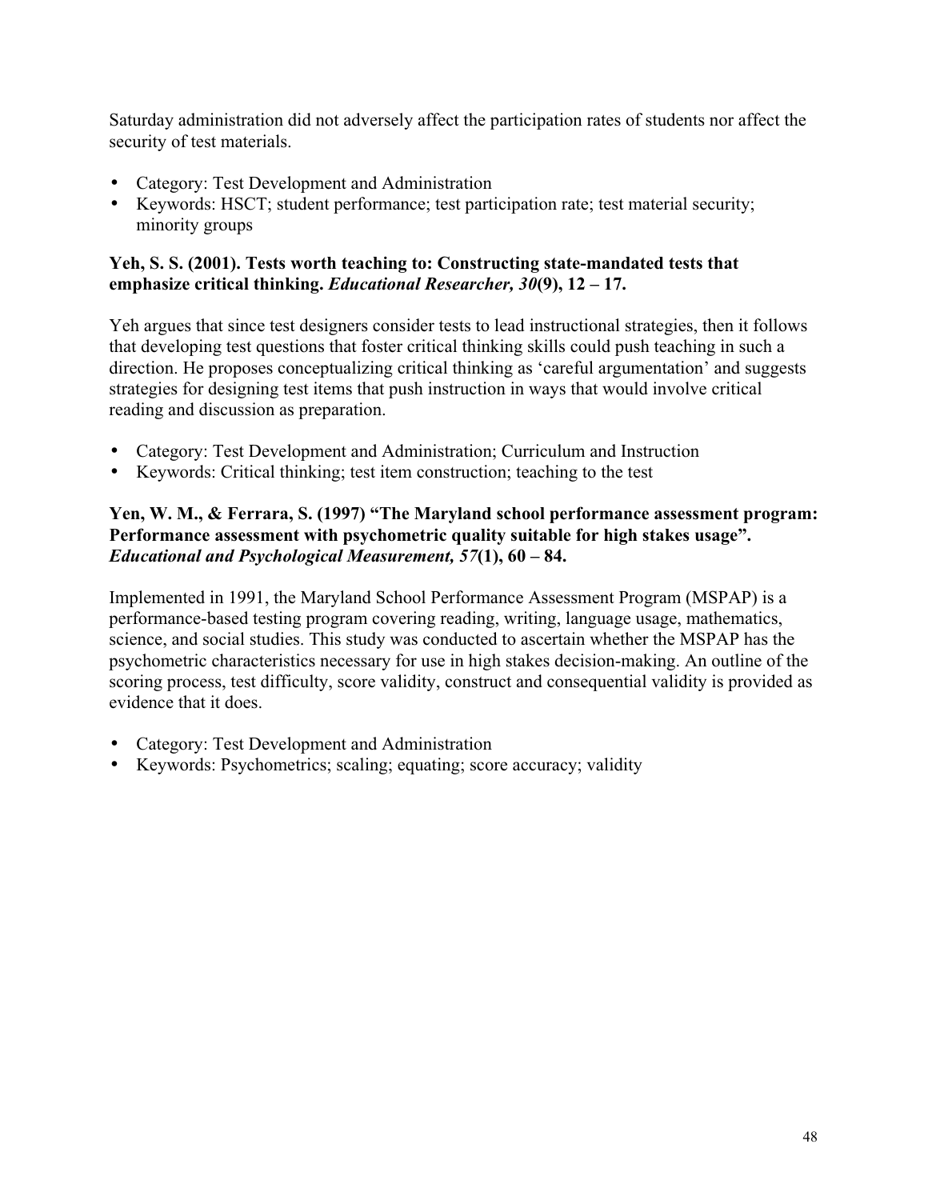Saturday administration did not adversely affect the participation rates of students nor affect the security of test materials.

- Category: Test Development and Administration
- Keywords: HSCT; student performance; test participation rate; test material security; minority groups

**Yeh, S. S. (2001). Tests worth teaching to: Constructing state-mandated tests that emphasize critical thinking.** ***Educational Researcher, 30*****(9), 12 – 17.**

Yeh argues that since test designers consider tests to lead instructional strategies, then it follows that developing test questions that foster critical thinking skills could push teaching in such a direction. He proposes conceptualizing critical thinking as 'careful argumentation' and suggests strategies for designing test items that push instruction in ways that would involve critical reading and discussion as preparation.

- Category: Test Development and Administration; Curriculum and Instruction
- Keywords: Critical thinking; test item construction; teaching to the test

**Yen, W. M., & Ferrara, S. (1997) "The Maryland school performance assessment program: Performance assessment with psychometric quality suitable for high stakes usage".** ***Educational and Psychological Measurement, 57*****(1), 60 – 84.**

Implemented in 1991, the Maryland School Performance Assessment Program (MSPAP) is a performance-based testing program covering reading, writing, language usage, mathematics, science, and social studies. This study was conducted to ascertain whether the MSPAP has the psychometric characteristics necessary for use in high stakes decision-making. An outline of the scoring process, test difficulty, score validity, construct and consequential validity is provided as evidence that it does.

- Category: Test Development and Administration
- Keywords: Psychometrics; scaling; equating; score accuracy; validity